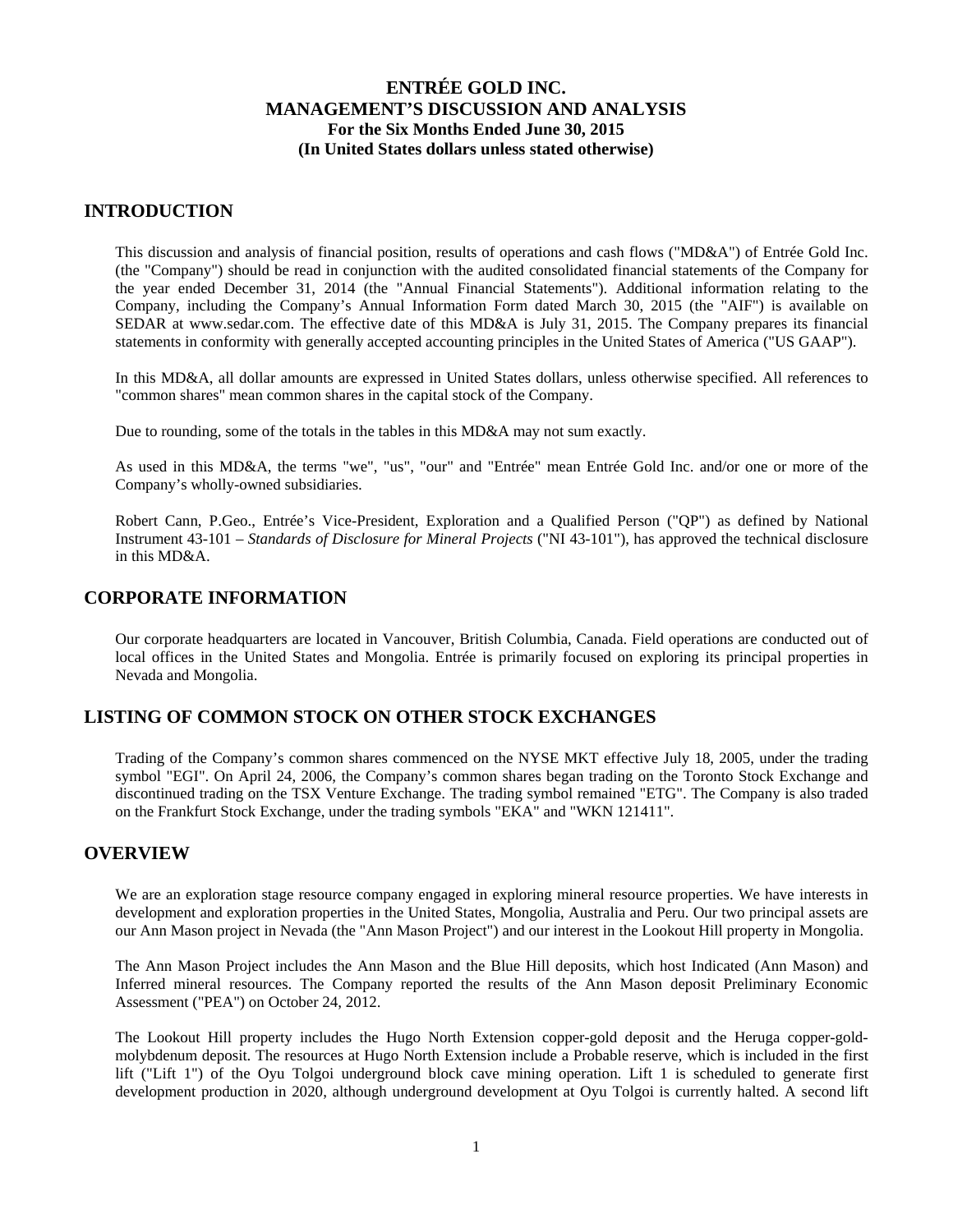# ENTRÉE GOLD INC.
# MANAGEMENT'S DISCUSSION AND ANALYSIS
### For the Six Months Ended June 30, 2015
### (In United States dollars unless stated otherwise)

## INTRODUCTION

This discussion and analysis of financial position, results of operations and cash flows ("MD&A") of Entrée Gold Inc. (the "Company") should be read in conjunction with the audited consolidated financial statements of the Company for the year ended December 31, 2014 (the "Annual Financial Statements"). Additional information relating to the Company, including the Company's Annual Information Form dated March 30, 2015 (the "AIF") is available on SEDAR at www.sedar.com. The effective date of this MD&A is July 31, 2015. The Company prepares its financial statements in conformity with generally accepted accounting principles in the United States of America ("US GAAP").

In this MD&A, all dollar amounts are expressed in United States dollars, unless otherwise specified. All references to "common shares" mean common shares in the capital stock of the Company.

Due to rounding, some of the totals in the tables in this MD&A may not sum exactly.

As used in this MD&A, the terms "we", "us", "our" and "Entrée" mean Entrée Gold Inc. and/or one or more of the Company's wholly-owned subsidiaries.

Robert Cann, P.Geo., Entrée's Vice-President, Exploration and a Qualified Person ("QP") as defined by National Instrument 43-101 – *Standards of Disclosure for Mineral Projects* ("NI 43-101"), has approved the technical disclosure in this MD&A.

## CORPORATE INFORMATION

Our corporate headquarters are located in Vancouver, British Columbia, Canada. Field operations are conducted out of local offices in the United States and Mongolia. Entrée is primarily focused on exploring its principal properties in Nevada and Mongolia.

## LISTING OF COMMON STOCK ON OTHER STOCK EXCHANGES

Trading of the Company's common shares commenced on the NYSE MKT effective July 18, 2005, under the trading symbol "EGI". On April 24, 2006, the Company's common shares began trading on the Toronto Stock Exchange and discontinued trading on the TSX Venture Exchange. The trading symbol remained "ETG". The Company is also traded on the Frankfurt Stock Exchange, under the trading symbols "EKA" and "WKN 121411".

## OVERVIEW

We are an exploration stage resource company engaged in exploring mineral resource properties. We have interests in development and exploration properties in the United States, Mongolia, Australia and Peru. Our two principal assets are our Ann Mason project in Nevada (the "Ann Mason Project") and our interest in the Lookout Hill property in Mongolia.

The Ann Mason Project includes the Ann Mason and the Blue Hill deposits, which host Indicated (Ann Mason) and Inferred mineral resources. The Company reported the results of the Ann Mason deposit Preliminary Economic Assessment ("PEA") on October 24, 2012.

The Lookout Hill property includes the Hugo North Extension copper-gold deposit and the Heruga copper-gold-molybdenum deposit. The resources at Hugo North Extension include a Probable reserve, which is included in the first lift ("Lift 1") of the Oyu Tolgoi underground block cave mining operation. Lift 1 is scheduled to generate first development production in 2020, although underground development at Oyu Tolgoi is currently halted. A second lift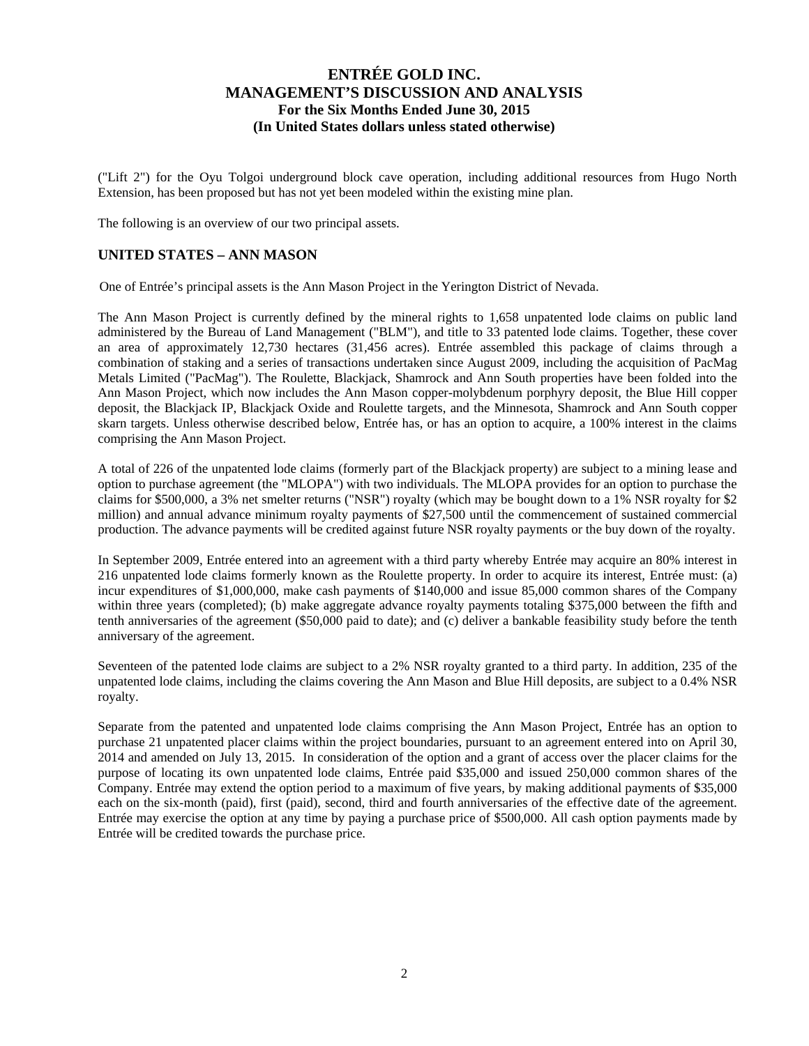("Lift 2") for the Oyu Tolgoi underground block cave operation, including additional resources from Hugo North Extension, has been proposed but has not yet been modeled within the existing mine plan.

The following is an overview of our two principal assets.

## UNITED STATES – ANN MASON

One of Entrée's principal assets is the Ann Mason Project in the Yerington District of Nevada.

The Ann Mason Project is currently defined by the mineral rights to 1,658 unpatented lode claims on public land administered by the Bureau of Land Management ("BLM"), and title to 33 patented lode claims. Together, these cover an area of approximately 12,730 hectares (31,456 acres). Entrée assembled this package of claims through a combination of staking and a series of transactions undertaken since August 2009, including the acquisition of PacMag Metals Limited ("PacMag"). The Roulette, Blackjack, Shamrock and Ann South properties have been folded into the Ann Mason Project, which now includes the Ann Mason copper-molybdenum porphyry deposit, the Blue Hill copper deposit, the Blackjack IP, Blackjack Oxide and Roulette targets, and the Minnesota, Shamrock and Ann South copper skarn targets. Unless otherwise described below, Entrée has, or has an option to acquire, a 100% interest in the claims comprising the Ann Mason Project.

A total of 226 of the unpatented lode claims (formerly part of the Blackjack property) are subject to a mining lease and option to purchase agreement (the "MLOPA") with two individuals. The MLOPA provides for an option to purchase the claims for $500,000, a 3% net smelter returns ("NSR") royalty (which may be bought down to a 1% NSR royalty for $2 million) and annual advance minimum royalty payments of $27,500 until the commencement of sustained commercial production. The advance payments will be credited against future NSR royalty payments or the buy down of the royalty.

In September 2009, Entrée entered into an agreement with a third party whereby Entrée may acquire an 80% interest in 216 unpatented lode claims formerly known as the Roulette property. In order to acquire its interest, Entrée must: (a) incur expenditures of $1,000,000, make cash payments of $140,000 and issue 85,000 common shares of the Company within three years (completed); (b) make aggregate advance royalty payments totaling $375,000 between the fifth and tenth anniversaries of the agreement ($50,000 paid to date); and (c) deliver a bankable feasibility study before the tenth anniversary of the agreement.

Seventeen of the patented lode claims are subject to a 2% NSR royalty granted to a third party. In addition, 235 of the unpatented lode claims, including the claims covering the Ann Mason and Blue Hill deposits, are subject to a 0.4% NSR royalty.

Separate from the patented and unpatented lode claims comprising the Ann Mason Project, Entrée has an option to purchase 21 unpatented placer claims within the project boundaries, pursuant to an agreement entered into on April 30, 2014 and amended on July 13, 2015. In consideration of the option and a grant of access over the placer claims for the purpose of locating its own unpatented lode claims, Entrée paid $35,000 and issued 250,000 common shares of the Company. Entrée may extend the option period to a maximum of five years, by making additional payments of $35,000 each on the six-month (paid), first (paid), second, third and fourth anniversaries of the effective date of the agreement. Entrée may exercise the option at any time by paying a purchase price of $500,000. All cash option payments made by Entrée will be credited towards the purchase price.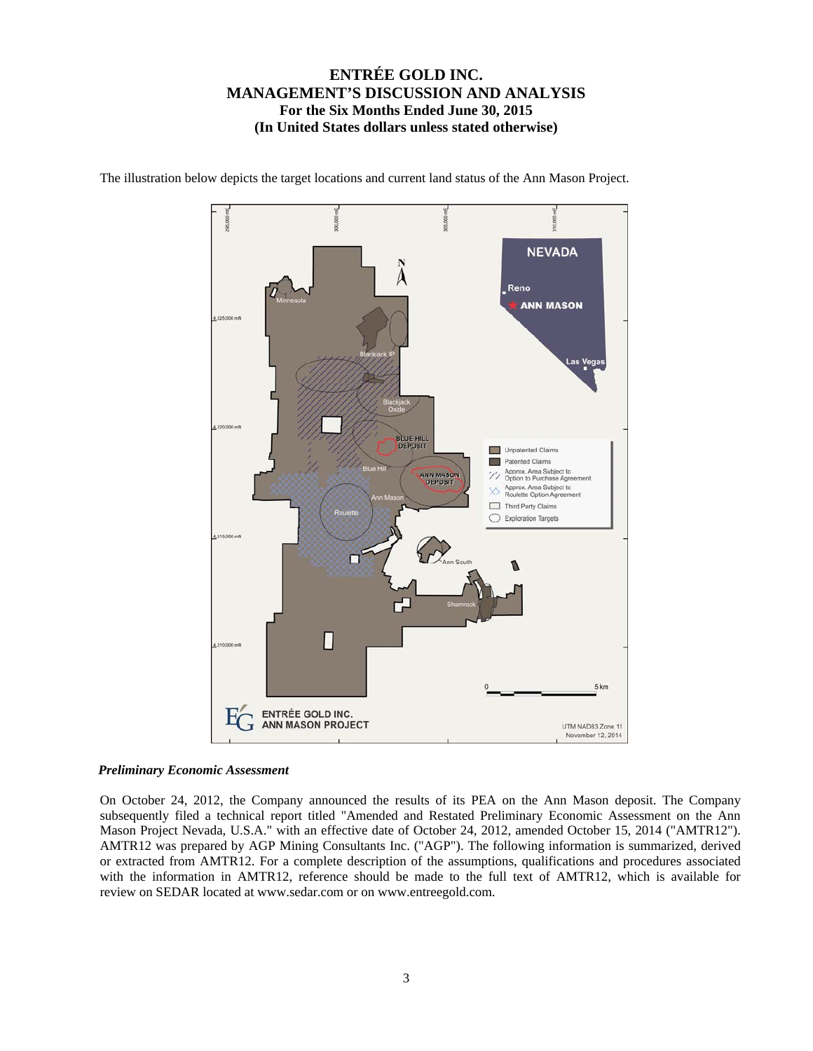The illustration below depicts the target locations and current land status of the Ann Mason Project.

### *Preliminary Economic Assessment*

On October 24, 2012, the Company announced the results of its PEA on the Ann Mason deposit. The Company subsequently filed a technical report titled "Amended and Restated Preliminary Economic Assessment on the Ann Mason Project Nevada, U.S.A." with an effective date of October 24, 2012, amended October 15, 2014 ("AMTR12"). AMTR12 was prepared by AGP Mining Consultants Inc. ("AGP"). The following information is summarized, derived or extracted from AMTR12. For a complete description of the assumptions, qualifications and procedures associated with the information in AMTR12, reference should be made to the full text of AMTR12, which is available for review on SEDAR located at www.sedar.com or on www.entreegold.com.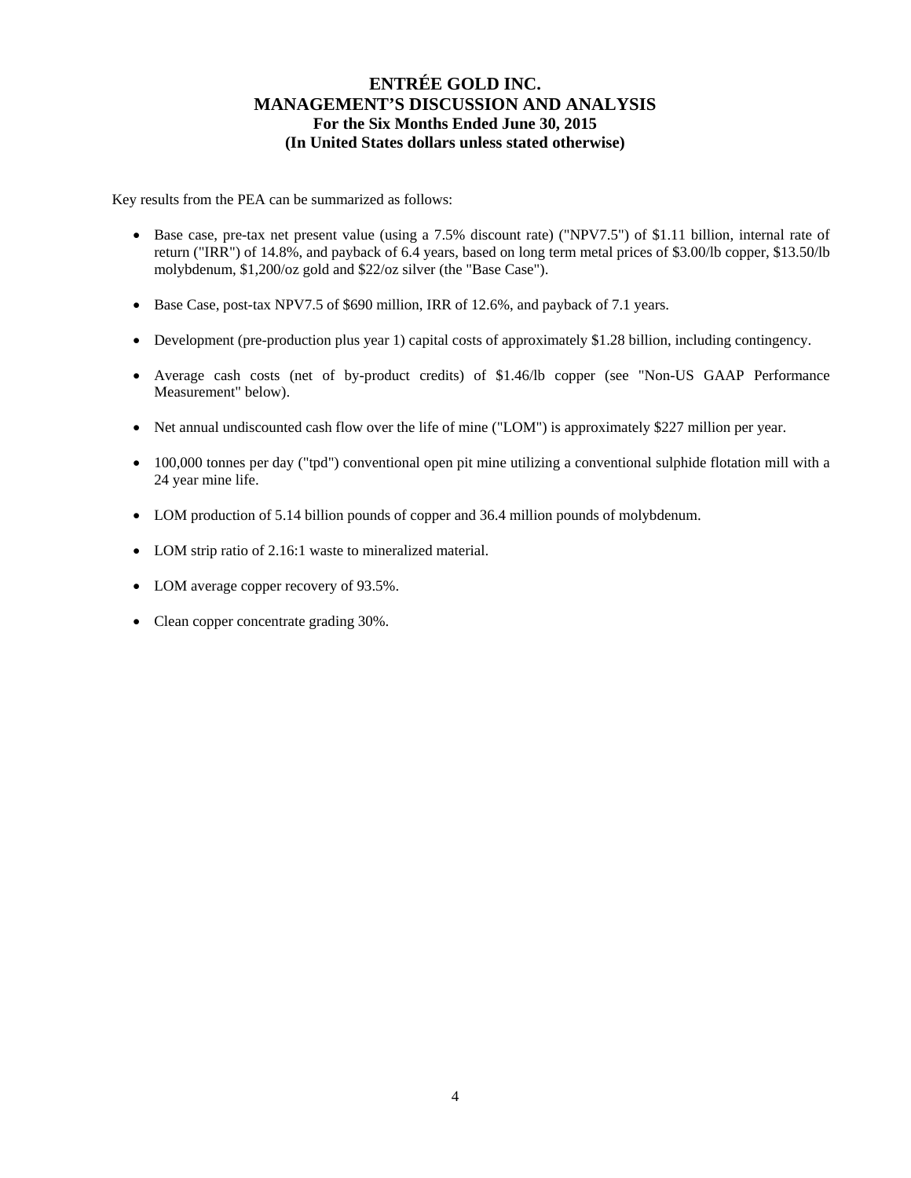Key results from the PEA can be summarized as follows:

- Base case, pre-tax net present value (using a 7.5% discount rate) ("NPV7.5") of $1.11 billion, internal rate of return ("IRR") of 14.8%, and payback of 6.4 years, based on long term metal prices of $3.00/lb copper, $13.50/lb molybdenum, $1,200/oz gold and $22/oz silver (the "Base Case").
- Base Case, post-tax NPV7.5 of $690 million, IRR of 12.6%, and payback of 7.1 years.
- Development (pre-production plus year 1) capital costs of approximately $1.28 billion, including contingency.
- Average cash costs (net of by-product credits) of $1.46/lb copper (see "Non-US GAAP Performance Measurement" below).
- Net annual undiscounted cash flow over the life of mine ("LOM") is approximately $227 million per year.
- 100,000 tonnes per day ("tpd") conventional open pit mine utilizing a conventional sulphide flotation mill with a 24 year mine life.
- LOM production of 5.14 billion pounds of copper and 36.4 million pounds of molybdenum.
- LOM strip ratio of 2.16:1 waste to mineralized material.
- LOM average copper recovery of 93.5%.
- Clean copper concentrate grading 30%.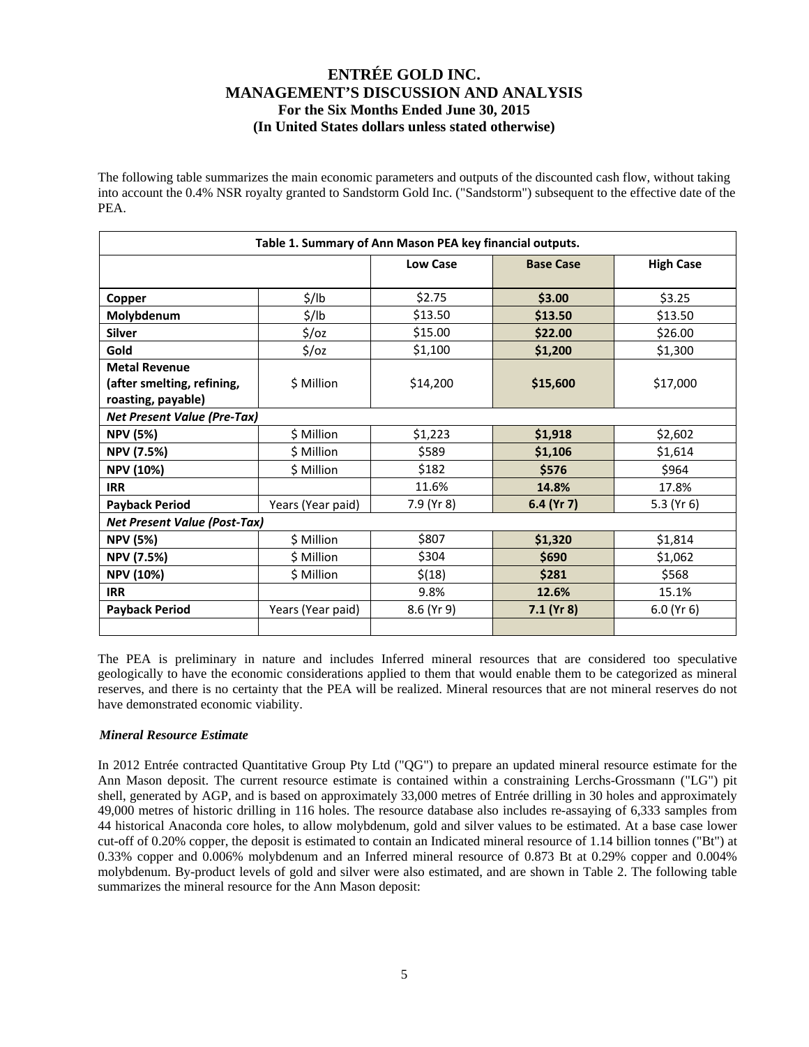The following table summarizes the main economic parameters and outputs of the discounted cash flow, without taking into account the 0.4% NSR royalty granted to Sandstorm Gold Inc. ("Sandstorm") subsequent to the effective date of the PEA.

| Table 1. Summary of Ann Mason PEA key financial outputs. | | | | |
|---|---|---|---|---|
| | | **Low Case** | **Base Case** | **High Case** |
| **Copper** | $/lb | $2.75 | **$3.00** | $3.25 |
| **Molybdenum** | $/lb | $13.50 | **$13.50** | $13.50 |
| **Silver** | $/oz | $15.00 | **$22.00** | $26.00 |
| **Gold** | $/oz | $1,100 | **$1,200** | $1,300 |
| **Metal Revenue (after smelting, refining, roasting, payable)** | $ Million | $14,200 | **$15,600** | $17,000 |
| ***Net Present Value (Pre-Tax)*** | | | | |
| **NPV (5%)** | $ Million | $1,223 | **$1,918** | $2,602 |
| **NPV (7.5%)** | $ Million | $589 | **$1,106** | $1,614 |
| **NPV (10%)** | $ Million | $182 | **$576** | $964 |
| **IRR** | | 11.6% | **14.8%** | 17.8% |
| **Payback Period** | Years (Year paid) | 7.9 (Yr 8) | **6.4 (Yr 7)** | 5.3 (Yr 6) |
| ***Net Present Value (Post-Tax)*** | | | | |
| **NPV (5%)** | $ Million | $807 | **$1,320** | $1,814 |
| **NPV (7.5%)** | $ Million | $304 | **$690** | $1,062 |
| **NPV (10%)** | $ Million | $(18) | **$281** | $568 |
| **IRR** | | 9.8% | **12.6%** | 15.1% |
| **Payback Period** | Years (Year paid) | 8.6 (Yr 9) | **7.1 (Yr 8)** | 6.0 (Yr 6) |

The PEA is preliminary in nature and includes Inferred mineral resources that are considered too speculative geologically to have the economic considerations applied to them that would enable them to be categorized as mineral reserves, and there is no certainty that the PEA will be realized. Mineral resources that are not mineral reserves do not have demonstrated economic viability.

***Mineral Resource Estimate***

In 2012 Entrée contracted Quantitative Group Pty Ltd ("QG") to prepare an updated mineral resource estimate for the Ann Mason deposit. The current resource estimate is contained within a constraining Lerchs-Grossmann ("LG") pit shell, generated by AGP, and is based on approximately 33,000 metres of Entrée drilling in 30 holes and approximately 49,000 metres of historic drilling in 116 holes. The resource database also includes re-assaying of 6,333 samples from 44 historical Anaconda core holes, to allow molybdenum, gold and silver values to be estimated. At a base case lower cut-off of 0.20% copper, the deposit is estimated to contain an Indicated mineral resource of 1.14 billion tonnes ("Bt") at 0.33% copper and 0.006% molybdenum and an Inferred mineral resource of 0.873 Bt at 0.29% copper and 0.004% molybdenum. By-product levels of gold and silver were also estimated, and are shown in Table 2. The following table summarizes the mineral resource for the Ann Mason deposit: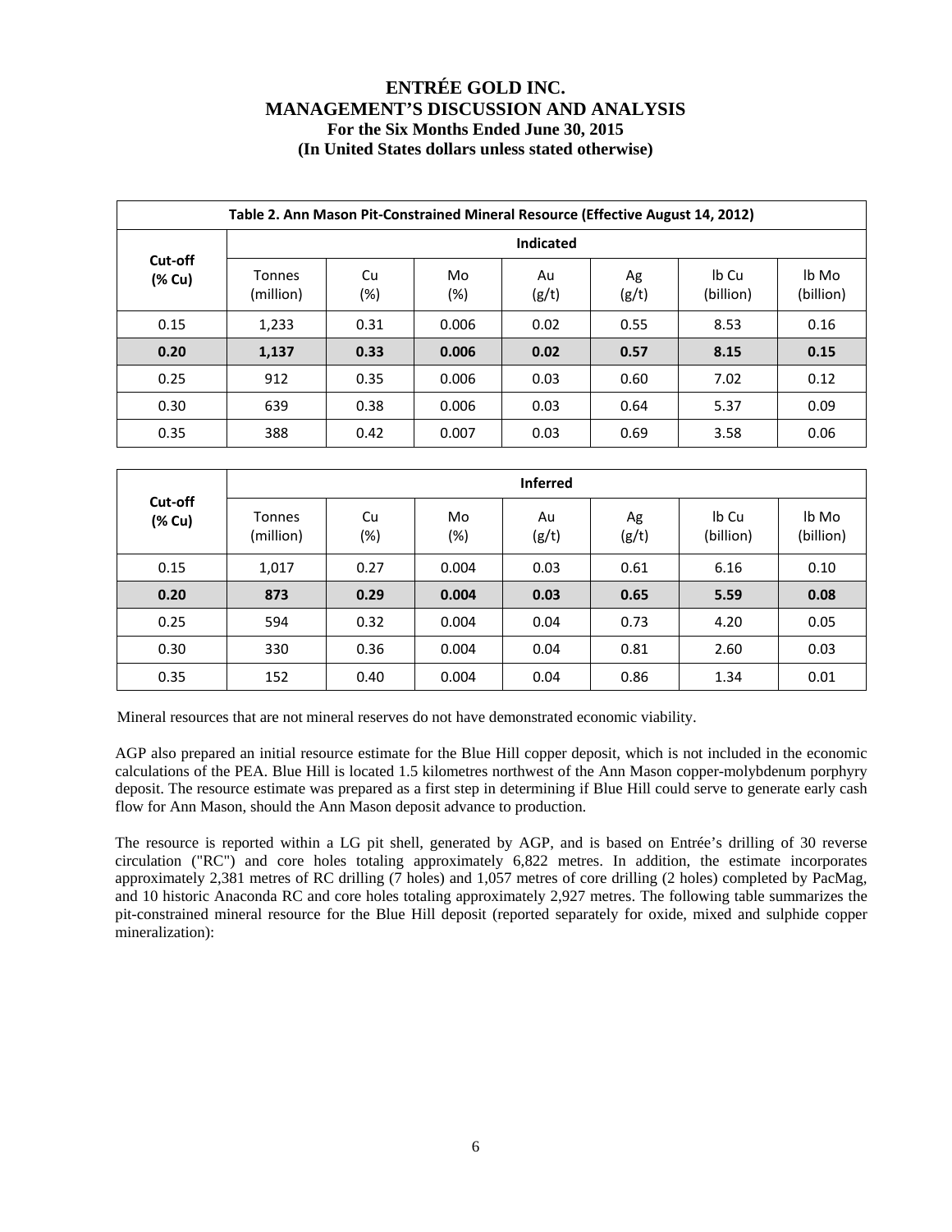| Table 2. Ann Mason Pit-Constrained Mineral Resource (Effective August 14, 2012) | | | | | | | |
|---|---|---|---|---|---|---|---|
| Cut-off (% Cu) | Indicated | | | | | | |
| | Tonnes (million) | Cu (%) | Mo (%) | Au (g/t) | Ag (g/t) | lb Cu (billion) | lb Mo (billion) |
| 0.15 | 1,233 | 0.31 | 0.006 | 0.02 | 0.55 | 8.53 | 0.16 |
| **0.20** | **1,137** | **0.33** | **0.006** | **0.02** | **0.57** | **8.15** | **0.15** |
| 0.25 | 912 | 0.35 | 0.006 | 0.03 | 0.60 | 7.02 | 0.12 |
| 0.30 | 639 | 0.38 | 0.006 | 0.03 | 0.64 | 5.37 | 0.09 |
| 0.35 | 388 | 0.42 | 0.007 | 0.03 | 0.69 | 3.58 | 0.06 |

| Cut-off (% Cu) | Inferred | | | | | | |
|---|---|---|---|---|---|---|---|
| | Tonnes (million) | Cu (%) | Mo (%) | Au (g/t) | Ag (g/t) | lb Cu (billion) | lb Mo (billion) |
| 0.15 | 1,017 | 0.27 | 0.004 | 0.03 | 0.61 | 6.16 | 0.10 |
| **0.20** | **873** | **0.29** | **0.004** | **0.03** | **0.65** | **5.59** | **0.08** |
| 0.25 | 594 | 0.32 | 0.004 | 0.04 | 0.73 | 4.20 | 0.05 |
| 0.30 | 330 | 0.36 | 0.004 | 0.04 | 0.81 | 2.60 | 0.03 |
| 0.35 | 152 | 0.40 | 0.004 | 0.04 | 0.86 | 1.34 | 0.01 |

Mineral resources that are not mineral reserves do not have demonstrated economic viability.

AGP also prepared an initial resource estimate for the Blue Hill copper deposit, which is not included in the economic calculations of the PEA. Blue Hill is located 1.5 kilometres northwest of the Ann Mason copper-molybdenum porphyry deposit. The resource estimate was prepared as a first step in determining if Blue Hill could serve to generate early cash flow for Ann Mason, should the Ann Mason deposit advance to production.

The resource is reported within a LG pit shell, generated by AGP, and is based on Entrée's drilling of 30 reverse circulation ("RC") and core holes totaling approximately 6,822 metres. In addition, the estimate incorporates approximately 2,381 metres of RC drilling (7 holes) and 1,057 metres of core drilling (2 holes) completed by PacMag, and 10 historic Anaconda RC and core holes totaling approximately 2,927 metres. The following table summarizes the pit-constrained mineral resource for the Blue Hill deposit (reported separately for oxide, mixed and sulphide copper mineralization):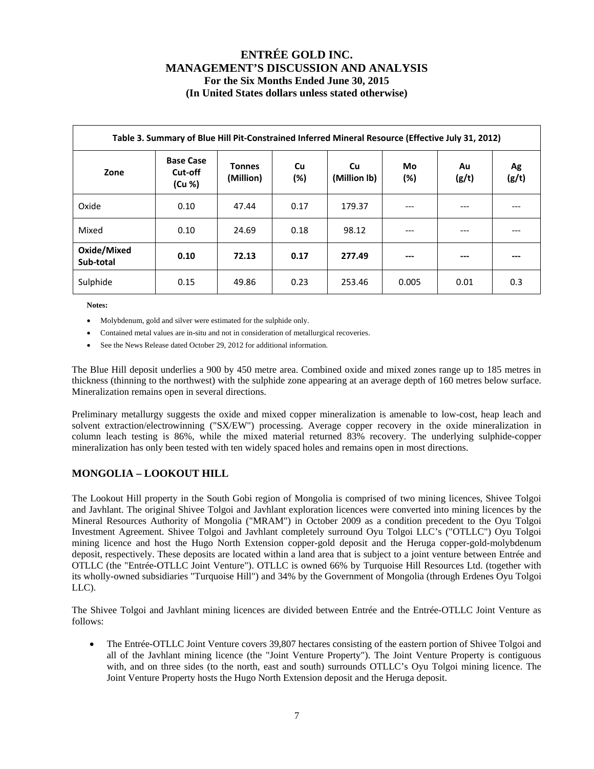| Table 3. Summary of Blue Hill Pit-Constrained Inferred Mineral Resource (Effective July 31, 2012) | | | | | | | |
|---|---|---|---|---|---|---|---|
| **Zone** | **Base Case Cut-off (Cu %)** | **Tonnes (Million)** | **Cu (%)** | **Cu (Million lb)** | **Mo (%)** | **Au (g/t)** | **Ag (g/t)** |
| Oxide | 0.10 | 47.44 | 0.17 | 179.37 | --- | --- | --- |
| Mixed | 0.10 | 24.69 | 0.18 | 98.12 | --- | --- | --- |
| **Oxide/Mixed Sub-total** | **0.10** | **72.13** | **0.17** | **277.49** | **---** | **---** | **---** |
| Sulphide | 0.15 | 49.86 | 0.23 | 253.46 | 0.005 | 0.01 | 0.3 |

**Notes:**

- Molybdenum, gold and silver were estimated for the sulphide only.
- Contained metal values are in-situ and not in consideration of metallurgical recoveries.
- See the News Release dated October 29, 2012 for additional information.

The Blue Hill deposit underlies a 900 by 450 metre area. Combined oxide and mixed zones range up to 185 metres in thickness (thinning to the northwest) with the sulphide zone appearing at an average depth of 160 metres below surface. Mineralization remains open in several directions.

Preliminary metallurgy suggests the oxide and mixed copper mineralization is amenable to low-cost, heap leach and solvent extraction/electrowinning ("SX/EW") processing. Average copper recovery in the oxide mineralization in column leach testing is 86%, while the mixed material returned 83% recovery. The underlying sulphide-copper mineralization has only been tested with ten widely spaced holes and remains open in most directions.

## MONGOLIA – LOOKOUT HILL

The Lookout Hill property in the South Gobi region of Mongolia is comprised of two mining licences, Shivee Tolgoi and Javhlant. The original Shivee Tolgoi and Javhlant exploration licences were converted into mining licences by the Mineral Resources Authority of Mongolia ("MRAM") in October 2009 as a condition precedent to the Oyu Tolgoi Investment Agreement. Shivee Tolgoi and Javhlant completely surround Oyu Tolgoi LLC's ("OTLLC") Oyu Tolgoi mining licence and host the Hugo North Extension copper-gold deposit and the Heruga copper-gold-molybdenum deposit, respectively. These deposits are located within a land area that is subject to a joint venture between Entrée and OTLLC (the "Entrée-OTLLC Joint Venture"). OTLLC is owned 66% by Turquoise Hill Resources Ltd. (together with its wholly-owned subsidiaries "Turquoise Hill") and 34% by the Government of Mongolia (through Erdenes Oyu Tolgoi LLC).

The Shivee Tolgoi and Javhlant mining licences are divided between Entrée and the Entrée-OTLLC Joint Venture as follows:

- The Entrée-OTLLC Joint Venture covers 39,807 hectares consisting of the eastern portion of Shivee Tolgoi and all of the Javhlant mining licence (the "Joint Venture Property"). The Joint Venture Property is contiguous with, and on three sides (to the north, east and south) surrounds OTLLC's Oyu Tolgoi mining licence. The Joint Venture Property hosts the Hugo North Extension deposit and the Heruga deposit.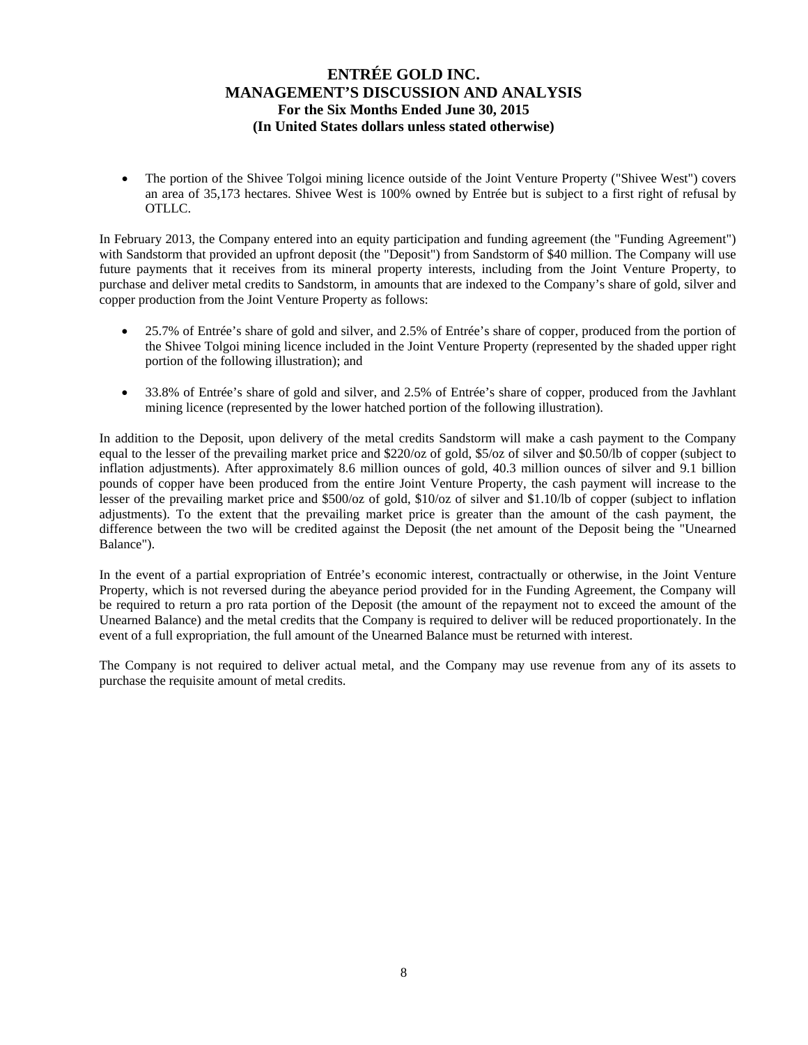- The portion of the Shivee Tolgoi mining licence outside of the Joint Venture Property ("Shivee West") covers an area of 35,173 hectares. Shivee West is 100% owned by Entrée but is subject to a first right of refusal by OTLLC.

In February 2013, the Company entered into an equity participation and funding agreement (the "Funding Agreement") with Sandstorm that provided an upfront deposit (the "Deposit") from Sandstorm of $40 million. The Company will use future payments that it receives from its mineral property interests, including from the Joint Venture Property, to purchase and deliver metal credits to Sandstorm, in amounts that are indexed to the Company's share of gold, silver and copper production from the Joint Venture Property as follows:

- 25.7% of Entrée's share of gold and silver, and 2.5% of Entrée's share of copper, produced from the portion of the Shivee Tolgoi mining licence included in the Joint Venture Property (represented by the shaded upper right portion of the following illustration); and
- 33.8% of Entrée's share of gold and silver, and 2.5% of Entrée's share of copper, produced from the Javhlant mining licence (represented by the lower hatched portion of the following illustration).

In addition to the Deposit, upon delivery of the metal credits Sandstorm will make a cash payment to the Company equal to the lesser of the prevailing market price and $220/oz of gold, $5/oz of silver and $0.50/lb of copper (subject to inflation adjustments). After approximately 8.6 million ounces of gold, 40.3 million ounces of silver and 9.1 billion pounds of copper have been produced from the entire Joint Venture Property, the cash payment will increase to the lesser of the prevailing market price and $500/oz of gold, $10/oz of silver and $1.10/lb of copper (subject to inflation adjustments). To the extent that the prevailing market price is greater than the amount of the cash payment, the difference between the two will be credited against the Deposit (the net amount of the Deposit being the "Unearned Balance").

In the event of a partial expropriation of Entrée's economic interest, contractually or otherwise, in the Joint Venture Property, which is not reversed during the abeyance period provided for in the Funding Agreement, the Company will be required to return a pro rata portion of the Deposit (the amount of the repayment not to exceed the amount of the Unearned Balance) and the metal credits that the Company is required to deliver will be reduced proportionately. In the event of a full expropriation, the full amount of the Unearned Balance must be returned with interest.

The Company is not required to deliver actual metal, and the Company may use revenue from any of its assets to purchase the requisite amount of metal credits.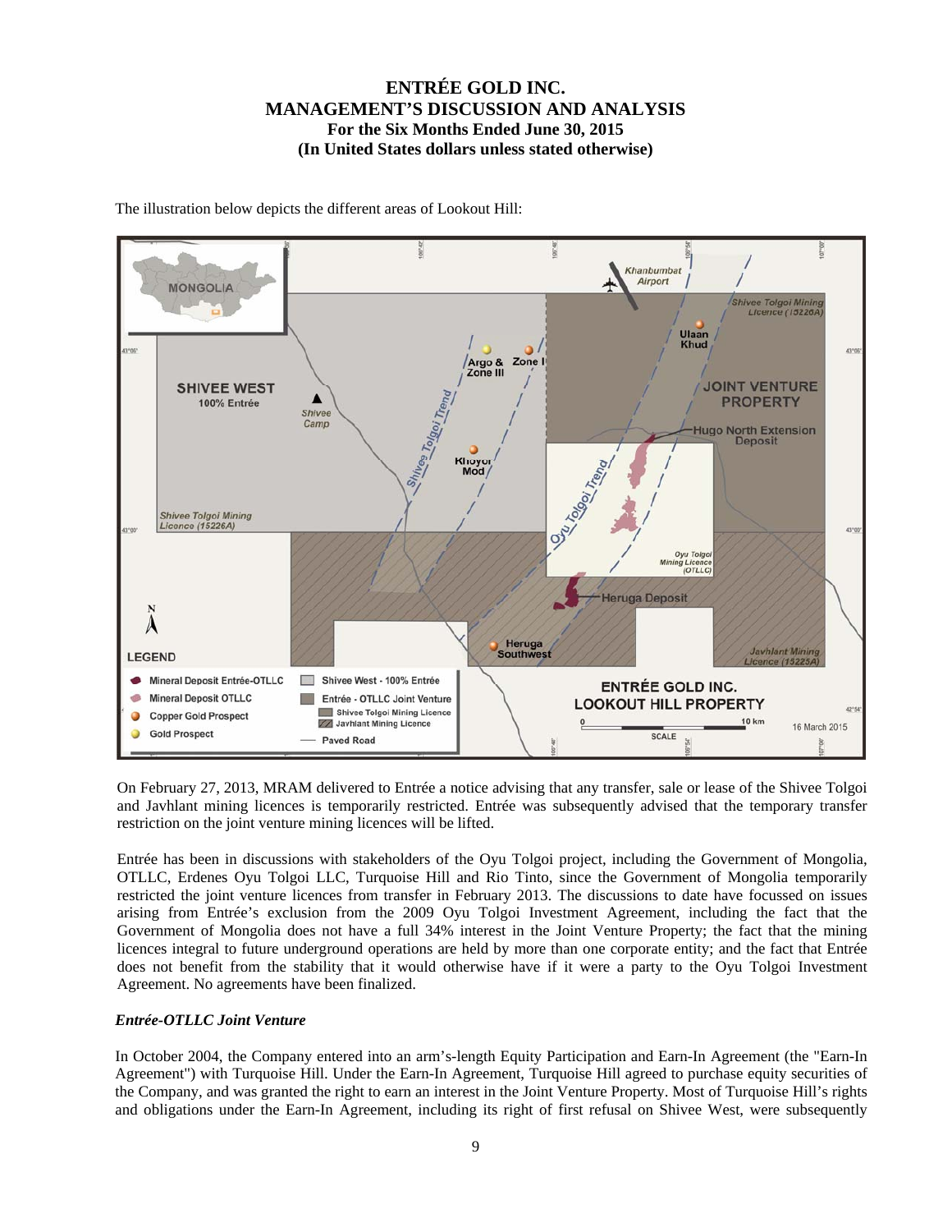The illustration below depicts the different areas of Lookout Hill:

On February 27, 2013, MRAM delivered to Entrée a notice advising that any transfer, sale or lease of the Shivee Tolgoi and Javhlant mining licences is temporarily restricted. Entrée was subsequently advised that the temporary transfer restriction on the joint venture mining licences will be lifted.

Entrée has been in discussions with stakeholders of the Oyu Tolgoi project, including the Government of Mongolia, OTLLC, Erdenes Oyu Tolgoi LLC, Turquoise Hill and Rio Tinto, since the Government of Mongolia temporarily restricted the joint venture licences from transfer in February 2013. The discussions to date have focussed on issues arising from Entrée's exclusion from the 2009 Oyu Tolgoi Investment Agreement, including the fact that the Government of Mongolia does not have a full 34% interest in the Joint Venture Property; the fact that the mining licences integral to future underground operations are held by more than one corporate entity; and the fact that Entrée does not benefit from the stability that it would otherwise have if it were a party to the Oyu Tolgoi Investment Agreement. No agreements have been finalized.

### *Entrée-OTLLC Joint Venture*

In October 2004, the Company entered into an arm's-length Equity Participation and Earn-In Agreement (the "Earn-In Agreement") with Turquoise Hill. Under the Earn-In Agreement, Turquoise Hill agreed to purchase equity securities of the Company, and was granted the right to earn an interest in the Joint Venture Property. Most of Turquoise Hill's rights and obligations under the Earn-In Agreement, including its right of first refusal on Shivee West, were subsequently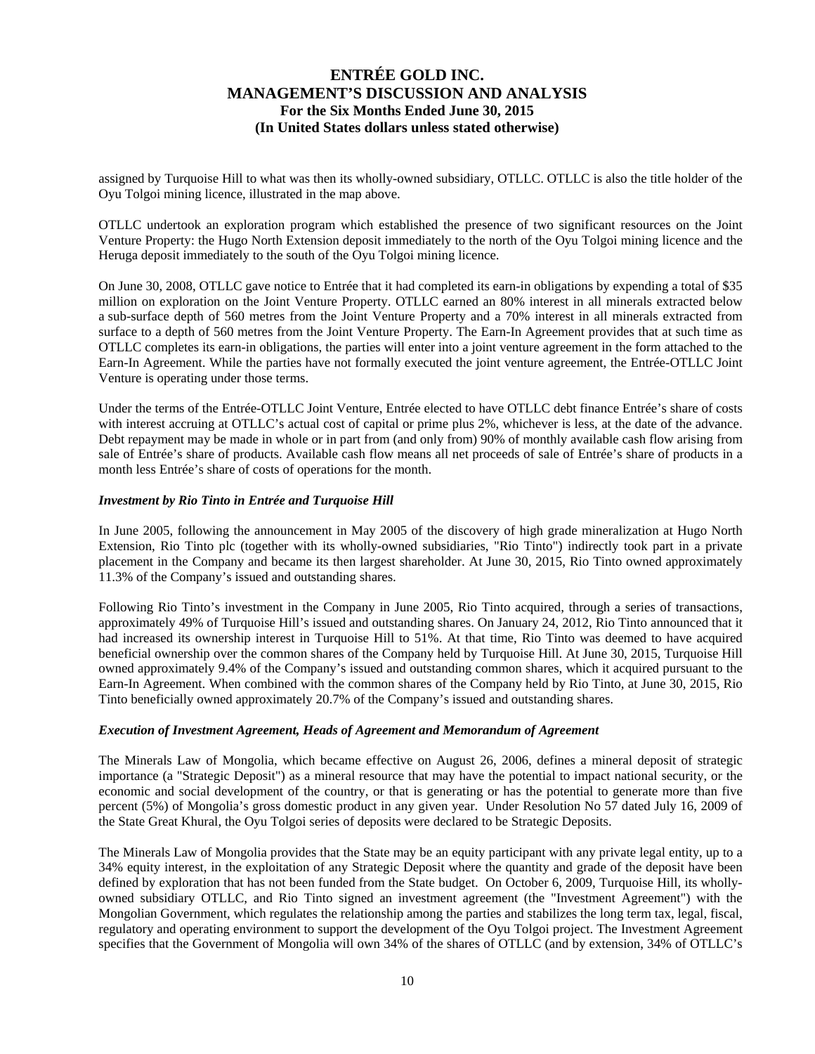assigned by Turquoise Hill to what was then its wholly-owned subsidiary, OTLLC. OTLLC is also the title holder of the Oyu Tolgoi mining licence, illustrated in the map above.

OTLLC undertook an exploration program which established the presence of two significant resources on the Joint Venture Property: the Hugo North Extension deposit immediately to the north of the Oyu Tolgoi mining licence and the Heruga deposit immediately to the south of the Oyu Tolgoi mining licence.

On June 30, 2008, OTLLC gave notice to Entrée that it had completed its earn-in obligations by expending a total of $35 million on exploration on the Joint Venture Property. OTLLC earned an 80% interest in all minerals extracted below a sub-surface depth of 560 metres from the Joint Venture Property and a 70% interest in all minerals extracted from surface to a depth of 560 metres from the Joint Venture Property. The Earn-In Agreement provides that at such time as OTLLC completes its earn-in obligations, the parties will enter into a joint venture agreement in the form attached to the Earn-In Agreement. While the parties have not formally executed the joint venture agreement, the Entrée-OTLLC Joint Venture is operating under those terms.

Under the terms of the Entrée-OTLLC Joint Venture, Entrée elected to have OTLLC debt finance Entrée's share of costs with interest accruing at OTLLC's actual cost of capital or prime plus 2%, whichever is less, at the date of the advance. Debt repayment may be made in whole or in part from (and only from) 90% of monthly available cash flow arising from sale of Entrée's share of products. Available cash flow means all net proceeds of sale of Entrée's share of products in a month less Entrée's share of costs of operations for the month.

***Investment by Rio Tinto in Entrée and Turquoise Hill***

In June 2005, following the announcement in May 2005 of the discovery of high grade mineralization at Hugo North Extension, Rio Tinto plc (together with its wholly-owned subsidiaries, "Rio Tinto") indirectly took part in a private placement in the Company and became its then largest shareholder. At June 30, 2015, Rio Tinto owned approximately 11.3% of the Company's issued and outstanding shares.

Following Rio Tinto's investment in the Company in June 2005, Rio Tinto acquired, through a series of transactions, approximately 49% of Turquoise Hill's issued and outstanding shares. On January 24, 2012, Rio Tinto announced that it had increased its ownership interest in Turquoise Hill to 51%. At that time, Rio Tinto was deemed to have acquired beneficial ownership over the common shares of the Company held by Turquoise Hill. At June 30, 2015, Turquoise Hill owned approximately 9.4% of the Company's issued and outstanding common shares, which it acquired pursuant to the Earn-In Agreement. When combined with the common shares of the Company held by Rio Tinto, at June 30, 2015, Rio Tinto beneficially owned approximately 20.7% of the Company's issued and outstanding shares.

***Execution of Investment Agreement, Heads of Agreement and Memorandum of Agreement***

The Minerals Law of Mongolia, which became effective on August 26, 2006, defines a mineral deposit of strategic importance (a "Strategic Deposit") as a mineral resource that may have the potential to impact national security, or the economic and social development of the country, or that is generating or has the potential to generate more than five percent (5%) of Mongolia's gross domestic product in any given year. Under Resolution No 57 dated July 16, 2009 of the State Great Khural, the Oyu Tolgoi series of deposits were declared to be Strategic Deposits.

The Minerals Law of Mongolia provides that the State may be an equity participant with any private legal entity, up to a 34% equity interest, in the exploitation of any Strategic Deposit where the quantity and grade of the deposit have been defined by exploration that has not been funded from the State budget. On October 6, 2009, Turquoise Hill, its wholly-owned subsidiary OTLLC, and Rio Tinto signed an investment agreement (the "Investment Agreement") with the Mongolian Government, which regulates the relationship among the parties and stabilizes the long term tax, legal, fiscal, regulatory and operating environment to support the development of the Oyu Tolgoi project. The Investment Agreement specifies that the Government of Mongolia will own 34% of the shares of OTLLC (and by extension, 34% of OTLLC's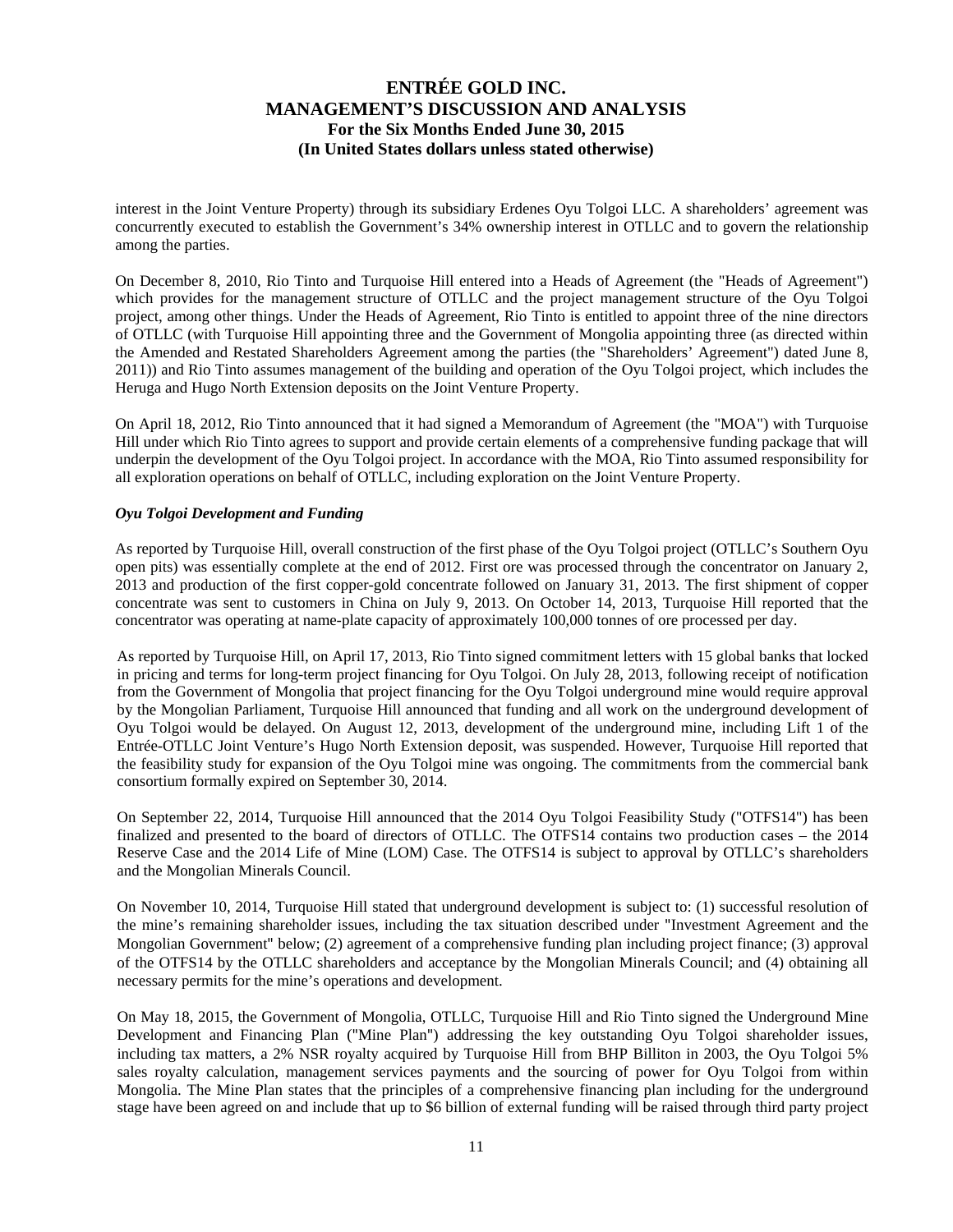interest in the Joint Venture Property) through its subsidiary Erdenes Oyu Tolgoi LLC. A shareholders' agreement was concurrently executed to establish the Government's 34% ownership interest in OTLLC and to govern the relationship among the parties.

On December 8, 2010, Rio Tinto and Turquoise Hill entered into a Heads of Agreement (the "Heads of Agreement") which provides for the management structure of OTLLC and the project management structure of the Oyu Tolgoi project, among other things. Under the Heads of Agreement, Rio Tinto is entitled to appoint three of the nine directors of OTLLC (with Turquoise Hill appointing three and the Government of Mongolia appointing three (as directed within the Amended and Restated Shareholders Agreement among the parties (the "Shareholders' Agreement") dated June 8, 2011)) and Rio Tinto assumes management of the building and operation of the Oyu Tolgoi project, which includes the Heruga and Hugo North Extension deposits on the Joint Venture Property.

On April 18, 2012, Rio Tinto announced that it had signed a Memorandum of Agreement (the "MOA") with Turquoise Hill under which Rio Tinto agrees to support and provide certain elements of a comprehensive funding package that will underpin the development of the Oyu Tolgoi project. In accordance with the MOA, Rio Tinto assumed responsibility for all exploration operations on behalf of OTLLC, including exploration on the Joint Venture Property.

***Oyu Tolgoi Development and Funding***

As reported by Turquoise Hill, overall construction of the first phase of the Oyu Tolgoi project (OTLLC's Southern Oyu open pits) was essentially complete at the end of 2012. First ore was processed through the concentrator on January 2, 2013 and production of the first copper-gold concentrate followed on January 31, 2013. The first shipment of copper concentrate was sent to customers in China on July 9, 2013. On October 14, 2013, Turquoise Hill reported that the concentrator was operating at name-plate capacity of approximately 100,000 tonnes of ore processed per day.

As reported by Turquoise Hill, on April 17, 2013, Rio Tinto signed commitment letters with 15 global banks that locked in pricing and terms for long-term project financing for Oyu Tolgoi. On July 28, 2013, following receipt of notification from the Government of Mongolia that project financing for the Oyu Tolgoi underground mine would require approval by the Mongolian Parliament, Turquoise Hill announced that funding and all work on the underground development of Oyu Tolgoi would be delayed. On August 12, 2013, development of the underground mine, including Lift 1 of the Entrée-OTLLC Joint Venture's Hugo North Extension deposit, was suspended. However, Turquoise Hill reported that the feasibility study for expansion of the Oyu Tolgoi mine was ongoing. The commitments from the commercial bank consortium formally expired on September 30, 2014.

On September 22, 2014, Turquoise Hill announced that the 2014 Oyu Tolgoi Feasibility Study ("OTFS14") has been finalized and presented to the board of directors of OTLLC. The OTFS14 contains two production cases – the 2014 Reserve Case and the 2014 Life of Mine (LOM) Case. The OTFS14 is subject to approval by OTLLC's shareholders and the Mongolian Minerals Council.

On November 10, 2014, Turquoise Hill stated that underground development is subject to: (1) successful resolution of the mine's remaining shareholder issues, including the tax situation described under "Investment Agreement and the Mongolian Government" below; (2) agreement of a comprehensive funding plan including project finance; (3) approval of the OTFS14 by the OTLLC shareholders and acceptance by the Mongolian Minerals Council; and (4) obtaining all necessary permits for the mine's operations and development.

On May 18, 2015, the Government of Mongolia, OTLLC, Turquoise Hill and Rio Tinto signed the Underground Mine Development and Financing Plan ("Mine Plan") addressing the key outstanding Oyu Tolgoi shareholder issues, including tax matters, a 2% NSR royalty acquired by Turquoise Hill from BHP Billiton in 2003, the Oyu Tolgoi 5% sales royalty calculation, management services payments and the sourcing of power for Oyu Tolgoi from within Mongolia. The Mine Plan states that the principles of a comprehensive financing plan including for the underground stage have been agreed on and include that up to $6 billion of external funding will be raised through third party project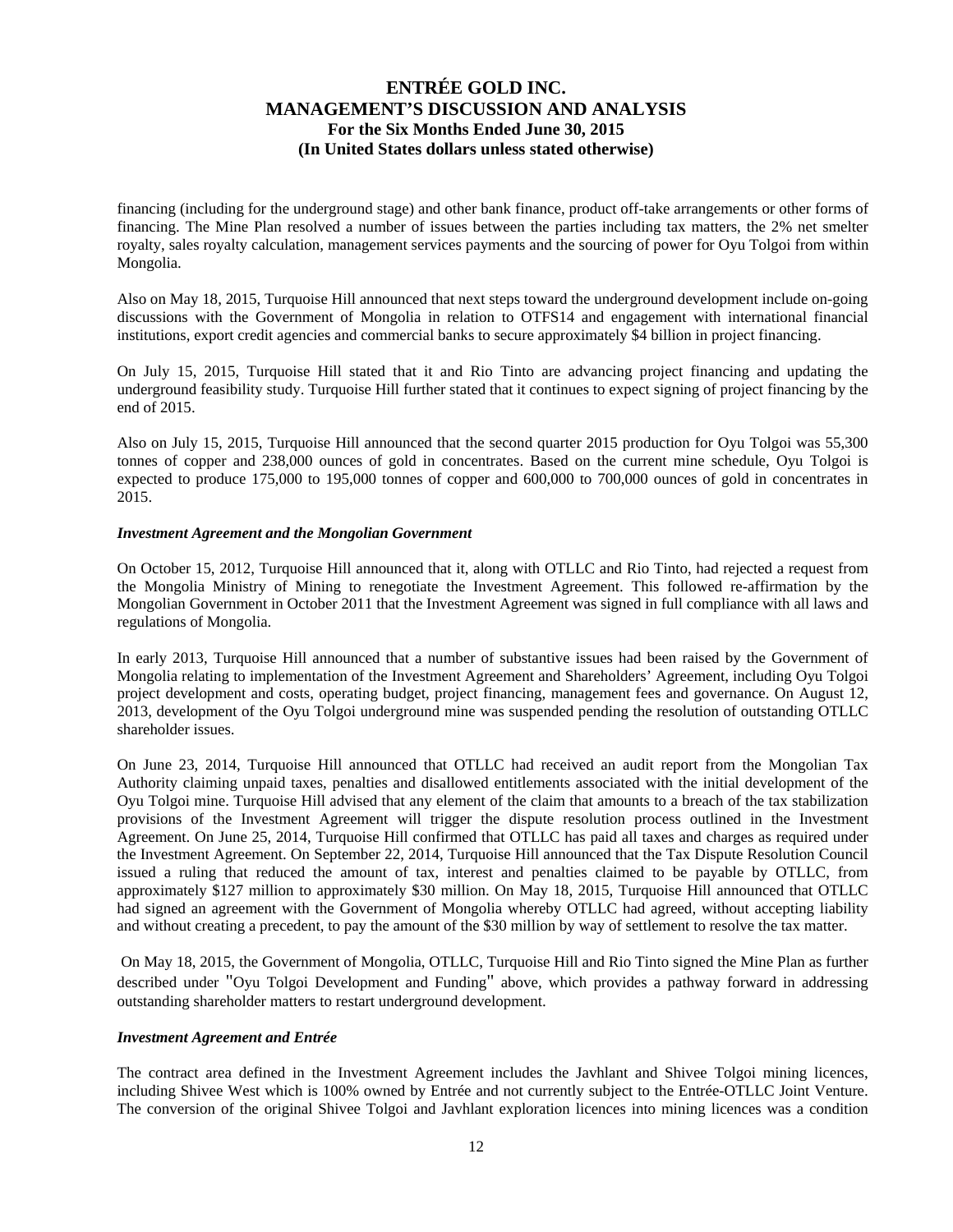financing (including for the underground stage) and other bank finance, product off-take arrangements or other forms of financing. The Mine Plan resolved a number of issues between the parties including tax matters, the 2% net smelter royalty, sales royalty calculation, management services payments and the sourcing of power for Oyu Tolgoi from within Mongolia.

Also on May 18, 2015, Turquoise Hill announced that next steps toward the underground development include on-going discussions with the Government of Mongolia in relation to OTFS14 and engagement with international financial institutions, export credit agencies and commercial banks to secure approximately $4 billion in project financing.

On July 15, 2015, Turquoise Hill stated that it and Rio Tinto are advancing project financing and updating the underground feasibility study. Turquoise Hill further stated that it continues to expect signing of project financing by the end of 2015.

Also on July 15, 2015, Turquoise Hill announced that the second quarter 2015 production for Oyu Tolgoi was 55,300 tonnes of copper and 238,000 ounces of gold in concentrates. Based on the current mine schedule, Oyu Tolgoi is expected to produce 175,000 to 195,000 tonnes of copper and 600,000 to 700,000 ounces of gold in concentrates in 2015.

***Investment Agreement and the Mongolian Government***

On October 15, 2012, Turquoise Hill announced that it, along with OTLLC and Rio Tinto, had rejected a request from the Mongolia Ministry of Mining to renegotiate the Investment Agreement. This followed re-affirmation by the Mongolian Government in October 2011 that the Investment Agreement was signed in full compliance with all laws and regulations of Mongolia.

In early 2013, Turquoise Hill announced that a number of substantive issues had been raised by the Government of Mongolia relating to implementation of the Investment Agreement and Shareholders' Agreement, including Oyu Tolgoi project development and costs, operating budget, project financing, management fees and governance. On August 12, 2013, development of the Oyu Tolgoi underground mine was suspended pending the resolution of outstanding OTLLC shareholder issues.

On June 23, 2014, Turquoise Hill announced that OTLLC had received an audit report from the Mongolian Tax Authority claiming unpaid taxes, penalties and disallowed entitlements associated with the initial development of the Oyu Tolgoi mine. Turquoise Hill advised that any element of the claim that amounts to a breach of the tax stabilization provisions of the Investment Agreement will trigger the dispute resolution process outlined in the Investment Agreement. On June 25, 2014, Turquoise Hill confirmed that OTLLC has paid all taxes and charges as required under the Investment Agreement. On September 22, 2014, Turquoise Hill announced that the Tax Dispute Resolution Council issued a ruling that reduced the amount of tax, interest and penalties claimed to be payable by OTLLC, from approximately $127 million to approximately $30 million. On May 18, 2015, Turquoise Hill announced that OTLLC had signed an agreement with the Government of Mongolia whereby OTLLC had agreed, without accepting liability and without creating a precedent, to pay the amount of the $30 million by way of settlement to resolve the tax matter.

On May 18, 2015, the Government of Mongolia, OTLLC, Turquoise Hill and Rio Tinto signed the Mine Plan as further described under "Oyu Tolgoi Development and Funding" above, which provides a pathway forward in addressing outstanding shareholder matters to restart underground development.

***Investment Agreement and Entrée***

The contract area defined in the Investment Agreement includes the Javhlant and Shivee Tolgoi mining licences, including Shivee West which is 100% owned by Entrée and not currently subject to the Entrée-OTLLC Joint Venture. The conversion of the original Shivee Tolgoi and Javhlant exploration licences into mining licences was a condition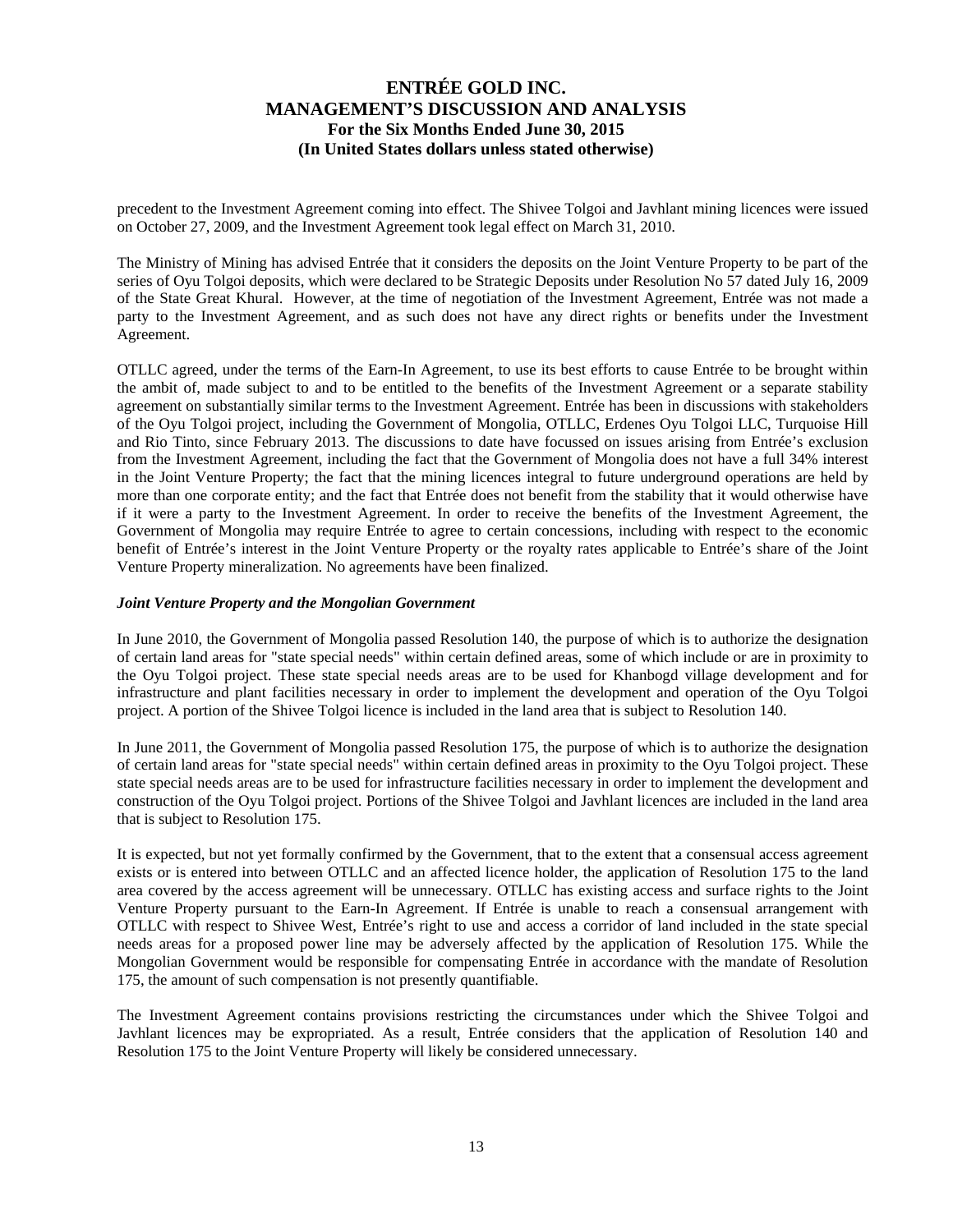precedent to the Investment Agreement coming into effect. The Shivee Tolgoi and Javhlant mining licences were issued on October 27, 2009, and the Investment Agreement took legal effect on March 31, 2010.

The Ministry of Mining has advised Entrée that it considers the deposits on the Joint Venture Property to be part of the series of Oyu Tolgoi deposits, which were declared to be Strategic Deposits under Resolution No 57 dated July 16, 2009 of the State Great Khural. However, at the time of negotiation of the Investment Agreement, Entrée was not made a party to the Investment Agreement, and as such does not have any direct rights or benefits under the Investment Agreement.

OTLLC agreed, under the terms of the Earn-In Agreement, to use its best efforts to cause Entrée to be brought within the ambit of, made subject to and to be entitled to the benefits of the Investment Agreement or a separate stability agreement on substantially similar terms to the Investment Agreement. Entrée has been in discussions with stakeholders of the Oyu Tolgoi project, including the Government of Mongolia, OTLLC, Erdenes Oyu Tolgoi LLC, Turquoise Hill and Rio Tinto, since February 2013. The discussions to date have focussed on issues arising from Entrée's exclusion from the Investment Agreement, including the fact that the Government of Mongolia does not have a full 34% interest in the Joint Venture Property; the fact that the mining licences integral to future underground operations are held by more than one corporate entity; and the fact that Entrée does not benefit from the stability that it would otherwise have if it were a party to the Investment Agreement. In order to receive the benefits of the Investment Agreement, the Government of Mongolia may require Entrée to agree to certain concessions, including with respect to the economic benefit of Entrée's interest in the Joint Venture Property or the royalty rates applicable to Entrée's share of the Joint Venture Property mineralization. No agreements have been finalized.

***Joint Venture Property and the Mongolian Government***

In June 2010, the Government of Mongolia passed Resolution 140, the purpose of which is to authorize the designation of certain land areas for "state special needs" within certain defined areas, some of which include or are in proximity to the Oyu Tolgoi project. These state special needs areas are to be used for Khanbogd village development and for infrastructure and plant facilities necessary in order to implement the development and operation of the Oyu Tolgoi project. A portion of the Shivee Tolgoi licence is included in the land area that is subject to Resolution 140.

In June 2011, the Government of Mongolia passed Resolution 175, the purpose of which is to authorize the designation of certain land areas for "state special needs" within certain defined areas in proximity to the Oyu Tolgoi project. These state special needs areas are to be used for infrastructure facilities necessary in order to implement the development and construction of the Oyu Tolgoi project. Portions of the Shivee Tolgoi and Javhlant licences are included in the land area that is subject to Resolution 175.

It is expected, but not yet formally confirmed by the Government, that to the extent that a consensual access agreement exists or is entered into between OTLLC and an affected licence holder, the application of Resolution 175 to the land area covered by the access agreement will be unnecessary. OTLLC has existing access and surface rights to the Joint Venture Property pursuant to the Earn-In Agreement. If Entrée is unable to reach a consensual arrangement with OTLLC with respect to Shivee West, Entrée's right to use and access a corridor of land included in the state special needs areas for a proposed power line may be adversely affected by the application of Resolution 175. While the Mongolian Government would be responsible for compensating Entrée in accordance with the mandate of Resolution 175, the amount of such compensation is not presently quantifiable.

The Investment Agreement contains provisions restricting the circumstances under which the Shivee Tolgoi and Javhlant licences may be expropriated. As a result, Entrée considers that the application of Resolution 140 and Resolution 175 to the Joint Venture Property will likely be considered unnecessary.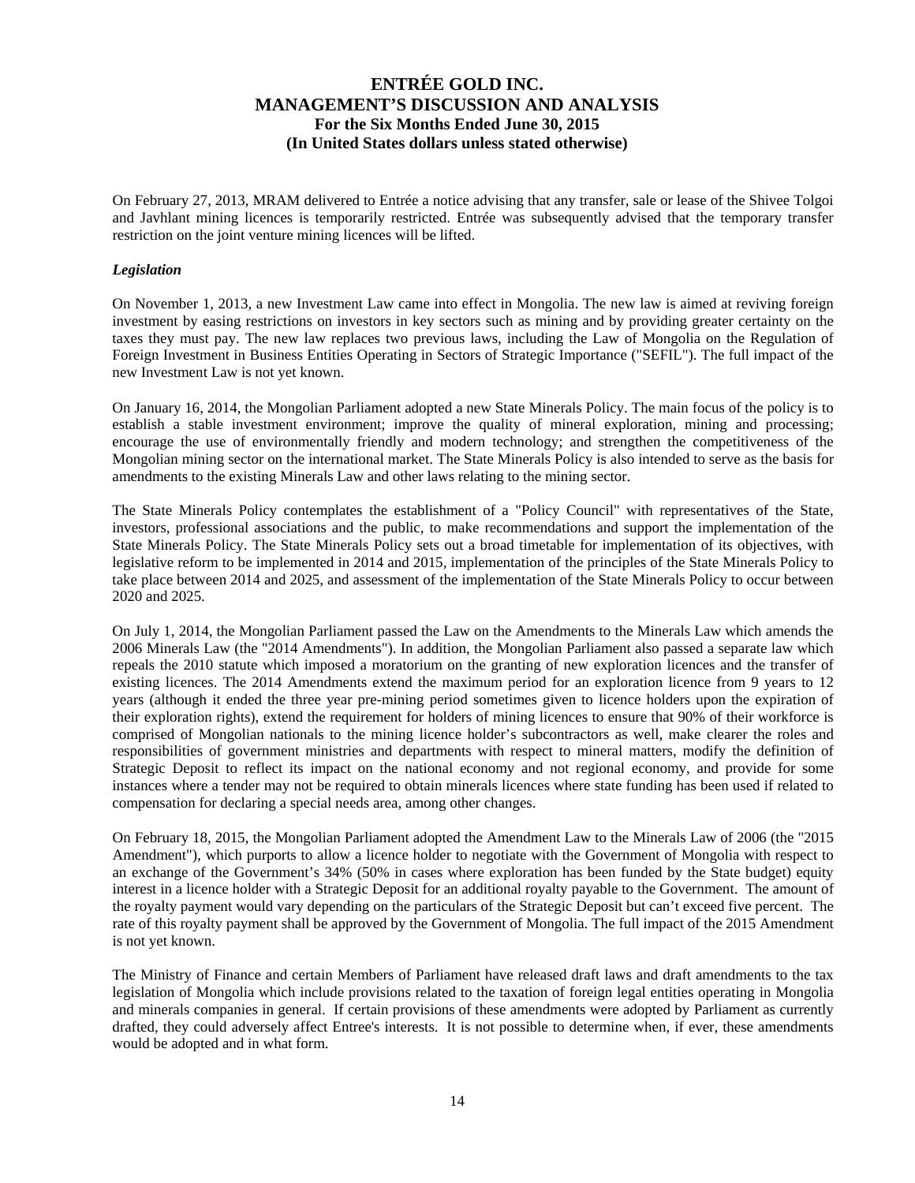On February 27, 2013, MRAM delivered to Entrée a notice advising that any transfer, sale or lease of the Shivee Tolgoi and Javhlant mining licences is temporarily restricted. Entrée was subsequently advised that the temporary transfer restriction on the joint venture mining licences will be lifted.

***Legislation***

On November 1, 2013, a new Investment Law came into effect in Mongolia. The new law is aimed at reviving foreign investment by easing restrictions on investors in key sectors such as mining and by providing greater certainty on the taxes they must pay. The new law replaces two previous laws, including the Law of Mongolia on the Regulation of Foreign Investment in Business Entities Operating in Sectors of Strategic Importance ("SEFIL"). The full impact of the new Investment Law is not yet known.

On January 16, 2014, the Mongolian Parliament adopted a new State Minerals Policy. The main focus of the policy is to establish a stable investment environment; improve the quality of mineral exploration, mining and processing; encourage the use of environmentally friendly and modern technology; and strengthen the competitiveness of the Mongolian mining sector on the international market. The State Minerals Policy is also intended to serve as the basis for amendments to the existing Minerals Law and other laws relating to the mining sector.

The State Minerals Policy contemplates the establishment of a "Policy Council" with representatives of the State, investors, professional associations and the public, to make recommendations and support the implementation of the State Minerals Policy. The State Minerals Policy sets out a broad timetable for implementation of its objectives, with legislative reform to be implemented in 2014 and 2015, implementation of the principles of the State Minerals Policy to take place between 2014 and 2025, and assessment of the implementation of the State Minerals Policy to occur between 2020 and 2025.

On July 1, 2014, the Mongolian Parliament passed the Law on the Amendments to the Minerals Law which amends the 2006 Minerals Law (the "2014 Amendments"). In addition, the Mongolian Parliament also passed a separate law which repeals the 2010 statute which imposed a moratorium on the granting of new exploration licences and the transfer of existing licences. The 2014 Amendments extend the maximum period for an exploration licence from 9 years to 12 years (although it ended the three year pre-mining period sometimes given to licence holders upon the expiration of their exploration rights), extend the requirement for holders of mining licences to ensure that 90% of their workforce is comprised of Mongolian nationals to the mining licence holder's subcontractors as well, make clearer the roles and responsibilities of government ministries and departments with respect to mineral matters, modify the definition of Strategic Deposit to reflect its impact on the national economy and not regional economy, and provide for some instances where a tender may not be required to obtain minerals licences where state funding has been used if related to compensation for declaring a special needs area, among other changes.

On February 18, 2015, the Mongolian Parliament adopted the Amendment Law to the Minerals Law of 2006 (the "2015 Amendment"), which purports to allow a licence holder to negotiate with the Government of Mongolia with respect to an exchange of the Government's 34% (50% in cases where exploration has been funded by the State budget) equity interest in a licence holder with a Strategic Deposit for an additional royalty payable to the Government. The amount of the royalty payment would vary depending on the particulars of the Strategic Deposit but can't exceed five percent. The rate of this royalty payment shall be approved by the Government of Mongolia. The full impact of the 2015 Amendment is not yet known.

The Ministry of Finance and certain Members of Parliament have released draft laws and draft amendments to the tax legislation of Mongolia which include provisions related to the taxation of foreign legal entities operating in Mongolia and minerals companies in general. If certain provisions of these amendments were adopted by Parliament as currently drafted, they could adversely affect Entree's interests. It is not possible to determine when, if ever, these amendments would be adopted and in what form.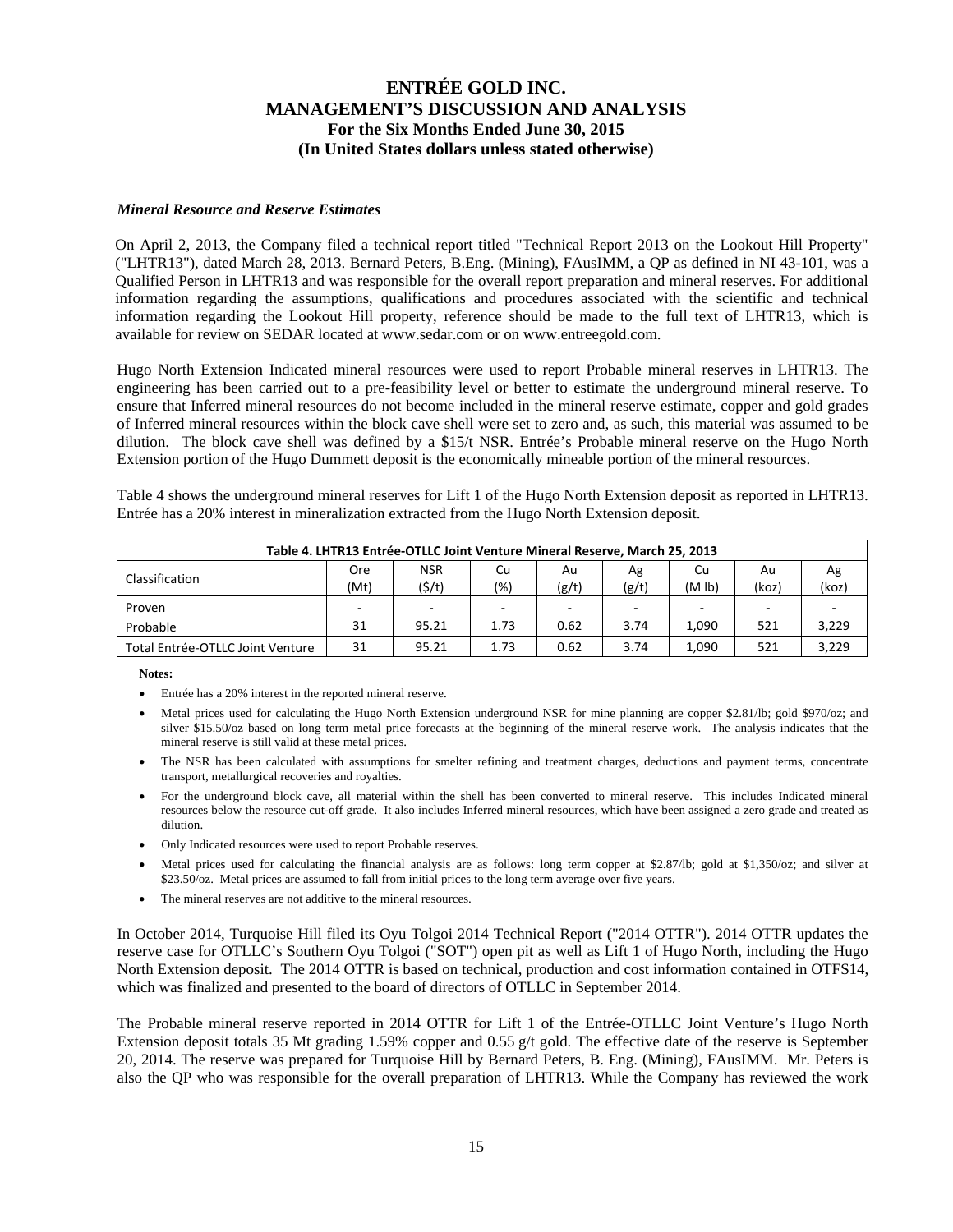### *Mineral Resource and Reserve Estimates*

On April 2, 2013, the Company filed a technical report titled "Technical Report 2013 on the Lookout Hill Property" ("LHTR13"), dated March 28, 2013. Bernard Peters, B.Eng. (Mining), FAusIMM, a QP as defined in NI 43-101, was a Qualified Person in LHTR13 and was responsible for the overall report preparation and mineral reserves. For additional information regarding the assumptions, qualifications and procedures associated with the scientific and technical information regarding the Lookout Hill property, reference should be made to the full text of LHTR13, which is available for review on SEDAR located at www.sedar.com or on www.entreegold.com.

Hugo North Extension Indicated mineral resources were used to report Probable mineral reserves in LHTR13. The engineering has been carried out to a pre-feasibility level or better to estimate the underground mineral reserve. To ensure that Inferred mineral resources do not become included in the mineral reserve estimate, copper and gold grades of Inferred mineral resources within the block cave shell were set to zero and, as such, this material was assumed to be dilution. The block cave shell was defined by a $15/t NSR. Entrée's Probable mineral reserve on the Hugo North Extension portion of the Hugo Dummett deposit is the economically mineable portion of the mineral resources.

Table 4 shows the underground mineral reserves for Lift 1 of the Hugo North Extension deposit as reported in LHTR13. Entrée has a 20% interest in mineralization extracted from the Hugo North Extension deposit.

| Table 4. LHTR13 Entrée-OTLLC Joint Venture Mineral Reserve, March 25, 2013 | | | | | | | | |
|---|---|---|---|---|---|---|---|---|
| Classification | Ore (Mt) | NSR ($/t) | Cu (%) | Au (g/t) | Ag (g/t) | Cu (M lb) | Au (koz) | Ag (koz) |
| Proven | - | - | - | - | - | - | - | - |
| Probable | 31 | 95.21 | 1.73 | 0.62 | 3.74 | 1,090 | 521 | 3,229 |
| Total Entrée-OTLLC Joint Venture | 31 | 95.21 | 1.73 | 0.62 | 3.74 | 1,090 | 521 | 3,229 |

**Notes:**

- Entrée has a 20% interest in the reported mineral reserve.
- Metal prices used for calculating the Hugo North Extension underground NSR for mine planning are copper $2.81/lb; gold $970/oz; and silver $15.50/oz based on long term metal price forecasts at the beginning of the mineral reserve work. The analysis indicates that the mineral reserve is still valid at these metal prices.
- The NSR has been calculated with assumptions for smelter refining and treatment charges, deductions and payment terms, concentrate transport, metallurgical recoveries and royalties.
- For the underground block cave, all material within the shell has been converted to mineral reserve. This includes Indicated mineral resources below the resource cut-off grade. It also includes Inferred mineral resources, which have been assigned a zero grade and treated as dilution.
- Only Indicated resources were used to report Probable reserves.
- Metal prices used for calculating the financial analysis are as follows: long term copper at $2.87/lb; gold at $1,350/oz; and silver at $23.50/oz. Metal prices are assumed to fall from initial prices to the long term average over five years.
- The mineral reserves are not additive to the mineral resources.

In October 2014, Turquoise Hill filed its Oyu Tolgoi 2014 Technical Report ("2014 OTTR"). 2014 OTTR updates the reserve case for OTLLC's Southern Oyu Tolgoi ("SOT") open pit as well as Lift 1 of Hugo North, including the Hugo North Extension deposit. The 2014 OTTR is based on technical, production and cost information contained in OTFS14, which was finalized and presented to the board of directors of OTLLC in September 2014.

The Probable mineral reserve reported in 2014 OTTR for Lift 1 of the Entrée-OTLLC Joint Venture's Hugo North Extension deposit totals 35 Mt grading 1.59% copper and 0.55 g/t gold. The effective date of the reserve is September 20, 2014. The reserve was prepared for Turquoise Hill by Bernard Peters, B. Eng. (Mining), FAusIMM. Mr. Peters is also the QP who was responsible for the overall preparation of LHTR13. While the Company has reviewed the work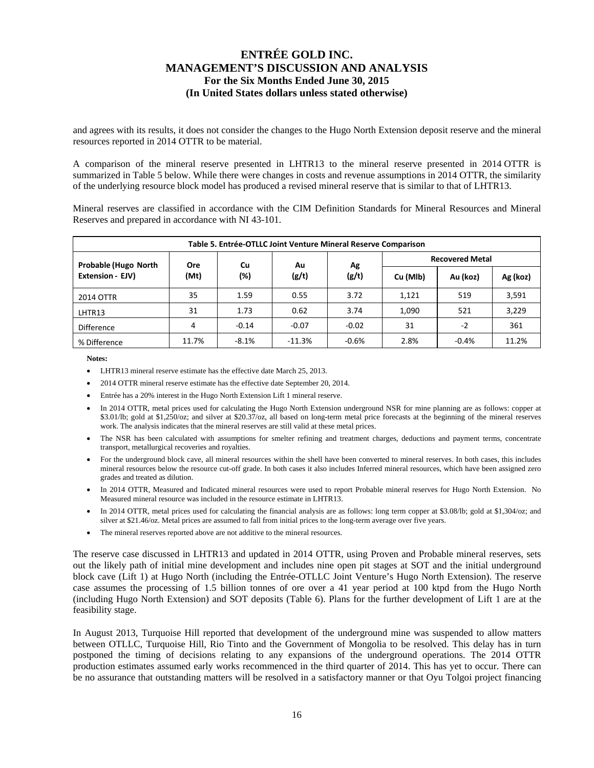and agrees with its results, it does not consider the changes to the Hugo North Extension deposit reserve and the mineral resources reported in 2014 OTTR to be material.

A comparison of the mineral reserve presented in LHTR13 to the mineral reserve presented in 2014 OTTR is summarized in Table 5 below. While there were changes in costs and revenue assumptions in 2014 OTTR, the similarity of the underlying resource block model has produced a revised mineral reserve that is similar to that of LHTR13.

Mineral reserves are classified in accordance with the CIM Definition Standards for Mineral Resources and Mineral Reserves and prepared in accordance with NI 43-101.

**Table 5. Entrée-OTLLC Joint Venture Mineral Reserve Comparison**

| Probable (Hugo North Extension - EJV) | Ore (Mt) | Cu (%) | Au (g/t) | Ag (g/t) | Recovered Metal | | |
|---|---|---|---|---|---|---|---|
| | | | | | Cu (Mlb) | Au (koz) | Ag (koz) |
| 2014 OTTR | 35 | 1.59 | 0.55 | 3.72 | 1,121 | 519 | 3,591 |
| LHTR13 | 31 | 1.73 | 0.62 | 3.74 | 1,090 | 521 | 3,229 |
| Difference | 4 | -0.14 | -0.07 | -0.02 | 31 | -2 | 361 |
| % Difference | 11.7% | -8.1% | -11.3% | -0.6% | 2.8% | -0.4% | 11.2% |

**Notes:**

- LHTR13 mineral reserve estimate has the effective date March 25, 2013.
- 2014 OTTR mineral reserve estimate has the effective date September 20, 2014.
- Entrée has a 20% interest in the Hugo North Extension Lift 1 mineral reserve.
- In 2014 OTTR, metal prices used for calculating the Hugo North Extension underground NSR for mine planning are as follows: copper at \$3.01/lb; gold at \$1,250/oz; and silver at \$20.37/oz, all based on long-term metal price forecasts at the beginning of the mineral reserves work. The analysis indicates that the mineral reserves are still valid at these metal prices.
- The NSR has been calculated with assumptions for smelter refining and treatment charges, deductions and payment terms, concentrate transport, metallurgical recoveries and royalties.
- For the underground block cave, all mineral resources within the shell have been converted to mineral reserves. In both cases, this includes mineral resources below the resource cut-off grade. In both cases it also includes Inferred mineral resources, which have been assigned zero grades and treated as dilution.
- In 2014 OTTR, Measured and Indicated mineral resources were used to report Probable mineral reserves for Hugo North Extension. No Measured mineral resource was included in the resource estimate in LHTR13.
- In 2014 OTTR, metal prices used for calculating the financial analysis are as follows: long term copper at \$3.08/lb; gold at \$1,304/oz; and silver at \$21.46/oz. Metal prices are assumed to fall from initial prices to the long-term average over five years.
- The mineral reserves reported above are not additive to the mineral resources.

The reserve case discussed in LHTR13 and updated in 2014 OTTR, using Proven and Probable mineral reserves, sets out the likely path of initial mine development and includes nine open pit stages at SOT and the initial underground block cave (Lift 1) at Hugo North (including the Entrée-OTLLC Joint Venture's Hugo North Extension). The reserve case assumes the processing of 1.5 billion tonnes of ore over a 41 year period at 100 ktpd from the Hugo North (including Hugo North Extension) and SOT deposits (Table 6). Plans for the further development of Lift 1 are at the feasibility stage.

In August 2013, Turquoise Hill reported that development of the underground mine was suspended to allow matters between OTLLC, Turquoise Hill, Rio Tinto and the Government of Mongolia to be resolved. This delay has in turn postponed the timing of decisions relating to any expansions of the underground operations. The 2014 OTTR production estimates assumed early works recommenced in the third quarter of 2014. This has yet to occur. There can be no assurance that outstanding matters will be resolved in a satisfactory manner or that Oyu Tolgoi project financing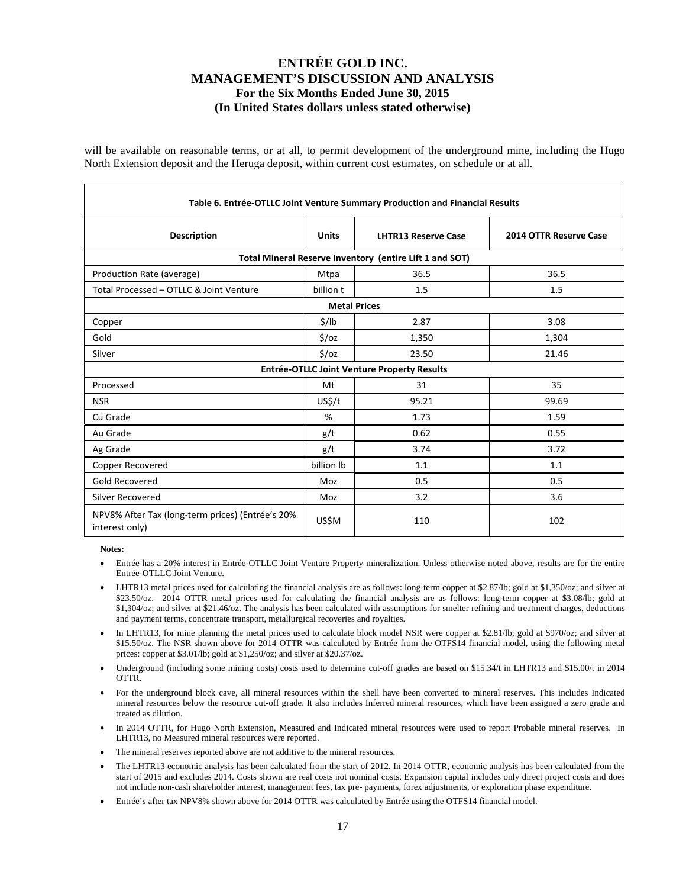will be available on reasonable terms, or at all, to permit development of the underground mine, including the Hugo North Extension deposit and the Heruga deposit, within current cost estimates, on schedule or at all.

**Table 6. Entrée-OTLLC Joint Venture Summary Production and Financial Results**

| Description | Units | LHTR13 Reserve Case | 2014 OTTR Reserve Case |
|---|---|---|---|
| **Total Mineral Reserve Inventory (entire Lift 1 and SOT)** | | | |
| Production Rate (average) | Mtpa | 36.5 | 36.5 |
| Total Processed – OTLLC & Joint Venture | billion t | 1.5 | 1.5 |
| **Metal Prices** | | | |
| Copper | $/lb | 2.87 | 3.08 |
| Gold | $/oz | 1,350 | 1,304 |
| Silver | $/oz | 23.50 | 21.46 |
| **Entrée-OTLLC Joint Venture Property Results** | | | |
| Processed | Mt | 31 | 35 |
| NSR | US$/t | 95.21 | 99.69 |
| Cu Grade | % | 1.73 | 1.59 |
| Au Grade | g/t | 0.62 | 0.55 |
| Ag Grade | g/t | 3.74 | 3.72 |
| Copper Recovered | billion lb | 1.1 | 1.1 |
| Gold Recovered | Moz | 0.5 | 0.5 |
| Silver Recovered | Moz | 3.2 | 3.6 |
| NPV8% After Tax (long-term prices) (Entrée's 20% interest only) | US$M | 110 | 102 |

**Notes:**

- Entrée has a 20% interest in Entrée-OTLLC Joint Venture Property mineralization. Unless otherwise noted above, results are for the entire Entrée-OTLLC Joint Venture.
- LHTR13 metal prices used for calculating the financial analysis are as follows: long-term copper at $2.87/lb; gold at $1,350/oz; and silver at $23.50/oz. 2014 OTTR metal prices used for calculating the financial analysis are as follows: long-term copper at $3.08/lb; gold at $1,304/oz; and silver at $21.46/oz. The analysis has been calculated with assumptions for smelter refining and treatment charges, deductions and payment terms, concentrate transport, metallurgical recoveries and royalties.
- In LHTR13, for mine planning the metal prices used to calculate block model NSR were copper at $2.81/lb; gold at $970/oz; and silver at $15.50/oz. The NSR shown above for 2014 OTTR was calculated by Entrée from the OTFS14 financial model, using the following metal prices: copper at $3.01/lb; gold at $1,250/oz; and silver at $20.37/oz.
- Underground (including some mining costs) costs used to determine cut-off grades are based on $15.34/t in LHTR13 and $15.00/t in 2014 OTTR.
- For the underground block cave, all mineral resources within the shell have been converted to mineral reserves. This includes Indicated mineral resources below the resource cut-off grade. It also includes Inferred mineral resources, which have been assigned a zero grade and treated as dilution.
- In 2014 OTTR, for Hugo North Extension, Measured and Indicated mineral resources were used to report Probable mineral reserves. In LHTR13, no Measured mineral resources were reported.
- The mineral reserves reported above are not additive to the mineral resources.
- The LHTR13 economic analysis has been calculated from the start of 2012. In 2014 OTTR, economic analysis has been calculated from the start of 2015 and excludes 2014. Costs shown are real costs not nominal costs. Expansion capital includes only direct project costs and does not include non-cash shareholder interest, management fees, tax pre- payments, forex adjustments, or exploration phase expenditure.
- Entrée's after tax NPV8% shown above for 2014 OTTR was calculated by Entrée using the OTFS14 financial model.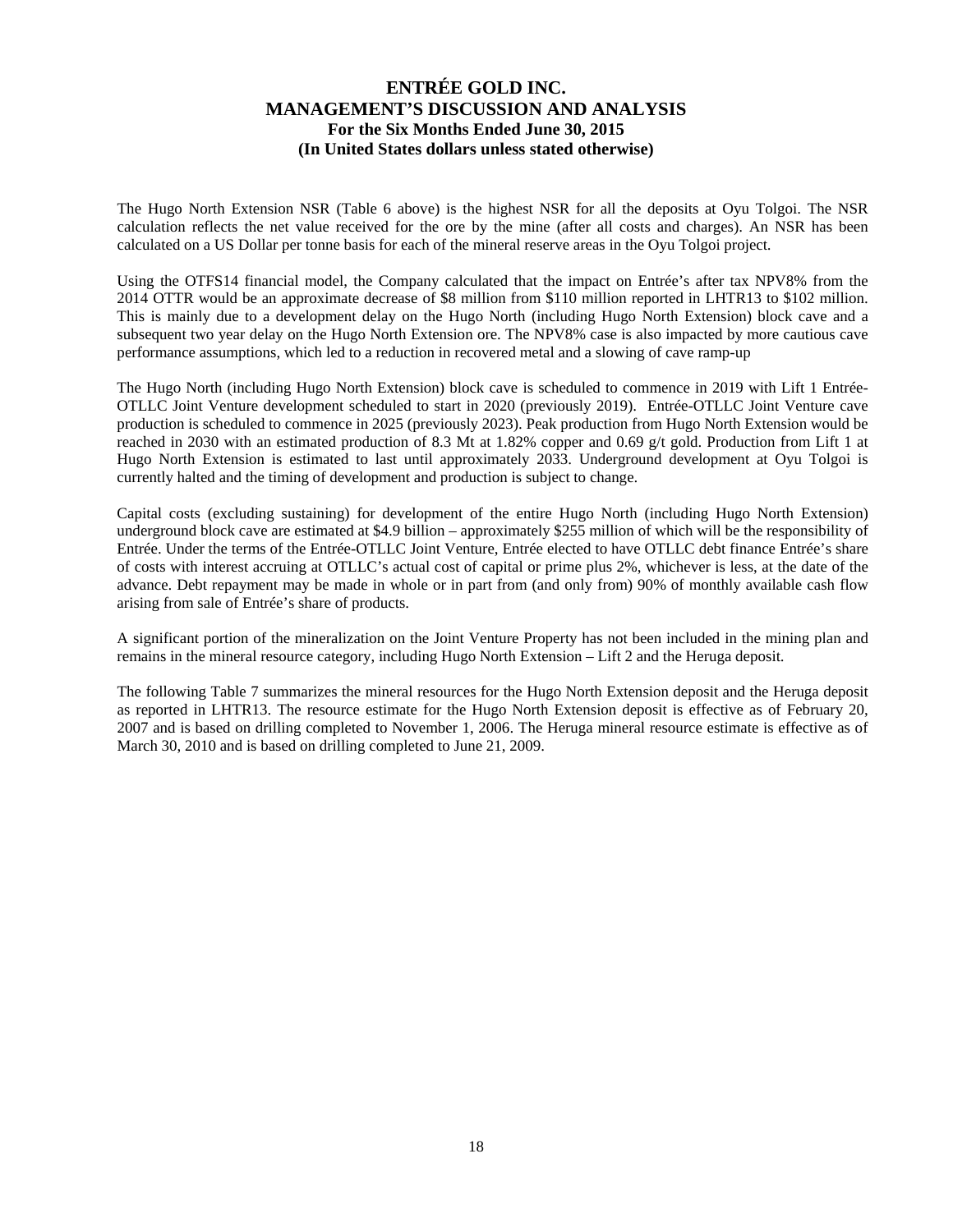The Hugo North Extension NSR (Table 6 above) is the highest NSR for all the deposits at Oyu Tolgoi. The NSR calculation reflects the net value received for the ore by the mine (after all costs and charges). An NSR has been calculated on a US Dollar per tonne basis for each of the mineral reserve areas in the Oyu Tolgoi project.

Using the OTFS14 financial model, the Company calculated that the impact on Entrée's after tax NPV8% from the 2014 OTTR would be an approximate decrease of $8 million from $110 million reported in LHTR13 to $102 million. This is mainly due to a development delay on the Hugo North (including Hugo North Extension) block cave and a subsequent two year delay on the Hugo North Extension ore. The NPV8% case is also impacted by more cautious cave performance assumptions, which led to a reduction in recovered metal and a slowing of cave ramp-up

The Hugo North (including Hugo North Extension) block cave is scheduled to commence in 2019 with Lift 1 Entrée-OTLLC Joint Venture development scheduled to start in 2020 (previously 2019). Entrée-OTLLC Joint Venture cave production is scheduled to commence in 2025 (previously 2023). Peak production from Hugo North Extension would be reached in 2030 with an estimated production of 8.3 Mt at 1.82% copper and 0.69 g/t gold. Production from Lift 1 at Hugo North Extension is estimated to last until approximately 2033. Underground development at Oyu Tolgoi is currently halted and the timing of development and production is subject to change.

Capital costs (excluding sustaining) for development of the entire Hugo North (including Hugo North Extension) underground block cave are estimated at $4.9 billion – approximately $255 million of which will be the responsibility of Entrée. Under the terms of the Entrée-OTLLC Joint Venture, Entrée elected to have OTLLC debt finance Entrée's share of costs with interest accruing at OTLLC's actual cost of capital or prime plus 2%, whichever is less, at the date of the advance. Debt repayment may be made in whole or in part from (and only from) 90% of monthly available cash flow arising from sale of Entrée's share of products.

A significant portion of the mineralization on the Joint Venture Property has not been included in the mining plan and remains in the mineral resource category, including Hugo North Extension – Lift 2 and the Heruga deposit.

The following Table 7 summarizes the mineral resources for the Hugo North Extension deposit and the Heruga deposit as reported in LHTR13. The resource estimate for the Hugo North Extension deposit is effective as of February 20, 2007 and is based on drilling completed to November 1, 2006. The Heruga mineral resource estimate is effective as of March 30, 2010 and is based on drilling completed to June 21, 2009.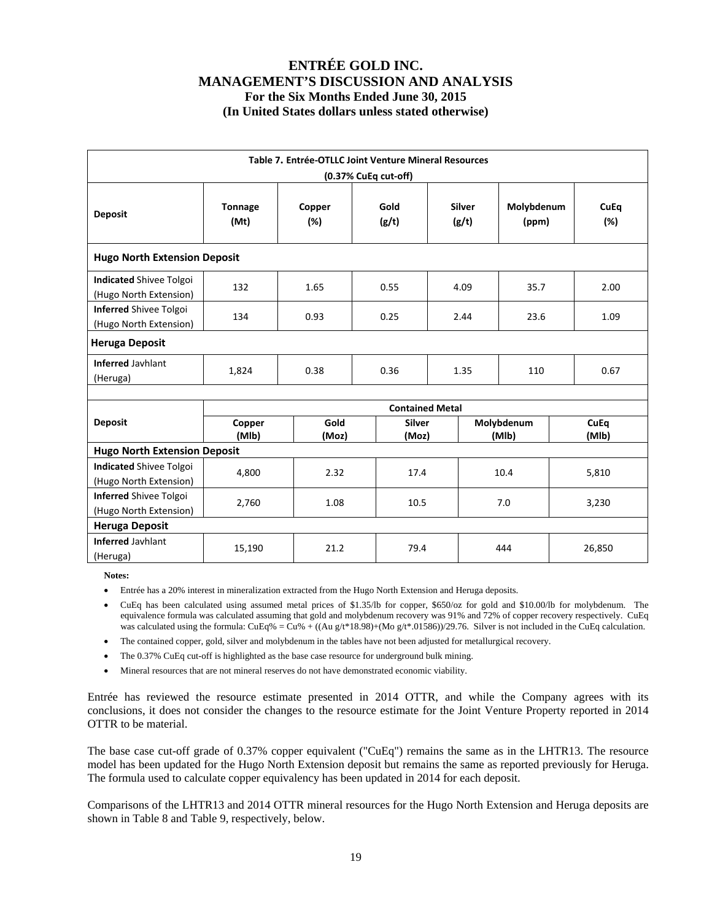**Table 7. Entrée-OTLLC Joint Venture Mineral Resources (0.37% CuEq cut-off)**

| Deposit | Tonnage (Mt) | Copper (%) | Gold (g/t) | Silver (g/t) | Molybdenum (ppm) | CuEq (%) |
|---|---|---|---|---|---|---|
| **Hugo North Extension Deposit** | | | | | | |
| **Indicated** Shivee Tolgoi (Hugo North Extension) | 132 | 1.65 | 0.55 | 4.09 | 35.7 | 2.00 |
| **Inferred** Shivee Tolgoi (Hugo North Extension) | 134 | 0.93 | 0.25 | 2.44 | 23.6 | 1.09 |
| **Heruga Deposit** | | | | | | |
| **Inferred** Javhlant (Heruga) | 1,824 | 0.38 | 0.36 | 1.35 | 110 | 0.67 |

| Deposit | Contained Metal | | | | |
|---|---|---|---|---|---|
| | Copper (Mlb) | Gold (Moz) | Silver (Moz) | Molybdenum (Mlb) | CuEq (Mlb) |
| **Hugo North Extension Deposit** | | | | | |
| **Indicated** Shivee Tolgoi (Hugo North Extension) | 4,800 | 2.32 | 17.4 | 10.4 | 5,810 |
| **Inferred** Shivee Tolgoi (Hugo North Extension) | 2,760 | 1.08 | 10.5 | 7.0 | 3,230 |
| **Heruga Deposit** | | | | | |
| **Inferred** Javhlant (Heruga) | 15,190 | 21.2 | 79.4 | 444 | 26,850 |

**Notes:**

- Entrée has a 20% interest in mineralization extracted from the Hugo North Extension and Heruga deposits.
- CuEq has been calculated using assumed metal prices of $1.35/lb for copper, $650/oz for gold and $10.00/lb for molybdenum. The equivalence formula was calculated assuming that gold and molybdenum recovery was 91% and 72% of copper recovery respectively. CuEq was calculated using the formula: CuEq% = Cu% + ((Au g/t*18.98)+(Mo g/t*.01586))/29.76. Silver is not included in the CuEq calculation.
- The contained copper, gold, silver and molybdenum in the tables have not been adjusted for metallurgical recovery.
- The 0.37% CuEq cut-off is highlighted as the base case resource for underground bulk mining.
- Mineral resources that are not mineral reserves do not have demonstrated economic viability.

Entrée has reviewed the resource estimate presented in 2014 OTTR, and while the Company agrees with its conclusions, it does not consider the changes to the resource estimate for the Joint Venture Property reported in 2014 OTTR to be material.

The base case cut-off grade of 0.37% copper equivalent ("CuEq") remains the same as in the LHTR13. The resource model has been updated for the Hugo North Extension deposit but remains the same as reported previously for Heruga. The formula used to calculate copper equivalency has been updated in 2014 for each deposit.

Comparisons of the LHTR13 and 2014 OTTR mineral resources for the Hugo North Extension and Heruga deposits are shown in Table 8 and Table 9, respectively, below.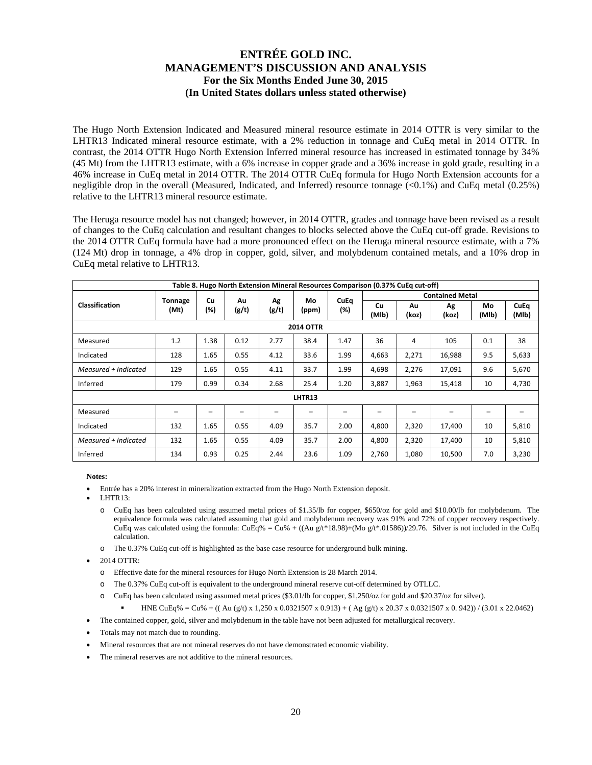The Hugo North Extension Indicated and Measured mineral resource estimate in 2014 OTTR is very similar to the LHTR13 Indicated mineral resource estimate, with a 2% reduction in tonnage and CuEq metal in 2014 OTTR. In contrast, the 2014 OTTR Hugo North Extension Inferred mineral resource has increased in estimated tonnage by 34% (45 Mt) from the LHTR13 estimate, with a 6% increase in copper grade and a 36% increase in gold grade, resulting in a 46% increase in CuEq metal in 2014 OTTR. The 2014 OTTR CuEq formula for Hugo North Extension accounts for a negligible drop in the overall (Measured, Indicated, and Inferred) resource tonnage (<0.1%) and CuEq metal (0.25%) relative to the LHTR13 mineral resource estimate.

The Heruga resource model has not changed; however, in 2014 OTTR, grades and tonnage have been revised as a result of changes to the CuEq calculation and resultant changes to blocks selected above the CuEq cut-off grade. Revisions to the 2014 OTTR CuEq formula have had a more pronounced effect on the Heruga mineral resource estimate, with a 7% (124 Mt) drop in tonnage, a 4% drop in copper, gold, silver, and molybdenum contained metals, and a 10% drop in CuEq metal relative to LHTR13.

**Table 8. Hugo North Extension Mineral Resources Comparison (0.37% CuEq cut-off)**

| Classification | Tonnage (Mt) | Cu (%) | Au (g/t) | Ag (g/t) | Mo (ppm) | CuEq (%) | Contained Metal | | | | |
|---|---|---|---|---|---|---|---|---|---|---|---|
| | | | | | | | Cu (Mlb) | Au (koz) | Ag (koz) | Mo (Mlb) | CuEq (Mlb) |
| **2014 OTTR** | | | | | | | | | | | |
| Measured | 1.2 | 1.38 | 0.12 | 2.77 | 38.4 | 1.47 | 36 | 4 | 105 | 0.1 | 38 |
| Indicated | 128 | 1.65 | 0.55 | 4.12 | 33.6 | 1.99 | 4,663 | 2,271 | 16,988 | 9.5 | 5,633 |
| *Measured + Indicated* | 129 | 1.65 | 0.55 | 4.11 | 33.7 | 1.99 | 4,698 | 2,276 | 17,091 | 9.6 | 5,670 |
| Inferred | 179 | 0.99 | 0.34 | 2.68 | 25.4 | 1.20 | 3,887 | 1,963 | 15,418 | 10 | 4,730 |
| **LHTR13** | | | | | | | | | | | |
| Measured | – | – | – | – | – | – | – | – | – | – | – |
| Indicated | 132 | 1.65 | 0.55 | 4.09 | 35.7 | 2.00 | 4,800 | 2,320 | 17,400 | 10 | 5,810 |
| *Measured + Indicated* | 132 | 1.65 | 0.55 | 4.09 | 35.7 | 2.00 | 4,800 | 2,320 | 17,400 | 10 | 5,810 |
| Inferred | 134 | 0.93 | 0.25 | 2.44 | 23.6 | 1.09 | 2,760 | 1,080 | 10,500 | 7.0 | 3,230 |

**Notes:**

- Entrée has a 20% interest in mineralization extracted from the Hugo North Extension deposit.
- LHTR13:
  - CuEq has been calculated using assumed metal prices of $1.35/lb for copper, $650/oz for gold and $10.00/lb for molybdenum. The equivalence formula was calculated assuming that gold and molybdenum recovery was 91% and 72% of copper recovery respectively. CuEq was calculated using the formula: CuEq% = Cu% + ((Au g/t*18.98)+(Mo g/t*.01586))/29.76. Silver is not included in the CuEq calculation.
  - The 0.37% CuEq cut-off is highlighted as the base case resource for underground bulk mining.
- 2014 OTTR:
  - Effective date for the mineral resources for Hugo North Extension is 28 March 2014.
  - The 0.37% CuEq cut-off is equivalent to the underground mineral reserve cut-off determined by OTLLC.
  - CuEq has been calculated using assumed metal prices ($3.01/lb for copper, $1,250/oz for gold and $20.37/oz for silver).
    - HNE CuEq% = Cu% + (( Au (g/t) x 1,250 x 0.0321507 x 0.913) + ( Ag (g/t) x 20.37 x 0.0321507 x 0. 942)) / (3.01 x 22.0462)
- The contained copper, gold, silver and molybdenum in the table have not been adjusted for metallurgical recovery.
- Totals may not match due to rounding.
- Mineral resources that are not mineral reserves do not have demonstrated economic viability.
- The mineral reserves are not additive to the mineral resources.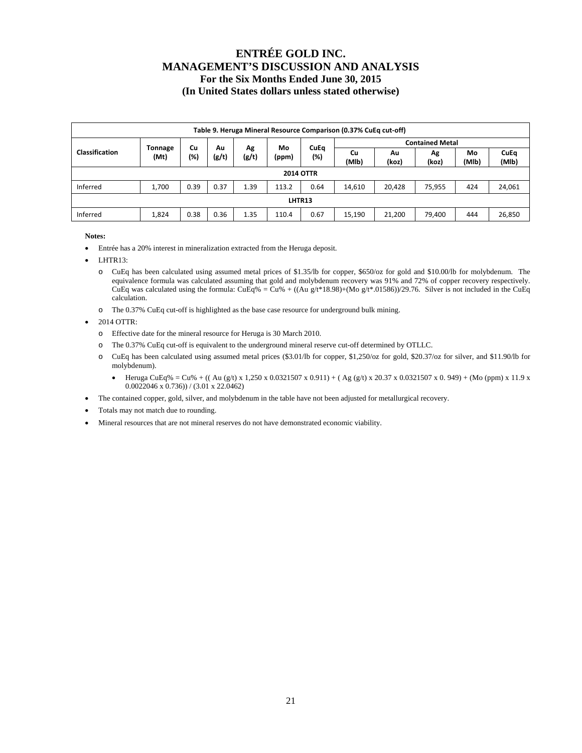# ENTRÉE GOLD INC.
## MANAGEMENT'S DISCUSSION AND ANALYSIS
### For the Six Months Ended June 30, 2015
### (In United States dollars unless stated otherwise)

| Table 9. Heruga Mineral Resource Comparison (0.37% CuEq cut-off) | | | | | | | | | | | |
|---|---|---|---|---|---|---|---|---|---|---|---|
| Classification | Tonnage (Mt) | Cu (%) | Au (g/t) | Ag (g/t) | Mo (ppm) | CuEq (%) | Contained Metal | | | | |
| | | | | | | | Cu (Mlb) | Au (koz) | Ag (koz) | Mo (Mlb) | CuEq (Mlb) |
| **2014 OTTR** | | | | | | | | | | | |
| Inferred | 1,700 | 0.39 | 0.37 | 1.39 | 113.2 | 0.64 | 14,610 | 20,428 | 75,955 | 424 | 24,061 |
| **LHTR13** | | | | | | | | | | | |
| Inferred | 1,824 | 0.38 | 0.36 | 1.35 | 110.4 | 0.67 | 15,190 | 21,200 | 79,400 | 444 | 26,850 |

**Notes:**

- Entrée has a 20% interest in mineralization extracted from the Heruga deposit.
- LHTR13:
  - CuEq has been calculated using assumed metal prices of $1.35/lb for copper, $650/oz for gold and $10.00/lb for molybdenum. The equivalence formula was calculated assuming that gold and molybdenum recovery was 91% and 72% of copper recovery respectively. CuEq was calculated using the formula: CuEq% = Cu% + ((Au g/t*18.98)+(Mo g/t*.01586))/29.76. Silver is not included in the CuEq calculation.
  - The 0.37% CuEq cut-off is highlighted as the base case resource for underground bulk mining.
- 2014 OTTR:
  - Effective date for the mineral resource for Heruga is 30 March 2010.
  - The 0.37% CuEq cut-off is equivalent to the underground mineral reserve cut-off determined by OTLLC.
  - CuEq has been calculated using assumed metal prices ($3.01/lb for copper, $1,250/oz for gold, $20.37/oz for silver, and $11.90/lb for molybdenum).
    - Heruga CuEq% = Cu% + (( Au (g/t) x 1,250 x 0.0321507 x 0.911) + ( Ag (g/t) x 20.37 x 0.0321507 x 0. 949) + (Mo (ppm) x 11.9 x 0.0022046 x 0.736)) / (3.01 x 22.0462)
- The contained copper, gold, silver, and molybdenum in the table have not been adjusted for metallurgical recovery.
- Totals may not match due to rounding.
- Mineral resources that are not mineral reserves do not have demonstrated economic viability.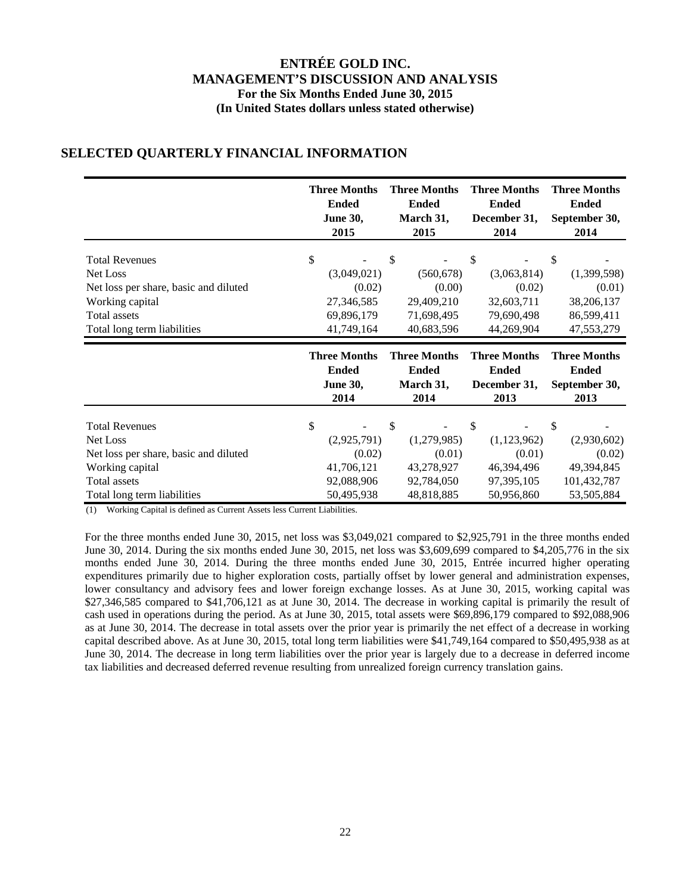# ENTRÉE GOLD INC.
# MANAGEMENT'S DISCUSSION AND ANALYSIS
### For the Six Months Ended June 30, 2015
### (In United States dollars unless stated otherwise)

## SELECTED QUARTERLY FINANCIAL INFORMATION

| | Three Months Ended June 30, 2015 | Three Months Ended March 31, 2015 | Three Months Ended December 31, 2014 | Three Months Ended September 30, 2014 |
|---|---|---|---|---|
| Total Revenues | $ - | $ - | $ - | $ - |
| Net Loss | (3,049,021) | (560,678) | (3,063,814) | (1,399,598) |
| Net loss per share, basic and diluted | (0.02) | (0.00) | (0.02) | (0.01) |
| Working capital | 27,346,585 | 29,409,210 | 32,603,711 | 38,206,137 |
| Total assets | 69,896,179 | 71,698,495 | 79,690,498 | 86,599,411 |
| Total long term liabilities | 41,749,164 | 40,683,596 | 44,269,904 | 47,553,279 |

| | Three Months Ended June 30, 2014 | Three Months Ended March 31, 2014 | Three Months Ended December 31, 2013 | Three Months Ended September 30, 2013 |
|---|---|---|---|---|
| Total Revenues | $ - | $ - | $ - | $ - |
| Net Loss | (2,925,791) | (1,279,985) | (1,123,962) | (2,930,602) |
| Net loss per share, basic and diluted | (0.02) | (0.01) | (0.01) | (0.02) |
| Working capital | 41,706,121 | 43,278,927 | 46,394,496 | 49,394,845 |
| Total assets | 92,088,906 | 92,784,050 | 97,395,105 | 101,432,787 |
| Total long term liabilities | 50,495,938 | 48,818,885 | 50,956,860 | 53,505,884 |

(1) Working Capital is defined as Current Assets less Current Liabilities.

For the three months ended June 30, 2015, net loss was $3,049,021 compared to $2,925,791 in the three months ended June 30, 2014. During the six months ended June 30, 2015, net loss was $3,609,699 compared to $4,205,776 in the six months ended June 30, 2014. During the three months ended June 30, 2015, Entrée incurred higher operating expenditures primarily due to higher exploration costs, partially offset by lower general and administration expenses, lower consultancy and advisory fees and lower foreign exchange losses. As at June 30, 2015, working capital was $27,346,585 compared to $41,706,121 as at June 30, 2014. The decrease in working capital is primarily the result of cash used in operations during the period. As at June 30, 2015, total assets were $69,896,179 compared to $92,088,906 as at June 30, 2014. The decrease in total assets over the prior year is primarily the net effect of a decrease in working capital described above. As at June 30, 2015, total long term liabilities were $41,749,164 compared to $50,495,938 as at June 30, 2014. The decrease in long term liabilities over the prior year is largely due to a decrease in deferred income tax liabilities and decreased deferred revenue resulting from unrealized foreign currency translation gains.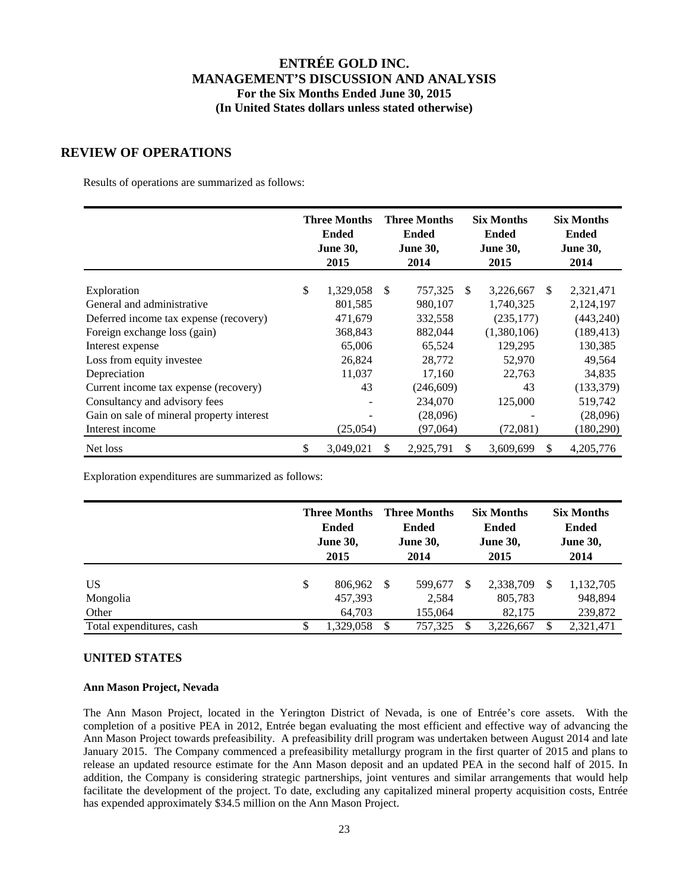# ENTRÉE GOLD INC.
## MANAGEMENT'S DISCUSSION AND ANALYSIS
### For the Six Months Ended June 30, 2015
### (In United States dollars unless stated otherwise)

## REVIEW OF OPERATIONS

Results of operations are summarized as follows:

| | Three Months Ended June 30, 2015 | Three Months Ended June 30, 2014 | Six Months Ended June 30, 2015 | Six Months Ended June 30, 2014 |
|---|---|---|---|---|
| Exploration | $ 1,329,058 | $ 757,325 | $ 3,226,667 | $ 2,321,471 |
| General and administrative | 801,585 | 980,107 | 1,740,325 | 2,124,197 |
| Deferred income tax expense (recovery) | 471,679 | 332,558 | (235,177) | (443,240) |
| Foreign exchange loss (gain) | 368,843 | 882,044 | (1,380,106) | (189,413) |
| Interest expense | 65,006 | 65,524 | 129,295 | 130,385 |
| Loss from equity investee | 26,824 | 28,772 | 52,970 | 49,564 |
| Depreciation | 11,037 | 17,160 | 22,763 | 34,835 |
| Current income tax expense (recovery) | 43 | (246,609) | 43 | (133,379) |
| Consultancy and advisory fees | - | 234,070 | 125,000 | 519,742 |
| Gain on sale of mineral property interest | - | (28,096) | - | (28,096) |
| Interest income | (25,054) | (97,064) | (72,081) | (180,290) |
| Net loss | $ 3,049,021 | $ 2,925,791 | $ 3,609,699 | $ 4,205,776 |

Exploration expenditures are summarized as follows:

| | Three Months Ended June 30, 2015 | Three Months Ended June 30, 2014 | Six Months Ended June 30, 2015 | Six Months Ended June 30, 2014 |
|---|---|---|---|---|
| US | $ 806,962 | $ 599,677 | $ 2,338,709 | $ 1,132,705 |
| Mongolia | 457,393 | 2,584 | 805,783 | 948,894 |
| Other | 64,703 | 155,064 | 82,175 | 239,872 |
| Total expenditures, cash | $ 1,329,058 | $ 757,325 | $ 3,226,667 | $ 2,321,471 |

## UNITED STATES

### Ann Mason Project, Nevada

The Ann Mason Project, located in the Yerington District of Nevada, is one of Entrée's core assets. With the completion of a positive PEA in 2012, Entrée began evaluating the most efficient and effective way of advancing the Ann Mason Project towards prefeasibility. A prefeasibility drill program was undertaken between August 2014 and late January 2015. The Company commenced a prefeasibility metallurgy program in the first quarter of 2015 and plans to release an updated resource estimate for the Ann Mason deposit and an updated PEA in the second half of 2015. In addition, the Company is considering strategic partnerships, joint ventures and similar arrangements that would help facilitate the development of the project. To date, excluding any capitalized mineral property acquisition costs, Entrée has expended approximately $34.5 million on the Ann Mason Project.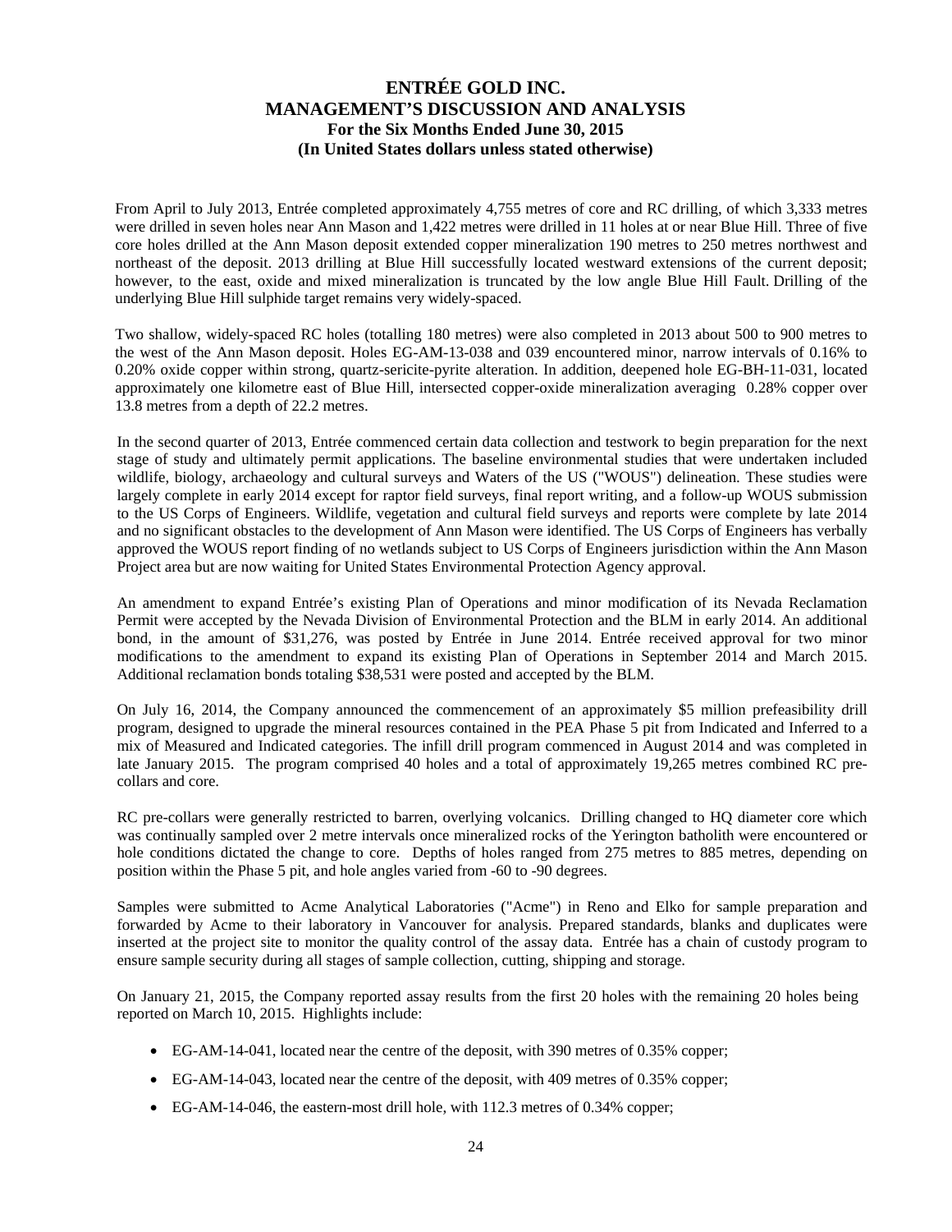From April to July 2013, Entrée completed approximately 4,755 metres of core and RC drilling, of which 3,333 metres were drilled in seven holes near Ann Mason and 1,422 metres were drilled in 11 holes at or near Blue Hill. Three of five core holes drilled at the Ann Mason deposit extended copper mineralization 190 metres to 250 metres northwest and northeast of the deposit. 2013 drilling at Blue Hill successfully located westward extensions of the current deposit; however, to the east, oxide and mixed mineralization is truncated by the low angle Blue Hill Fault. Drilling of the underlying Blue Hill sulphide target remains very widely-spaced.

Two shallow, widely-spaced RC holes (totalling 180 metres) were also completed in 2013 about 500 to 900 metres to the west of the Ann Mason deposit. Holes EG-AM-13-038 and 039 encountered minor, narrow intervals of 0.16% to 0.20% oxide copper within strong, quartz-sericite-pyrite alteration. In addition, deepened hole EG-BH-11-031, located approximately one kilometre east of Blue Hill, intersected copper-oxide mineralization averaging 0.28% copper over 13.8 metres from a depth of 22.2 metres.

In the second quarter of 2013, Entrée commenced certain data collection and testwork to begin preparation for the next stage of study and ultimately permit applications. The baseline environmental studies that were undertaken included wildlife, biology, archaeology and cultural surveys and Waters of the US ("WOUS") delineation. These studies were largely complete in early 2014 except for raptor field surveys, final report writing, and a follow-up WOUS submission to the US Corps of Engineers. Wildlife, vegetation and cultural field surveys and reports were complete by late 2014 and no significant obstacles to the development of Ann Mason were identified. The US Corps of Engineers has verbally approved the WOUS report finding of no wetlands subject to US Corps of Engineers jurisdiction within the Ann Mason Project area but are now waiting for United States Environmental Protection Agency approval.

An amendment to expand Entrée's existing Plan of Operations and minor modification of its Nevada Reclamation Permit were accepted by the Nevada Division of Environmental Protection and the BLM in early 2014. An additional bond, in the amount of $31,276, was posted by Entrée in June 2014. Entrée received approval for two minor modifications to the amendment to expand its existing Plan of Operations in September 2014 and March 2015. Additional reclamation bonds totaling $38,531 were posted and accepted by the BLM.

On July 16, 2014, the Company announced the commencement of an approximately $5 million prefeasibility drill program, designed to upgrade the mineral resources contained in the PEA Phase 5 pit from Indicated and Inferred to a mix of Measured and Indicated categories. The infill drill program commenced in August 2014 and was completed in late January 2015. The program comprised 40 holes and a total of approximately 19,265 metres combined RC pre-collars and core.

RC pre-collars were generally restricted to barren, overlying volcanics. Drilling changed to HQ diameter core which was continually sampled over 2 metre intervals once mineralized rocks of the Yerington batholith were encountered or hole conditions dictated the change to core. Depths of holes ranged from 275 metres to 885 metres, depending on position within the Phase 5 pit, and hole angles varied from -60 to -90 degrees.

Samples were submitted to Acme Analytical Laboratories ("Acme") in Reno and Elko for sample preparation and forwarded by Acme to their laboratory in Vancouver for analysis. Prepared standards, blanks and duplicates were inserted at the project site to monitor the quality control of the assay data. Entrée has a chain of custody program to ensure sample security during all stages of sample collection, cutting, shipping and storage.

On January 21, 2015, the Company reported assay results from the first 20 holes with the remaining 20 holes being reported on March 10, 2015. Highlights include:

- EG-AM-14-041, located near the centre of the deposit, with 390 metres of 0.35% copper;
- EG-AM-14-043, located near the centre of the deposit, with 409 metres of 0.35% copper;
- EG-AM-14-046, the eastern-most drill hole, with 112.3 metres of 0.34% copper;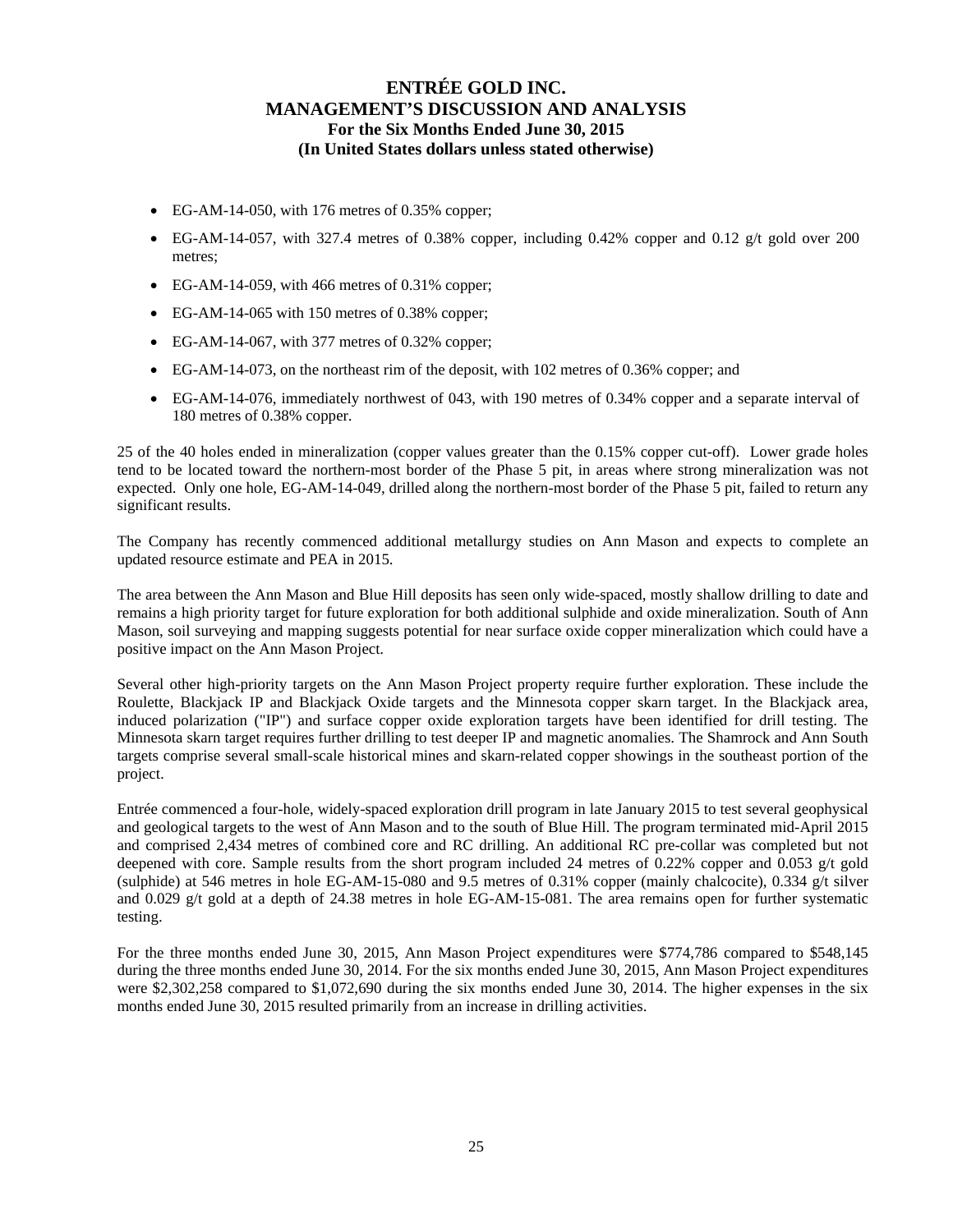- EG-AM-14-050, with 176 metres of 0.35% copper;
- EG-AM-14-057, with 327.4 metres of 0.38% copper, including 0.42% copper and 0.12 g/t gold over 200 metres;
- EG-AM-14-059, with 466 metres of 0.31% copper;
- EG-AM-14-065 with 150 metres of 0.38% copper;
- EG-AM-14-067, with 377 metres of 0.32% copper;
- EG-AM-14-073, on the northeast rim of the deposit, with 102 metres of 0.36% copper; and
- EG-AM-14-076, immediately northwest of 043, with 190 metres of 0.34% copper and a separate interval of 180 metres of 0.38% copper.

25 of the 40 holes ended in mineralization (copper values greater than the 0.15% copper cut-off). Lower grade holes tend to be located toward the northern-most border of the Phase 5 pit, in areas where strong mineralization was not expected. Only one hole, EG-AM-14-049, drilled along the northern-most border of the Phase 5 pit, failed to return any significant results.

The Company has recently commenced additional metallurgy studies on Ann Mason and expects to complete an updated resource estimate and PEA in 2015.

The area between the Ann Mason and Blue Hill deposits has seen only wide-spaced, mostly shallow drilling to date and remains a high priority target for future exploration for both additional sulphide and oxide mineralization. South of Ann Mason, soil surveying and mapping suggests potential for near surface oxide copper mineralization which could have a positive impact on the Ann Mason Project.

Several other high-priority targets on the Ann Mason Project property require further exploration. These include the Roulette, Blackjack IP and Blackjack Oxide targets and the Minnesota copper skarn target. In the Blackjack area, induced polarization ("IP") and surface copper oxide exploration targets have been identified for drill testing. The Minnesota skarn target requires further drilling to test deeper IP and magnetic anomalies. The Shamrock and Ann South targets comprise several small-scale historical mines and skarn-related copper showings in the southeast portion of the project.

Entrée commenced a four-hole, widely-spaced exploration drill program in late January 2015 to test several geophysical and geological targets to the west of Ann Mason and to the south of Blue Hill. The program terminated mid-April 2015 and comprised 2,434 metres of combined core and RC drilling. An additional RC pre-collar was completed but not deepened with core. Sample results from the short program included 24 metres of 0.22% copper and 0.053 g/t gold (sulphide) at 546 metres in hole EG-AM-15-080 and 9.5 metres of 0.31% copper (mainly chalcocite), 0.334 g/t silver and 0.029 g/t gold at a depth of 24.38 metres in hole EG-AM-15-081. The area remains open for further systematic testing.

For the three months ended June 30, 2015, Ann Mason Project expenditures were $774,786 compared to $548,145 during the three months ended June 30, 2014. For the six months ended June 30, 2015, Ann Mason Project expenditures were $2,302,258 compared to $1,072,690 during the six months ended June 30, 2014. The higher expenses in the six months ended June 30, 2015 resulted primarily from an increase in drilling activities.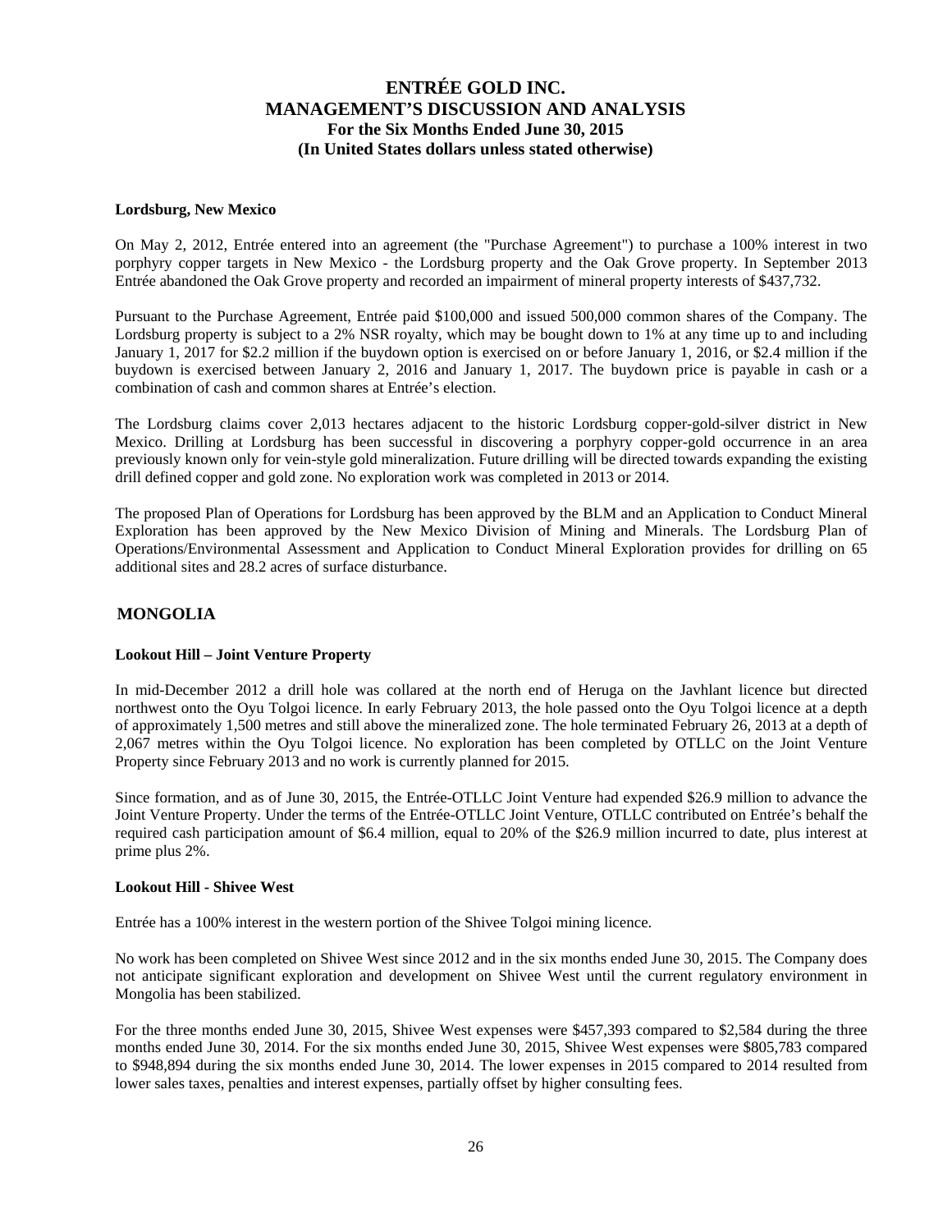### Lordsburg, New Mexico

On May 2, 2012, Entrée entered into an agreement (the "Purchase Agreement") to purchase a 100% interest in two porphyry copper targets in New Mexico - the Lordsburg property and the Oak Grove property. In September 2013 Entrée abandoned the Oak Grove property and recorded an impairment of mineral property interests of $437,732.

Pursuant to the Purchase Agreement, Entrée paid $100,000 and issued 500,000 common shares of the Company. The Lordsburg property is subject to a 2% NSR royalty, which may be bought down to 1% at any time up to and including January 1, 2017 for $2.2 million if the buydown option is exercised on or before January 1, 2016, or $2.4 million if the buydown is exercised between January 2, 2016 and January 1, 2017. The buydown price is payable in cash or a combination of cash and common shares at Entrée's election.

The Lordsburg claims cover 2,013 hectares adjacent to the historic Lordsburg copper-gold-silver district in New Mexico. Drilling at Lordsburg has been successful in discovering a porphyry copper-gold occurrence in an area previously known only for vein-style gold mineralization. Future drilling will be directed towards expanding the existing drill defined copper and gold zone. No exploration work was completed in 2013 or 2014.

The proposed Plan of Operations for Lordsburg has been approved by the BLM and an Application to Conduct Mineral Exploration has been approved by the New Mexico Division of Mining and Minerals. The Lordsburg Plan of Operations/Environmental Assessment and Application to Conduct Mineral Exploration provides for drilling on 65 additional sites and 28.2 acres of surface disturbance.

## MONGOLIA

### Lookout Hill – Joint Venture Property

In mid-December 2012 a drill hole was collared at the north end of Heruga on the Javhlant licence but directed northwest onto the Oyu Tolgoi licence. In early February 2013, the hole passed onto the Oyu Tolgoi licence at a depth of approximately 1,500 metres and still above the mineralized zone. The hole terminated February 26, 2013 at a depth of 2,067 metres within the Oyu Tolgoi licence. No exploration has been completed by OTLLC on the Joint Venture Property since February 2013 and no work is currently planned for 2015.

Since formation, and as of June 30, 2015, the Entrée-OTLLC Joint Venture had expended $26.9 million to advance the Joint Venture Property. Under the terms of the Entrée-OTLLC Joint Venture, OTLLC contributed on Entrée's behalf the required cash participation amount of $6.4 million, equal to 20% of the $26.9 million incurred to date, plus interest at prime plus 2%.

### Lookout Hill - Shivee West

Entrée has a 100% interest in the western portion of the Shivee Tolgoi mining licence.

No work has been completed on Shivee West since 2012 and in the six months ended June 30, 2015. The Company does not anticipate significant exploration and development on Shivee West until the current regulatory environment in Mongolia has been stabilized.

For the three months ended June 30, 2015, Shivee West expenses were $457,393 compared to $2,584 during the three months ended June 30, 2014. For the six months ended June 30, 2015, Shivee West expenses were $805,783 compared to $948,894 during the six months ended June 30, 2014. The lower expenses in 2015 compared to 2014 resulted from lower sales taxes, penalties and interest expenses, partially offset by higher consulting fees.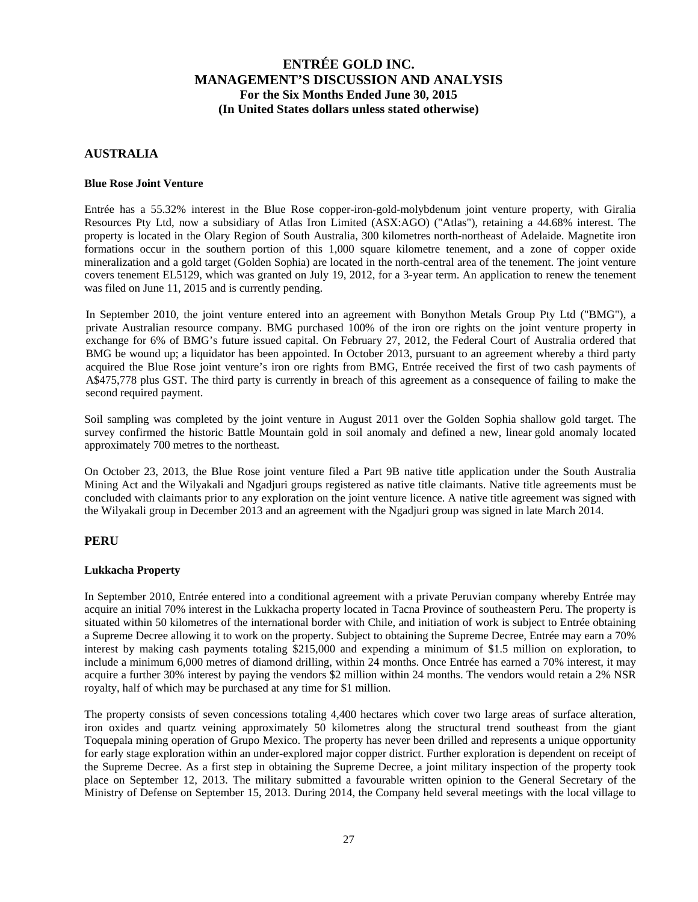## AUSTRALIA

### Blue Rose Joint Venture

Entrée has a 55.32% interest in the Blue Rose copper-iron-gold-molybdenum joint venture property, with Giralia Resources Pty Ltd, now a subsidiary of Atlas Iron Limited (ASX:AGO) ("Atlas"), retaining a 44.68% interest. The property is located in the Olary Region of South Australia, 300 kilometres north-northeast of Adelaide. Magnetite iron formations occur in the southern portion of this 1,000 square kilometre tenement, and a zone of copper oxide mineralization and a gold target (Golden Sophia) are located in the north-central area of the tenement. The joint venture covers tenement EL5129, which was granted on July 19, 2012, for a 3-year term. An application to renew the tenement was filed on June 11, 2015 and is currently pending.

In September 2010, the joint venture entered into an agreement with Bonython Metals Group Pty Ltd ("BMG"), a private Australian resource company. BMG purchased 100% of the iron ore rights on the joint venture property in exchange for 6% of BMG's future issued capital. On February 27, 2012, the Federal Court of Australia ordered that BMG be wound up; a liquidator has been appointed. In October 2013, pursuant to an agreement whereby a third party acquired the Blue Rose joint venture's iron ore rights from BMG, Entrée received the first of two cash payments of A$475,778 plus GST. The third party is currently in breach of this agreement as a consequence of failing to make the second required payment.

Soil sampling was completed by the joint venture in August 2011 over the Golden Sophia shallow gold target. The survey confirmed the historic Battle Mountain gold in soil anomaly and defined a new, linear gold anomaly located approximately 700 metres to the northeast.

On October 23, 2013, the Blue Rose joint venture filed a Part 9B native title application under the South Australia Mining Act and the Wilyakali and Ngadjuri groups registered as native title claimants. Native title agreements must be concluded with claimants prior to any exploration on the joint venture licence. A native title agreement was signed with the Wilyakali group in December 2013 and an agreement with the Ngadjuri group was signed in late March 2014.

## PERU

### Lukkacha Property

In September 2010, Entrée entered into a conditional agreement with a private Peruvian company whereby Entrée may acquire an initial 70% interest in the Lukkacha property located in Tacna Province of southeastern Peru. The property is situated within 50 kilometres of the international border with Chile, and initiation of work is subject to Entrée obtaining a Supreme Decree allowing it to work on the property. Subject to obtaining the Supreme Decree, Entrée may earn a 70% interest by making cash payments totaling $215,000 and expending a minimum of $1.5 million on exploration, to include a minimum 6,000 metres of diamond drilling, within 24 months. Once Entrée has earned a 70% interest, it may acquire a further 30% interest by paying the vendors $2 million within 24 months. The vendors would retain a 2% NSR royalty, half of which may be purchased at any time for $1 million.

The property consists of seven concessions totaling 4,400 hectares which cover two large areas of surface alteration, iron oxides and quartz veining approximately 50 kilometres along the structural trend southeast from the giant Toquepala mining operation of Grupo Mexico. The property has never been drilled and represents a unique opportunity for early stage exploration within an under-explored major copper district. Further exploration is dependent on receipt of the Supreme Decree. As a first step in obtaining the Supreme Decree, a joint military inspection of the property took place on September 12, 2013. The military submitted a favourable written opinion to the General Secretary of the Ministry of Defense on September 15, 2013. During 2014, the Company held several meetings with the local village to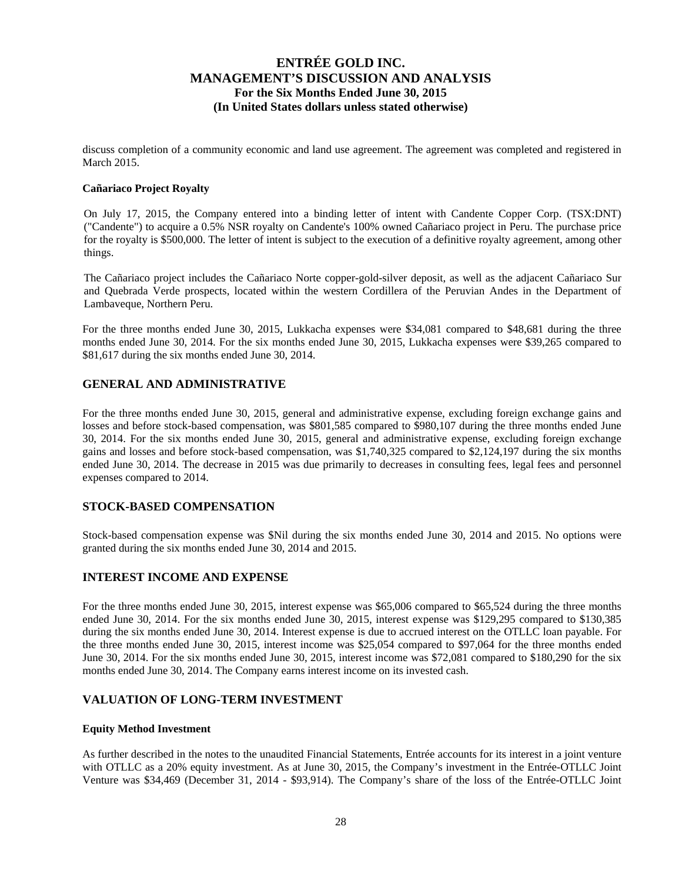discuss completion of a community economic and land use agreement. The agreement was completed and registered in March 2015.

**Cañariaco Project Royalty**

On July 17, 2015, the Company entered into a binding letter of intent with Candente Copper Corp. (TSX:DNT) ("Candente") to acquire a 0.5% NSR royalty on Candente's 100% owned Cañariaco project in Peru. The purchase price for the royalty is $500,000. The letter of intent is subject to the execution of a definitive royalty agreement, among other things.

The Cañariaco project includes the Cañariaco Norte copper-gold-silver deposit, as well as the adjacent Cañariaco Sur and Quebrada Verde prospects, located within the western Cordillera of the Peruvian Andes in the Department of Lambaveque, Northern Peru.

For the three months ended June 30, 2015, Lukkacha expenses were $34,081 compared to $48,681 during the three months ended June 30, 2014. For the six months ended June 30, 2015, Lukkacha expenses were $39,265 compared to $81,617 during the six months ended June 30, 2014.

## GENERAL AND ADMINISTRATIVE

For the three months ended June 30, 2015, general and administrative expense, excluding foreign exchange gains and losses and before stock-based compensation, was $801,585 compared to $980,107 during the three months ended June 30, 2014. For the six months ended June 30, 2015, general and administrative expense, excluding foreign exchange gains and losses and before stock-based compensation, was $1,740,325 compared to $2,124,197 during the six months ended June 30, 2014. The decrease in 2015 was due primarily to decreases in consulting fees, legal fees and personnel expenses compared to 2014.

## STOCK-BASED COMPENSATION

Stock-based compensation expense was $Nil during the six months ended June 30, 2014 and 2015. No options were granted during the six months ended June 30, 2014 and 2015.

## INTEREST INCOME AND EXPENSE

For the three months ended June 30, 2015, interest expense was $65,006 compared to $65,524 during the three months ended June 30, 2014. For the six months ended June 30, 2015, interest expense was $129,295 compared to $130,385 during the six months ended June 30, 2014. Interest expense is due to accrued interest on the OTLLC loan payable. For the three months ended June 30, 2015, interest income was $25,054 compared to $97,064 for the three months ended June 30, 2014. For the six months ended June 30, 2015, interest income was $72,081 compared to $180,290 for the six months ended June 30, 2014. The Company earns interest income on its invested cash.

## VALUATION OF LONG-TERM INVESTMENT

**Equity Method Investment**

As further described in the notes to the unaudited Financial Statements, Entrée accounts for its interest in a joint venture with OTLLC as a 20% equity investment. As at June 30, 2015, the Company's investment in the Entrée-OTLLC Joint Venture was $34,469 (December 31, 2014 - $93,914). The Company's share of the loss of the Entrée-OTLLC Joint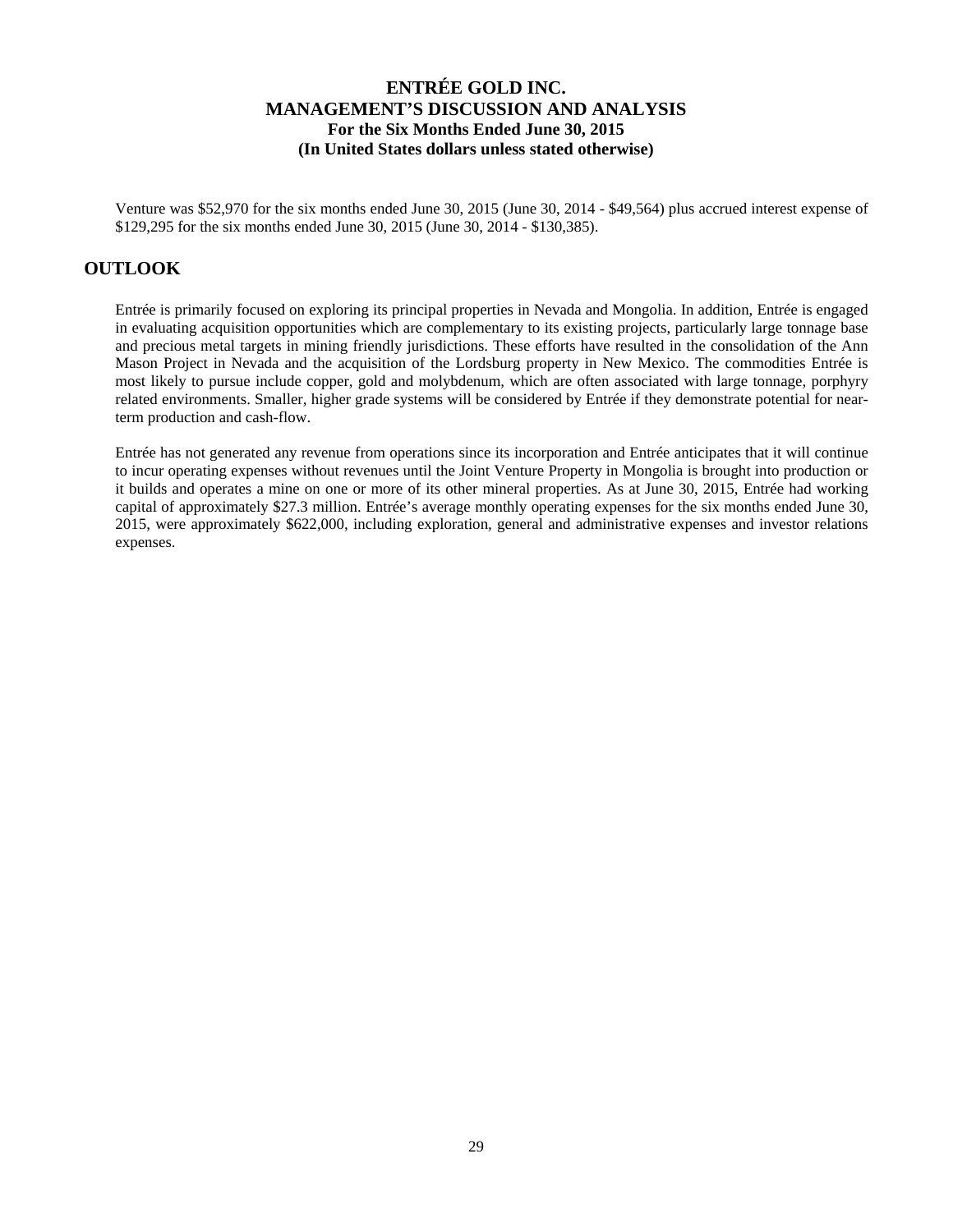Venture was \$52,970 for the six months ended June 30, 2015 (June 30, 2014 - \$49,564) plus accrued interest expense of \$129,295 for the six months ended June 30, 2015 (June 30, 2014 - \$130,385).

## OUTLOOK

Entrée is primarily focused on exploring its principal properties in Nevada and Mongolia. In addition, Entrée is engaged in evaluating acquisition opportunities which are complementary to its existing projects, particularly large tonnage base and precious metal targets in mining friendly jurisdictions. These efforts have resulted in the consolidation of the Ann Mason Project in Nevada and the acquisition of the Lordsburg property in New Mexico. The commodities Entrée is most likely to pursue include copper, gold and molybdenum, which are often associated with large tonnage, porphyry related environments. Smaller, higher grade systems will be considered by Entrée if they demonstrate potential for near-term production and cash-flow.

Entrée has not generated any revenue from operations since its incorporation and Entrée anticipates that it will continue to incur operating expenses without revenues until the Joint Venture Property in Mongolia is brought into production or it builds and operates a mine on one or more of its other mineral properties. As at June 30, 2015, Entrée had working capital of approximately \$27.3 million. Entrée's average monthly operating expenses for the six months ended June 30, 2015, were approximately \$622,000, including exploration, general and administrative expenses and investor relations expenses.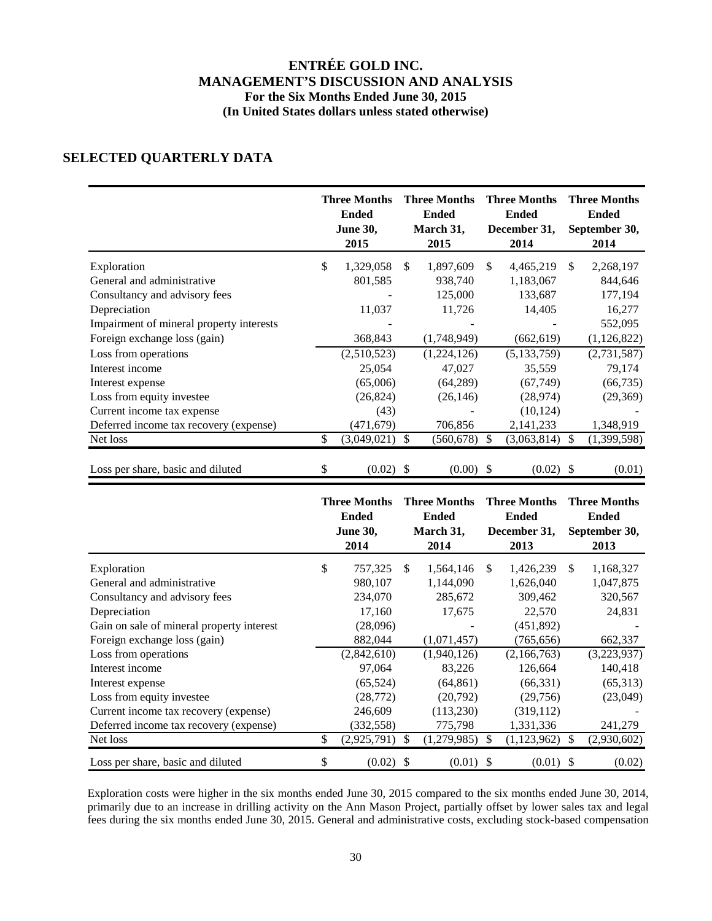## SELECTED QUARTERLY DATA

| | Three Months Ended June 30, 2015 | Three Months Ended March 31, 2015 | Three Months Ended December 31, 2014 | Three Months Ended September 30, 2014 |
|---|---|---|---|---|
| Exploration | $ 1,329,058 | $ 1,897,609 | $ 4,465,219 | $ 2,268,197 |
| General and administrative | 801,585 | 938,740 | 1,183,067 | 844,646 |
| Consultancy and advisory fees | - | 125,000 | 133,687 | 177,194 |
| Depreciation | 11,037 | 11,726 | 14,405 | 16,277 |
| Impairment of mineral property interests | - | - | - | 552,095 |
| Foreign exchange loss (gain) | 368,843 | (1,748,949) | (662,619) | (1,126,822) |
| Loss from operations | (2,510,523) | (1,224,126) | (5,133,759) | (2,731,587) |
| Interest income | 25,054 | 47,027 | 35,559 | 79,174 |
| Interest expense | (65,006) | (64,289) | (67,749) | (66,735) |
| Loss from equity investee | (26,824) | (26,146) | (28,974) | (29,369) |
| Current income tax expense | (43) | - | (10,124) | - |
| Deferred income tax recovery (expense) | (471,679) | 706,856 | 2,141,233 | 1,348,919 |
| Net loss | $ (3,049,021) | $ (560,678) | $ (3,063,814) | $ (1,399,598) |
| Loss per share, basic and diluted | $ (0.02) | $ (0.00) | $ (0.02) | $ (0.01) |

| | Three Months Ended June 30, 2014 | Three Months Ended March 31, 2014 | Three Months Ended December 31, 2013 | Three Months Ended September 30, 2013 |
|---|---|---|---|---|
| Exploration | $ 757,325 | $ 1,564,146 | $ 1,426,239 | $ 1,168,327 |
| General and administrative | 980,107 | 1,144,090 | 1,626,040 | 1,047,875 |
| Consultancy and advisory fees | 234,070 | 285,672 | 309,462 | 320,567 |
| Depreciation | 17,160 | 17,675 | 22,570 | 24,831 |
| Gain on sale of mineral property interest | (28,096) | - | (451,892) | - |
| Foreign exchange loss (gain) | 882,044 | (1,071,457) | (765,656) | 662,337 |
| Loss from operations | (2,842,610) | (1,940,126) | (2,166,763) | (3,223,937) |
| Interest income | 97,064 | 83,226 | 126,664 | 140,418 |
| Interest expense | (65,524) | (64,861) | (66,331) | (65,313) |
| Loss from equity investee | (28,772) | (20,792) | (29,756) | (23,049) |
| Current income tax recovery (expense) | 246,609 | (113,230) | (319,112) | - |
| Deferred income tax recovery (expense) | (332,558) | 775,798 | 1,331,336 | 241,279 |
| Net loss | $ (2,925,791) | $ (1,279,985) | $ (1,123,962) | $ (2,930,602) |
| Loss per share, basic and diluted | $ (0.02) | $ (0.01) | $ (0.01) | $ (0.02) |

Exploration costs were higher in the six months ended June 30, 2015 compared to the six months ended June 30, 2014, primarily due to an increase in drilling activity on the Ann Mason Project, partially offset by lower sales tax and legal fees during the six months ended June 30, 2015. General and administrative costs, excluding stock-based compensation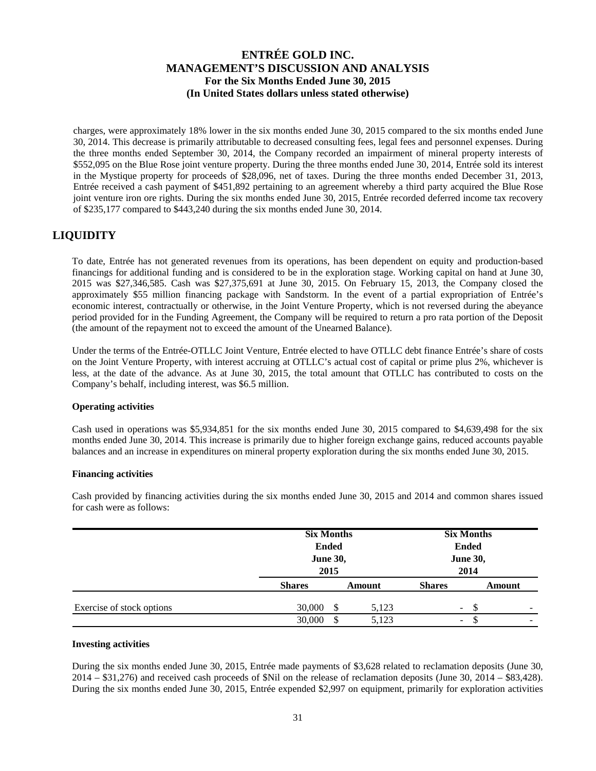charges, were approximately 18% lower in the six months ended June 30, 2015 compared to the six months ended June 30, 2014. This decrease is primarily attributable to decreased consulting fees, legal fees and personnel expenses. During the three months ended September 30, 2014, the Company recorded an impairment of mineral property interests of $552,095 on the Blue Rose joint venture property. During the three months ended June 30, 2014, Entrée sold its interest in the Mystique property for proceeds of $28,096, net of taxes. During the three months ended December 31, 2013, Entrée received a cash payment of $451,892 pertaining to an agreement whereby a third party acquired the Blue Rose joint venture iron ore rights. During the six months ended June 30, 2015, Entrée recorded deferred income tax recovery of $235,177 compared to $443,240 during the six months ended June 30, 2014.

## LIQUIDITY

To date, Entrée has not generated revenues from its operations, has been dependent on equity and production-based financings for additional funding and is considered to be in the exploration stage. Working capital on hand at June 30, 2015 was $27,346,585. Cash was $27,375,691 at June 30, 2015. On February 15, 2013, the Company closed the approximately $55 million financing package with Sandstorm. In the event of a partial expropriation of Entrée's economic interest, contractually or otherwise, in the Joint Venture Property, which is not reversed during the abeyance period provided for in the Funding Agreement, the Company will be required to return a pro rata portion of the Deposit (the amount of the repayment not to exceed the amount of the Unearned Balance).

Under the terms of the Entrée-OTLLC Joint Venture, Entrée elected to have OTLLC debt finance Entrée's share of costs on the Joint Venture Property, with interest accruing at OTLLC's actual cost of capital or prime plus 2%, whichever is less, at the date of the advance. As at June 30, 2015, the total amount that OTLLC has contributed to costs on the Company's behalf, including interest, was $6.5 million.

**Operating activities**

Cash used in operations was $5,934,851 for the six months ended June 30, 2015 compared to $4,639,498 for the six months ended June 30, 2014. This increase is primarily due to higher foreign exchange gains, reduced accounts payable balances and an increase in expenditures on mineral property exploration during the six months ended June 30, 2015.

**Financing activities**

Cash provided by financing activities during the six months ended June 30, 2015 and 2014 and common shares issued for cash were as follows:

| | Six Months Ended June 30, 2015 | | Six Months Ended June 30, 2014 | |
|---|---|---|---|---|
| | **Shares** | **Amount** | **Shares** | **Amount** |
| Exercise of stock options | 30,000 | $ 5,123 | - | $ - |
| | 30,000 | $ 5,123 | - | $ - |

**Investing activities**

During the six months ended June 30, 2015, Entrée made payments of $3,628 related to reclamation deposits (June 30, 2014 – $31,276) and received cash proceeds of $Nil on the release of reclamation deposits (June 30, 2014 – $83,428). During the six months ended June 30, 2015, Entrée expended $2,997 on equipment, primarily for exploration activities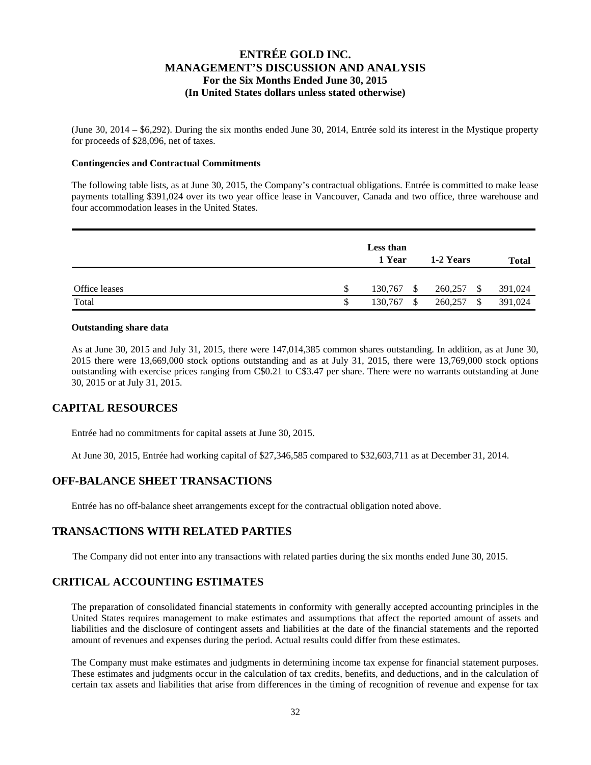(June 30, 2014 – $6,292). During the six months ended June 30, 2014, Entrée sold its interest in the Mystique property for proceeds of $28,096, net of taxes.

**Contingencies and Contractual Commitments**

The following table lists, as at June 30, 2015, the Company's contractual obligations. Entrée is committed to make lease payments totalling $391,024 over its two year office lease in Vancouver, Canada and two office, three warehouse and four accommodation leases in the United States.

| | Less than 1 Year | 1-2 Years | Total |
|---|---|---|---|
| Office leases | $ 130,767 | $ 260,257 | $ 391,024 |
| Total | $ 130,767 | $ 260,257 | $ 391,024 |

**Outstanding share data**

As at June 30, 2015 and July 31, 2015, there were 147,014,385 common shares outstanding. In addition, as at June 30, 2015 there were 13,669,000 stock options outstanding and as at July 31, 2015, there were 13,769,000 stock options outstanding with exercise prices ranging from C$0.21 to C$3.47 per share. There were no warrants outstanding at June 30, 2015 or at July 31, 2015.

## CAPITAL RESOURCES

Entrée had no commitments for capital assets at June 30, 2015.

At June 30, 2015, Entrée had working capital of $27,346,585 compared to $32,603,711 as at December 31, 2014.

## OFF-BALANCE SHEET TRANSACTIONS

Entrée has no off-balance sheet arrangements except for the contractual obligation noted above.

## TRANSACTIONS WITH RELATED PARTIES

The Company did not enter into any transactions with related parties during the six months ended June 30, 2015.

## CRITICAL ACCOUNTING ESTIMATES

The preparation of consolidated financial statements in conformity with generally accepted accounting principles in the United States requires management to make estimates and assumptions that affect the reported amount of assets and liabilities and the disclosure of contingent assets and liabilities at the date of the financial statements and the reported amount of revenues and expenses during the period. Actual results could differ from these estimates.

The Company must make estimates and judgments in determining income tax expense for financial statement purposes. These estimates and judgments occur in the calculation of tax credits, benefits, and deductions, and in the calculation of certain tax assets and liabilities that arise from differences in the timing of recognition of revenue and expense for tax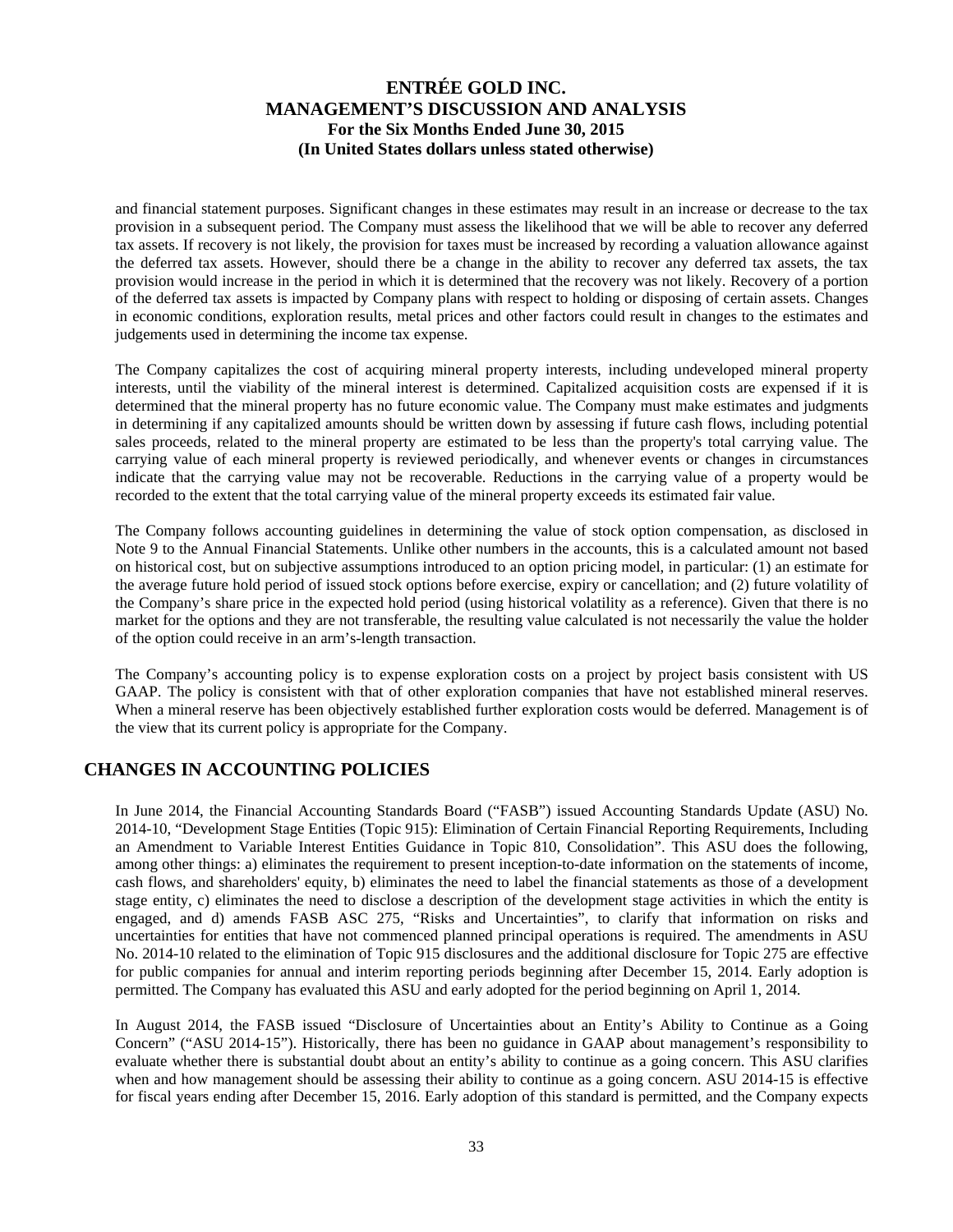and financial statement purposes. Significant changes in these estimates may result in an increase or decrease to the tax provision in a subsequent period. The Company must assess the likelihood that we will be able to recover any deferred tax assets. If recovery is not likely, the provision for taxes must be increased by recording a valuation allowance against the deferred tax assets. However, should there be a change in the ability to recover any deferred tax assets, the tax provision would increase in the period in which it is determined that the recovery was not likely. Recovery of a portion of the deferred tax assets is impacted by Company plans with respect to holding or disposing of certain assets. Changes in economic conditions, exploration results, metal prices and other factors could result in changes to the estimates and judgements used in determining the income tax expense.

The Company capitalizes the cost of acquiring mineral property interests, including undeveloped mineral property interests, until the viability of the mineral interest is determined. Capitalized acquisition costs are expensed if it is determined that the mineral property has no future economic value. The Company must make estimates and judgments in determining if any capitalized amounts should be written down by assessing if future cash flows, including potential sales proceeds, related to the mineral property are estimated to be less than the property's total carrying value. The carrying value of each mineral property is reviewed periodically, and whenever events or changes in circumstances indicate that the carrying value may not be recoverable. Reductions in the carrying value of a property would be recorded to the extent that the total carrying value of the mineral property exceeds its estimated fair value.

The Company follows accounting guidelines in determining the value of stock option compensation, as disclosed in Note 9 to the Annual Financial Statements. Unlike other numbers in the accounts, this is a calculated amount not based on historical cost, but on subjective assumptions introduced to an option pricing model, in particular: (1) an estimate for the average future hold period of issued stock options before exercise, expiry or cancellation; and (2) future volatility of the Company's share price in the expected hold period (using historical volatility as a reference). Given that there is no market for the options and they are not transferable, the resulting value calculated is not necessarily the value the holder of the option could receive in an arm's-length transaction.

The Company's accounting policy is to expense exploration costs on a project by project basis consistent with US GAAP. The policy is consistent with that of other exploration companies that have not established mineral reserves. When a mineral reserve has been objectively established further exploration costs would be deferred. Management is of the view that its current policy is appropriate for the Company.

## CHANGES IN ACCOUNTING POLICIES

In June 2014, the Financial Accounting Standards Board ("FASB") issued Accounting Standards Update (ASU) No. 2014-10, "Development Stage Entities (Topic 915): Elimination of Certain Financial Reporting Requirements, Including an Amendment to Variable Interest Entities Guidance in Topic 810, Consolidation". This ASU does the following, among other things: a) eliminates the requirement to present inception-to-date information on the statements of income, cash flows, and shareholders' equity, b) eliminates the need to label the financial statements as those of a development stage entity, c) eliminates the need to disclose a description of the development stage activities in which the entity is engaged, and d) amends FASB ASC 275, "Risks and Uncertainties", to clarify that information on risks and uncertainties for entities that have not commenced planned principal operations is required. The amendments in ASU No. 2014-10 related to the elimination of Topic 915 disclosures and the additional disclosure for Topic 275 are effective for public companies for annual and interim reporting periods beginning after December 15, 2014. Early adoption is permitted. The Company has evaluated this ASU and early adopted for the period beginning on April 1, 2014.

In August 2014, the FASB issued "Disclosure of Uncertainties about an Entity's Ability to Continue as a Going Concern" ("ASU 2014-15"). Historically, there has been no guidance in GAAP about management's responsibility to evaluate whether there is substantial doubt about an entity's ability to continue as a going concern. This ASU clarifies when and how management should be assessing their ability to continue as a going concern. ASU 2014-15 is effective for fiscal years ending after December 15, 2016. Early adoption of this standard is permitted, and the Company expects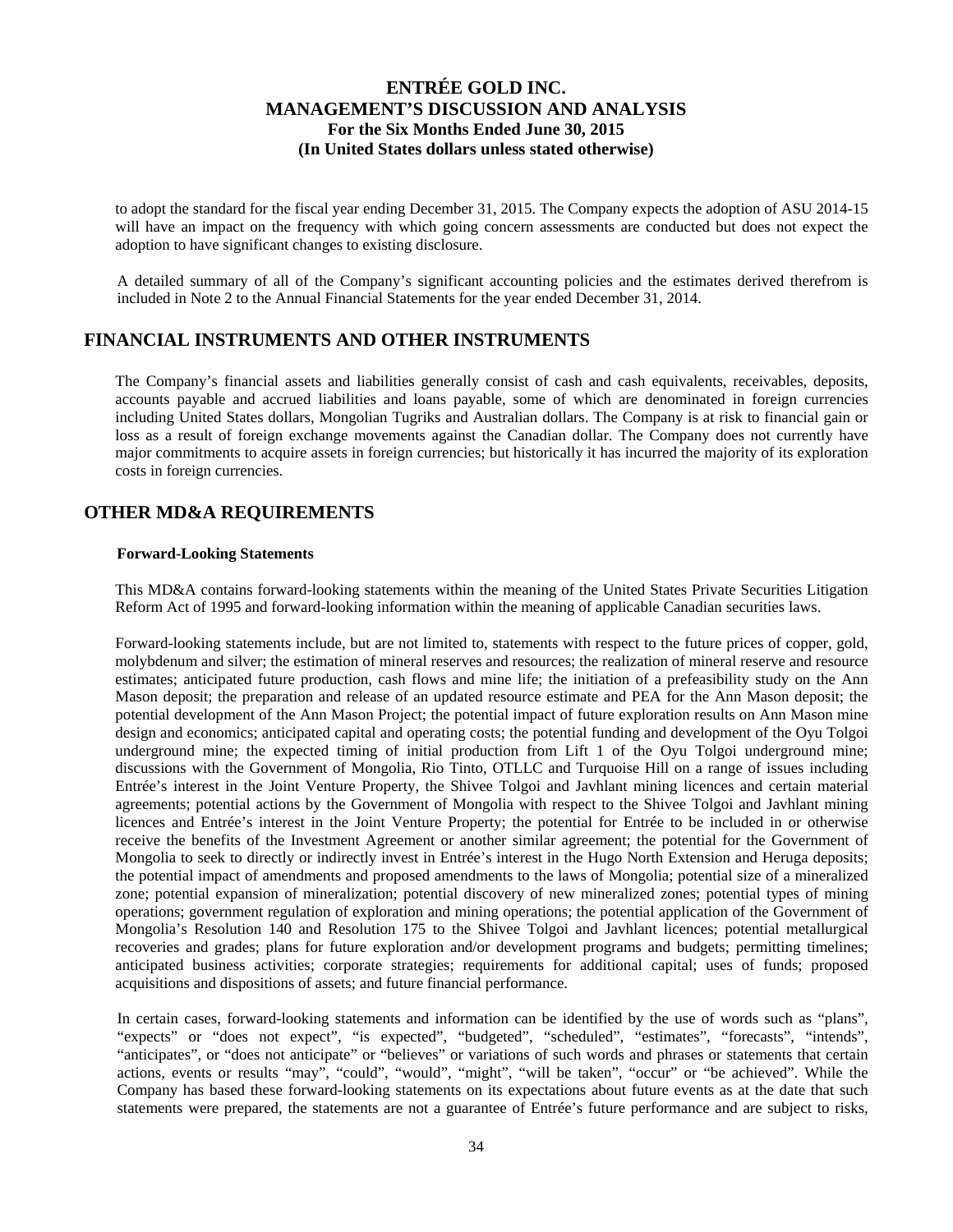to adopt the standard for the fiscal year ending December 31, 2015. The Company expects the adoption of ASU 2014-15 will have an impact on the frequency with which going concern assessments are conducted but does not expect the adoption to have significant changes to existing disclosure.

A detailed summary of all of the Company's significant accounting policies and the estimates derived therefrom is included in Note 2 to the Annual Financial Statements for the year ended December 31, 2014.

## FINANCIAL INSTRUMENTS AND OTHER INSTRUMENTS

The Company's financial assets and liabilities generally consist of cash and cash equivalents, receivables, deposits, accounts payable and accrued liabilities and loans payable, some of which are denominated in foreign currencies including United States dollars, Mongolian Tugriks and Australian dollars. The Company is at risk to financial gain or loss as a result of foreign exchange movements against the Canadian dollar. The Company does not currently have major commitments to acquire assets in foreign currencies; but historically it has incurred the majority of its exploration costs in foreign currencies.

## OTHER MD&A REQUIREMENTS

### Forward-Looking Statements

This MD&A contains forward-looking statements within the meaning of the United States Private Securities Litigation Reform Act of 1995 and forward-looking information within the meaning of applicable Canadian securities laws.

Forward-looking statements include, but are not limited to, statements with respect to the future prices of copper, gold, molybdenum and silver; the estimation of mineral reserves and resources; the realization of mineral reserve and resource estimates; anticipated future production, cash flows and mine life; the initiation of a prefeasibility study on the Ann Mason deposit; the preparation and release of an updated resource estimate and PEA for the Ann Mason deposit; the potential development of the Ann Mason Project; the potential impact of future exploration results on Ann Mason mine design and economics; anticipated capital and operating costs; the potential funding and development of the Oyu Tolgoi underground mine; the expected timing of initial production from Lift 1 of the Oyu Tolgoi underground mine; discussions with the Government of Mongolia, Rio Tinto, OTLLC and Turquoise Hill on a range of issues including Entrée's interest in the Joint Venture Property, the Shivee Tolgoi and Javhlant mining licences and certain material agreements; potential actions by the Government of Mongolia with respect to the Shivee Tolgoi and Javhlant mining licences and Entrée's interest in the Joint Venture Property; the potential for Entrée to be included in or otherwise receive the benefits of the Investment Agreement or another similar agreement; the potential for the Government of Mongolia to seek to directly or indirectly invest in Entrée's interest in the Hugo North Extension and Heruga deposits; the potential impact of amendments and proposed amendments to the laws of Mongolia; potential size of a mineralized zone; potential expansion of mineralization; potential discovery of new mineralized zones; potential types of mining operations; government regulation of exploration and mining operations; the potential application of the Government of Mongolia's Resolution 140 and Resolution 175 to the Shivee Tolgoi and Javhlant licences; potential metallurgical recoveries and grades; plans for future exploration and/or development programs and budgets; permitting timelines; anticipated business activities; corporate strategies; requirements for additional capital; uses of funds; proposed acquisitions and dispositions of assets; and future financial performance.

In certain cases, forward-looking statements and information can be identified by the use of words such as "plans", "expects" or "does not expect", "is expected", "budgeted", "scheduled", "estimates", "forecasts", "intends", "anticipates", or "does not anticipate" or "believes" or variations of such words and phrases or statements that certain actions, events or results "may", "could", "would", "might", "will be taken", "occur" or "be achieved". While the Company has based these forward-looking statements on its expectations about future events as at the date that such statements were prepared, the statements are not a guarantee of Entrée's future performance and are subject to risks,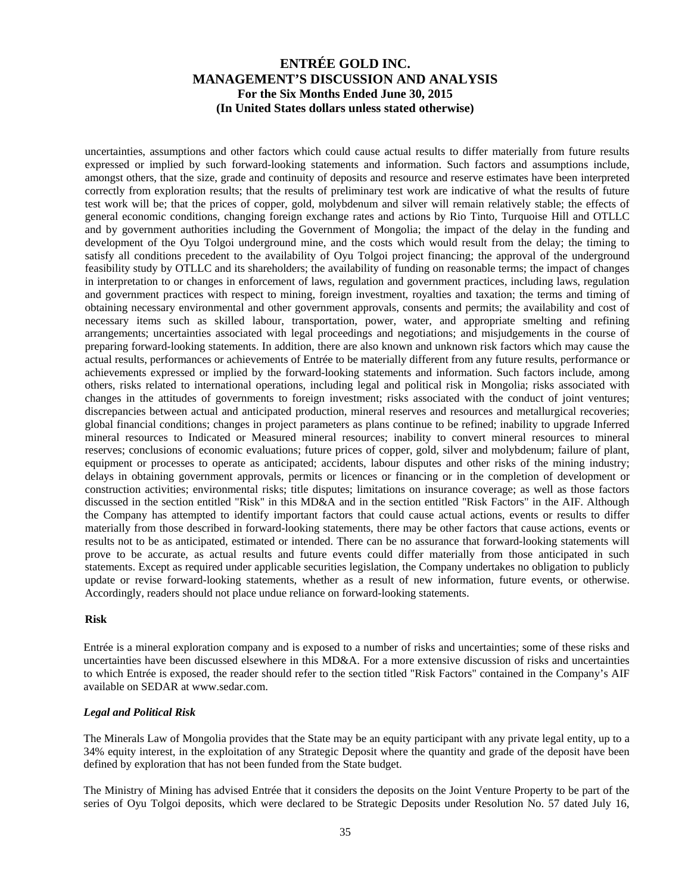uncertainties, assumptions and other factors which could cause actual results to differ materially from future results expressed or implied by such forward-looking statements and information. Such factors and assumptions include, amongst others, that the size, grade and continuity of deposits and resource and reserve estimates have been interpreted correctly from exploration results; that the results of preliminary test work are indicative of what the results of future test work will be; that the prices of copper, gold, molybdenum and silver will remain relatively stable; the effects of general economic conditions, changing foreign exchange rates and actions by Rio Tinto, Turquoise Hill and OTLLC and by government authorities including the Government of Mongolia; the impact of the delay in the funding and development of the Oyu Tolgoi underground mine, and the costs which would result from the delay; the timing to satisfy all conditions precedent to the availability of Oyu Tolgoi project financing; the approval of the underground feasibility study by OTLLC and its shareholders; the availability of funding on reasonable terms; the impact of changes in interpretation to or changes in enforcement of laws, regulation and government practices, including laws, regulation and government practices with respect to mining, foreign investment, royalties and taxation; the terms and timing of obtaining necessary environmental and other government approvals, consents and permits; the availability and cost of necessary items such as skilled labour, transportation, power, water, and appropriate smelting and refining arrangements; uncertainties associated with legal proceedings and negotiations; and misjudgements in the course of preparing forward-looking statements. In addition, there are also known and unknown risk factors which may cause the actual results, performances or achievements of Entrée to be materially different from any future results, performance or achievements expressed or implied by the forward-looking statements and information. Such factors include, among others, risks related to international operations, including legal and political risk in Mongolia; risks associated with changes in the attitudes of governments to foreign investment; risks associated with the conduct of joint ventures; discrepancies between actual and anticipated production, mineral reserves and resources and metallurgical recoveries; global financial conditions; changes in project parameters as plans continue to be refined; inability to upgrade Inferred mineral resources to Indicated or Measured mineral resources; inability to convert mineral resources to mineral reserves; conclusions of economic evaluations; future prices of copper, gold, silver and molybdenum; failure of plant, equipment or processes to operate as anticipated; accidents, labour disputes and other risks of the mining industry; delays in obtaining government approvals, permits or licences or financing or in the completion of development or construction activities; environmental risks; title disputes; limitations on insurance coverage; as well as those factors discussed in the section entitled "Risk" in this MD&A and in the section entitled "Risk Factors" in the AIF. Although the Company has attempted to identify important factors that could cause actual actions, events or results to differ materially from those described in forward-looking statements, there may be other factors that cause actions, events or results not to be as anticipated, estimated or intended. There can be no assurance that forward-looking statements will prove to be accurate, as actual results and future events could differ materially from those anticipated in such statements. Except as required under applicable securities legislation, the Company undertakes no obligation to publicly update or revise forward-looking statements, whether as a result of new information, future events, or otherwise. Accordingly, readers should not place undue reliance on forward-looking statements.

## Risk

Entrée is a mineral exploration company and is exposed to a number of risks and uncertainties; some of these risks and uncertainties have been discussed elsewhere in this MD&A. For a more extensive discussion of risks and uncertainties to which Entrée is exposed, the reader should refer to the section titled "Risk Factors" contained in the Company's AIF available on SEDAR at www.sedar.com.

### *Legal and Political Risk*

The Minerals Law of Mongolia provides that the State may be an equity participant with any private legal entity, up to a 34% equity interest, in the exploitation of any Strategic Deposit where the quantity and grade of the deposit have been defined by exploration that has not been funded from the State budget.

The Ministry of Mining has advised Entrée that it considers the deposits on the Joint Venture Property to be part of the series of Oyu Tolgoi deposits, which were declared to be Strategic Deposits under Resolution No. 57 dated July 16,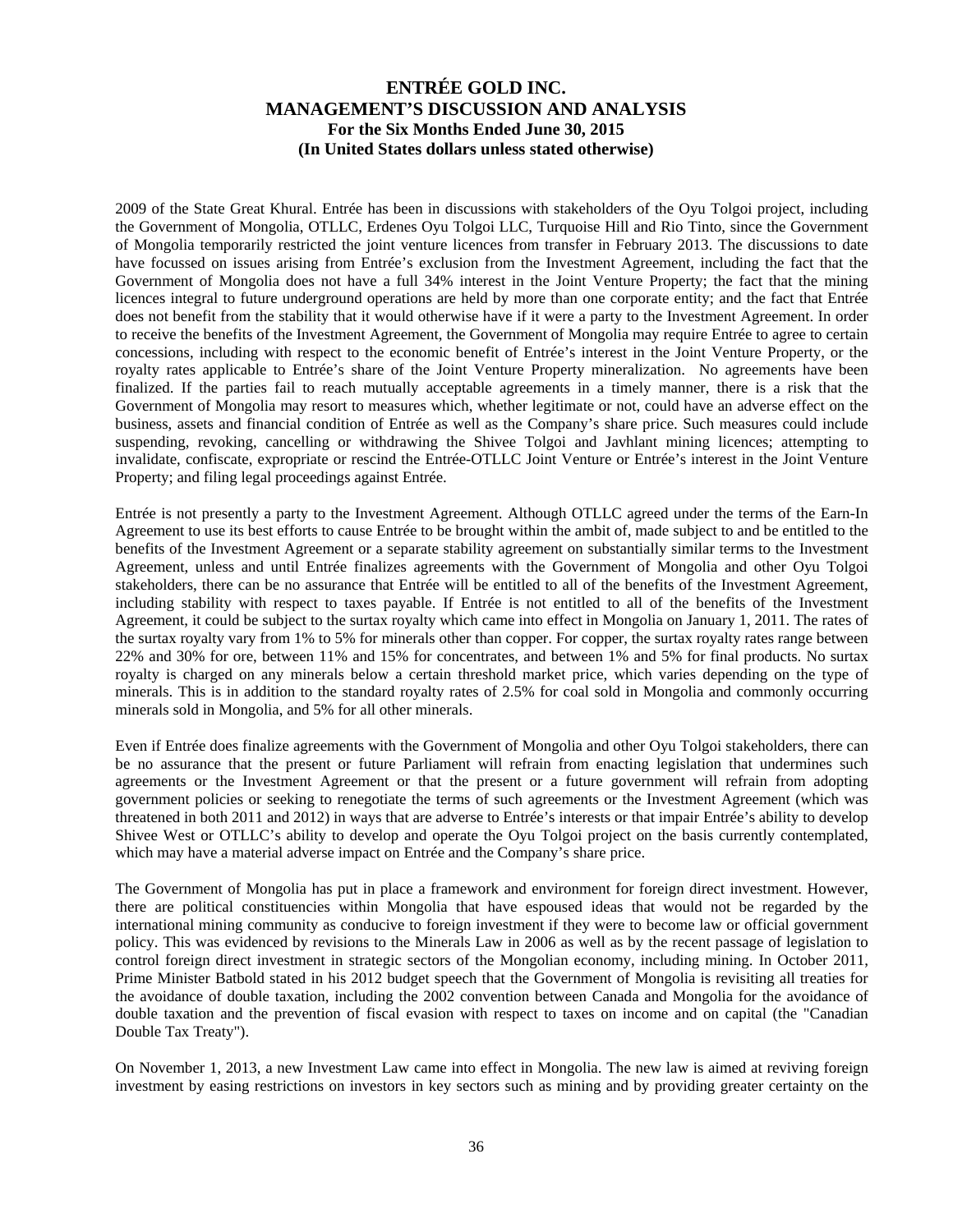2009 of the State Great Khural. Entrée has been in discussions with stakeholders of the Oyu Tolgoi project, including the Government of Mongolia, OTLLC, Erdenes Oyu Tolgoi LLC, Turquoise Hill and Rio Tinto, since the Government of Mongolia temporarily restricted the joint venture licences from transfer in February 2013. The discussions to date have focussed on issues arising from Entrée's exclusion from the Investment Agreement, including the fact that the Government of Mongolia does not have a full 34% interest in the Joint Venture Property; the fact that the mining licences integral to future underground operations are held by more than one corporate entity; and the fact that Entrée does not benefit from the stability that it would otherwise have if it were a party to the Investment Agreement. In order to receive the benefits of the Investment Agreement, the Government of Mongolia may require Entrée to agree to certain concessions, including with respect to the economic benefit of Entrée's interest in the Joint Venture Property, or the royalty rates applicable to Entrée's share of the Joint Venture Property mineralization. No agreements have been finalized. If the parties fail to reach mutually acceptable agreements in a timely manner, there is a risk that the Government of Mongolia may resort to measures which, whether legitimate or not, could have an adverse effect on the business, assets and financial condition of Entrée as well as the Company's share price. Such measures could include suspending, revoking, cancelling or withdrawing the Shivee Tolgoi and Javhlant mining licences; attempting to invalidate, confiscate, expropriate or rescind the Entrée-OTLLC Joint Venture or Entrée's interest in the Joint Venture Property; and filing legal proceedings against Entrée.

Entrée is not presently a party to the Investment Agreement. Although OTLLC agreed under the terms of the Earn-In Agreement to use its best efforts to cause Entrée to be brought within the ambit of, made subject to and be entitled to the benefits of the Investment Agreement or a separate stability agreement on substantially similar terms to the Investment Agreement, unless and until Entrée finalizes agreements with the Government of Mongolia and other Oyu Tolgoi stakeholders, there can be no assurance that Entrée will be entitled to all of the benefits of the Investment Agreement, including stability with respect to taxes payable. If Entrée is not entitled to all of the benefits of the Investment Agreement, it could be subject to the surtax royalty which came into effect in Mongolia on January 1, 2011. The rates of the surtax royalty vary from 1% to 5% for minerals other than copper. For copper, the surtax royalty rates range between 22% and 30% for ore, between 11% and 15% for concentrates, and between 1% and 5% for final products. No surtax royalty is charged on any minerals below a certain threshold market price, which varies depending on the type of minerals. This is in addition to the standard royalty rates of 2.5% for coal sold in Mongolia and commonly occurring minerals sold in Mongolia, and 5% for all other minerals.

Even if Entrée does finalize agreements with the Government of Mongolia and other Oyu Tolgoi stakeholders, there can be no assurance that the present or future Parliament will refrain from enacting legislation that undermines such agreements or the Investment Agreement or that the present or a future government will refrain from adopting government policies or seeking to renegotiate the terms of such agreements or the Investment Agreement (which was threatened in both 2011 and 2012) in ways that are adverse to Entrée's interests or that impair Entrée's ability to develop Shivee West or OTLLC's ability to develop and operate the Oyu Tolgoi project on the basis currently contemplated, which may have a material adverse impact on Entrée and the Company's share price.

The Government of Mongolia has put in place a framework and environment for foreign direct investment. However, there are political constituencies within Mongolia that have espoused ideas that would not be regarded by the international mining community as conducive to foreign investment if they were to become law or official government policy. This was evidenced by revisions to the Minerals Law in 2006 as well as by the recent passage of legislation to control foreign direct investment in strategic sectors of the Mongolian economy, including mining. In October 2011, Prime Minister Batbold stated in his 2012 budget speech that the Government of Mongolia is revisiting all treaties for the avoidance of double taxation, including the 2002 convention between Canada and Mongolia for the avoidance of double taxation and the prevention of fiscal evasion with respect to taxes on income and on capital (the "Canadian Double Tax Treaty").

On November 1, 2013, a new Investment Law came into effect in Mongolia. The new law is aimed at reviving foreign investment by easing restrictions on investors in key sectors such as mining and by providing greater certainty on the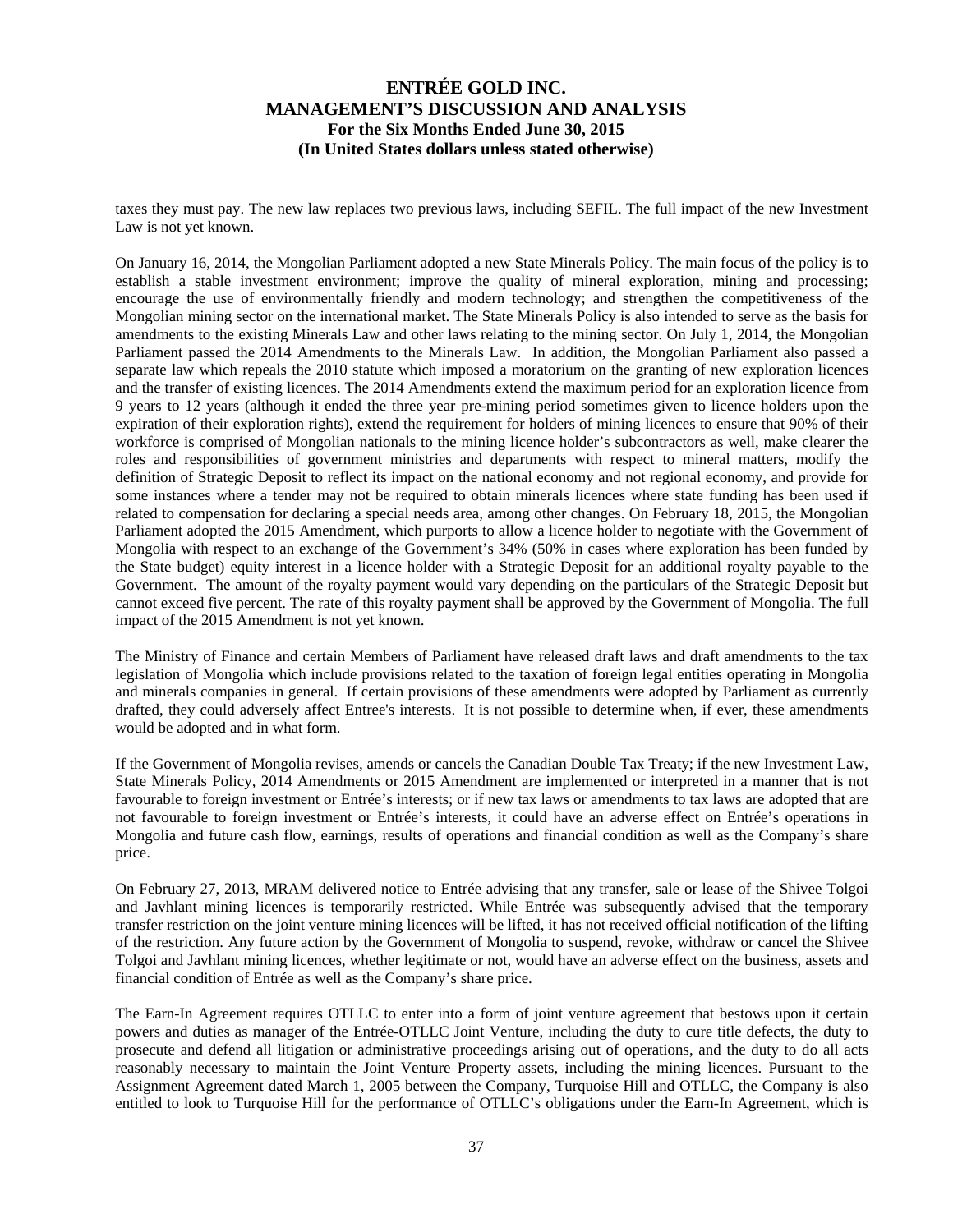taxes they must pay. The new law replaces two previous laws, including SEFIL. The full impact of the new Investment Law is not yet known.

On January 16, 2014, the Mongolian Parliament adopted a new State Minerals Policy. The main focus of the policy is to establish a stable investment environment; improve the quality of mineral exploration, mining and processing; encourage the use of environmentally friendly and modern technology; and strengthen the competitiveness of the Mongolian mining sector on the international market. The State Minerals Policy is also intended to serve as the basis for amendments to the existing Minerals Law and other laws relating to the mining sector. On July 1, 2014, the Mongolian Parliament passed the 2014 Amendments to the Minerals Law. In addition, the Mongolian Parliament also passed a separate law which repeals the 2010 statute which imposed a moratorium on the granting of new exploration licences and the transfer of existing licences. The 2014 Amendments extend the maximum period for an exploration licence from 9 years to 12 years (although it ended the three year pre-mining period sometimes given to licence holders upon the expiration of their exploration rights), extend the requirement for holders of mining licences to ensure that 90% of their workforce is comprised of Mongolian nationals to the mining licence holder's subcontractors as well, make clearer the roles and responsibilities of government ministries and departments with respect to mineral matters, modify the definition of Strategic Deposit to reflect its impact on the national economy and not regional economy, and provide for some instances where a tender may not be required to obtain minerals licences where state funding has been used if related to compensation for declaring a special needs area, among other changes. On February 18, 2015, the Mongolian Parliament adopted the 2015 Amendment, which purports to allow a licence holder to negotiate with the Government of Mongolia with respect to an exchange of the Government's 34% (50% in cases where exploration has been funded by the State budget) equity interest in a licence holder with a Strategic Deposit for an additional royalty payable to the Government. The amount of the royalty payment would vary depending on the particulars of the Strategic Deposit but cannot exceed five percent. The rate of this royalty payment shall be approved by the Government of Mongolia. The full impact of the 2015 Amendment is not yet known.

The Ministry of Finance and certain Members of Parliament have released draft laws and draft amendments to the tax legislation of Mongolia which include provisions related to the taxation of foreign legal entities operating in Mongolia and minerals companies in general. If certain provisions of these amendments were adopted by Parliament as currently drafted, they could adversely affect Entree's interests. It is not possible to determine when, if ever, these amendments would be adopted and in what form.

If the Government of Mongolia revises, amends or cancels the Canadian Double Tax Treaty; if the new Investment Law, State Minerals Policy, 2014 Amendments or 2015 Amendment are implemented or interpreted in a manner that is not favourable to foreign investment or Entrée's interests; or if new tax laws or amendments to tax laws are adopted that are not favourable to foreign investment or Entrée's interests, it could have an adverse effect on Entrée's operations in Mongolia and future cash flow, earnings, results of operations and financial condition as well as the Company's share price.

On February 27, 2013, MRAM delivered notice to Entrée advising that any transfer, sale or lease of the Shivee Tolgoi and Javhlant mining licences is temporarily restricted. While Entrée was subsequently advised that the temporary transfer restriction on the joint venture mining licences will be lifted, it has not received official notification of the lifting of the restriction. Any future action by the Government of Mongolia to suspend, revoke, withdraw or cancel the Shivee Tolgoi and Javhlant mining licences, whether legitimate or not, would have an adverse effect on the business, assets and financial condition of Entrée as well as the Company's share price.

The Earn-In Agreement requires OTLLC to enter into a form of joint venture agreement that bestows upon it certain powers and duties as manager of the Entrée-OTLLC Joint Venture, including the duty to cure title defects, the duty to prosecute and defend all litigation or administrative proceedings arising out of operations, and the duty to do all acts reasonably necessary to maintain the Joint Venture Property assets, including the mining licences. Pursuant to the Assignment Agreement dated March 1, 2005 between the Company, Turquoise Hill and OTLLC, the Company is also entitled to look to Turquoise Hill for the performance of OTLLC's obligations under the Earn-In Agreement, which is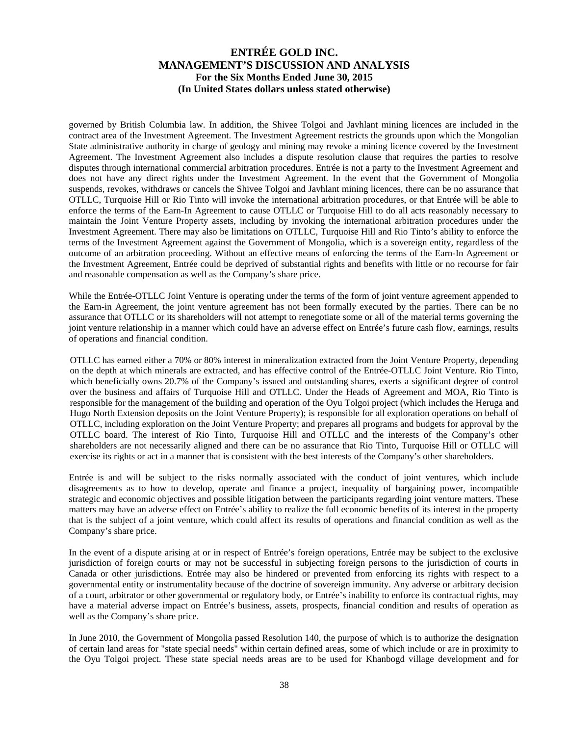governed by British Columbia law. In addition, the Shivee Tolgoi and Javhlant mining licences are included in the contract area of the Investment Agreement. The Investment Agreement restricts the grounds upon which the Mongolian State administrative authority in charge of geology and mining may revoke a mining licence covered by the Investment Agreement. The Investment Agreement also includes a dispute resolution clause that requires the parties to resolve disputes through international commercial arbitration procedures. Entrée is not a party to the Investment Agreement and does not have any direct rights under the Investment Agreement. In the event that the Government of Mongolia suspends, revokes, withdraws or cancels the Shivee Tolgoi and Javhlant mining licences, there can be no assurance that OTLLC, Turquoise Hill or Rio Tinto will invoke the international arbitration procedures, or that Entrée will be able to enforce the terms of the Earn-In Agreement to cause OTLLC or Turquoise Hill to do all acts reasonably necessary to maintain the Joint Venture Property assets, including by invoking the international arbitration procedures under the Investment Agreement. There may also be limitations on OTLLC, Turquoise Hill and Rio Tinto's ability to enforce the terms of the Investment Agreement against the Government of Mongolia, which is a sovereign entity, regardless of the outcome of an arbitration proceeding. Without an effective means of enforcing the terms of the Earn-In Agreement or the Investment Agreement, Entrée could be deprived of substantial rights and benefits with little or no recourse for fair and reasonable compensation as well as the Company's share price.

While the Entrée-OTLLC Joint Venture is operating under the terms of the form of joint venture agreement appended to the Earn-in Agreement, the joint venture agreement has not been formally executed by the parties. There can be no assurance that OTLLC or its shareholders will not attempt to renegotiate some or all of the material terms governing the joint venture relationship in a manner which could have an adverse effect on Entrée's future cash flow, earnings, results of operations and financial condition.

OTLLC has earned either a 70% or 80% interest in mineralization extracted from the Joint Venture Property, depending on the depth at which minerals are extracted, and has effective control of the Entrée-OTLLC Joint Venture. Rio Tinto, which beneficially owns 20.7% of the Company's issued and outstanding shares, exerts a significant degree of control over the business and affairs of Turquoise Hill and OTLLC. Under the Heads of Agreement and MOA, Rio Tinto is responsible for the management of the building and operation of the Oyu Tolgoi project (which includes the Heruga and Hugo North Extension deposits on the Joint Venture Property); is responsible for all exploration operations on behalf of OTLLC, including exploration on the Joint Venture Property; and prepares all programs and budgets for approval by the OTLLC board. The interest of Rio Tinto, Turquoise Hill and OTLLC and the interests of the Company's other shareholders are not necessarily aligned and there can be no assurance that Rio Tinto, Turquoise Hill or OTLLC will exercise its rights or act in a manner that is consistent with the best interests of the Company's other shareholders.

Entrée is and will be subject to the risks normally associated with the conduct of joint ventures, which include disagreements as to how to develop, operate and finance a project, inequality of bargaining power, incompatible strategic and economic objectives and possible litigation between the participants regarding joint venture matters. These matters may have an adverse effect on Entrée's ability to realize the full economic benefits of its interest in the property that is the subject of a joint venture, which could affect its results of operations and financial condition as well as the Company's share price.

In the event of a dispute arising at or in respect of Entrée's foreign operations, Entrée may be subject to the exclusive jurisdiction of foreign courts or may not be successful in subjecting foreign persons to the jurisdiction of courts in Canada or other jurisdictions. Entrée may also be hindered or prevented from enforcing its rights with respect to a governmental entity or instrumentality because of the doctrine of sovereign immunity. Any adverse or arbitrary decision of a court, arbitrator or other governmental or regulatory body, or Entrée's inability to enforce its contractual rights, may have a material adverse impact on Entrée's business, assets, prospects, financial condition and results of operation as well as the Company's share price.

In June 2010, the Government of Mongolia passed Resolution 140, the purpose of which is to authorize the designation of certain land areas for "state special needs" within certain defined areas, some of which include or are in proximity to the Oyu Tolgoi project. These state special needs areas are to be used for Khanbogd village development and for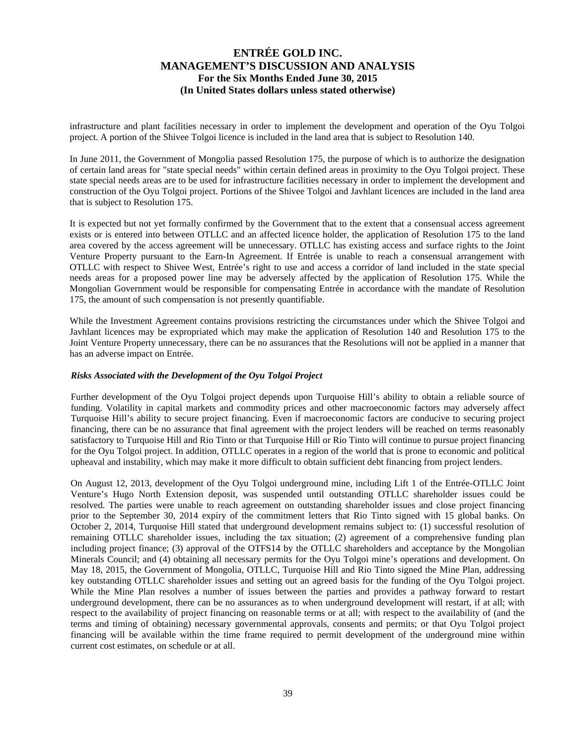infrastructure and plant facilities necessary in order to implement the development and operation of the Oyu Tolgoi project. A portion of the Shivee Tolgoi licence is included in the land area that is subject to Resolution 140.

In June 2011, the Government of Mongolia passed Resolution 175, the purpose of which is to authorize the designation of certain land areas for "state special needs" within certain defined areas in proximity to the Oyu Tolgoi project. These state special needs areas are to be used for infrastructure facilities necessary in order to implement the development and construction of the Oyu Tolgoi project. Portions of the Shivee Tolgoi and Javhlant licences are included in the land area that is subject to Resolution 175.

It is expected but not yet formally confirmed by the Government that to the extent that a consensual access agreement exists or is entered into between OTLLC and an affected licence holder, the application of Resolution 175 to the land area covered by the access agreement will be unnecessary. OTLLC has existing access and surface rights to the Joint Venture Property pursuant to the Earn-In Agreement. If Entrée is unable to reach a consensual arrangement with OTLLC with respect to Shivee West, Entrée's right to use and access a corridor of land included in the state special needs areas for a proposed power line may be adversely affected by the application of Resolution 175. While the Mongolian Government would be responsible for compensating Entrée in accordance with the mandate of Resolution 175, the amount of such compensation is not presently quantifiable.

While the Investment Agreement contains provisions restricting the circumstances under which the Shivee Tolgoi and Javhlant licences may be expropriated which may make the application of Resolution 140 and Resolution 175 to the Joint Venture Property unnecessary, there can be no assurances that the Resolutions will not be applied in a manner that has an adverse impact on Entrée.

***Risks Associated with the Development of the Oyu Tolgoi Project***

Further development of the Oyu Tolgoi project depends upon Turquoise Hill's ability to obtain a reliable source of funding. Volatility in capital markets and commodity prices and other macroeconomic factors may adversely affect Turquoise Hill's ability to secure project financing. Even if macroeconomic factors are conducive to securing project financing, there can be no assurance that final agreement with the project lenders will be reached on terms reasonably satisfactory to Turquoise Hill and Rio Tinto or that Turquoise Hill or Rio Tinto will continue to pursue project financing for the Oyu Tolgoi project. In addition, OTLLC operates in a region of the world that is prone to economic and political upheaval and instability, which may make it more difficult to obtain sufficient debt financing from project lenders.

On August 12, 2013, development of the Oyu Tolgoi underground mine, including Lift 1 of the Entrée-OTLLC Joint Venture's Hugo North Extension deposit, was suspended until outstanding OTLLC shareholder issues could be resolved. The parties were unable to reach agreement on outstanding shareholder issues and close project financing prior to the September 30, 2014 expiry of the commitment letters that Rio Tinto signed with 15 global banks. On October 2, 2014, Turquoise Hill stated that underground development remains subject to: (1) successful resolution of remaining OTLLC shareholder issues, including the tax situation; (2) agreement of a comprehensive funding plan including project finance; (3) approval of the OTFS14 by the OTLLC shareholders and acceptance by the Mongolian Minerals Council; and (4) obtaining all necessary permits for the Oyu Tolgoi mine's operations and development. On May 18, 2015, the Government of Mongolia, OTLLC, Turquoise Hill and Rio Tinto signed the Mine Plan, addressing key outstanding OTLLC shareholder issues and setting out an agreed basis for the funding of the Oyu Tolgoi project. While the Mine Plan resolves a number of issues between the parties and provides a pathway forward to restart underground development, there can be no assurances as to when underground development will restart, if at all; with respect to the availability of project financing on reasonable terms or at all; with respect to the availability of (and the terms and timing of obtaining) necessary governmental approvals, consents and permits; or that Oyu Tolgoi project financing will be available within the time frame required to permit development of the underground mine within current cost estimates, on schedule or at all.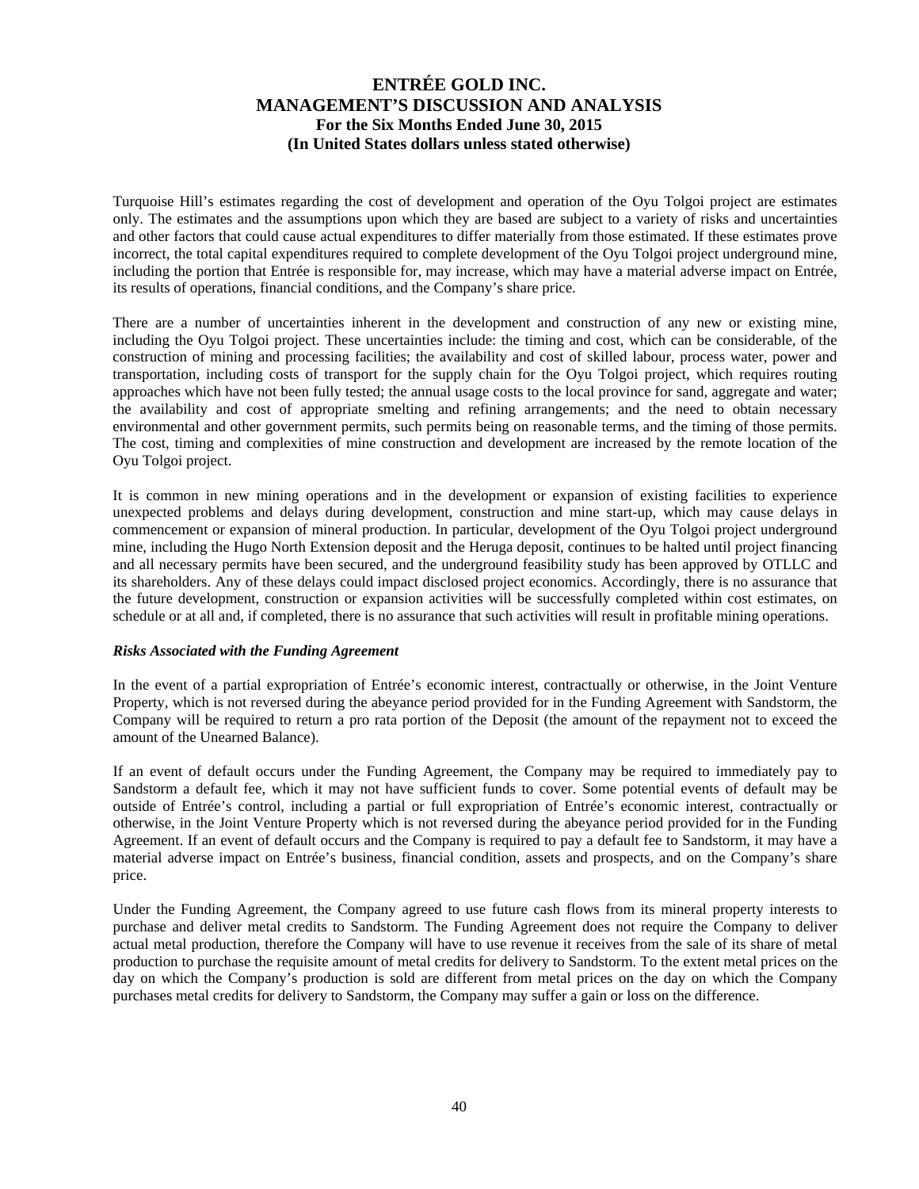Turquoise Hill's estimates regarding the cost of development and operation of the Oyu Tolgoi project are estimates only. The estimates and the assumptions upon which they are based are subject to a variety of risks and uncertainties and other factors that could cause actual expenditures to differ materially from those estimated. If these estimates prove incorrect, the total capital expenditures required to complete development of the Oyu Tolgoi project underground mine, including the portion that Entrée is responsible for, may increase, which may have a material adverse impact on Entrée, its results of operations, financial conditions, and the Company's share price.

There are a number of uncertainties inherent in the development and construction of any new or existing mine, including the Oyu Tolgoi project. These uncertainties include: the timing and cost, which can be considerable, of the construction of mining and processing facilities; the availability and cost of skilled labour, process water, power and transportation, including costs of transport for the supply chain for the Oyu Tolgoi project, which requires routing approaches which have not been fully tested; the annual usage costs to the local province for sand, aggregate and water; the availability and cost of appropriate smelting and refining arrangements; and the need to obtain necessary environmental and other government permits, such permits being on reasonable terms, and the timing of those permits. The cost, timing and complexities of mine construction and development are increased by the remote location of the Oyu Tolgoi project.

It is common in new mining operations and in the development or expansion of existing facilities to experience unexpected problems and delays during development, construction and mine start-up, which may cause delays in commencement or expansion of mineral production. In particular, development of the Oyu Tolgoi project underground mine, including the Hugo North Extension deposit and the Heruga deposit, continues to be halted until project financing and all necessary permits have been secured, and the underground feasibility study has been approved by OTLLC and its shareholders. Any of these delays could impact disclosed project economics. Accordingly, there is no assurance that the future development, construction or expansion activities will be successfully completed within cost estimates, on schedule or at all and, if completed, there is no assurance that such activities will result in profitable mining operations.

***Risks Associated with the Funding Agreement***

In the event of a partial expropriation of Entrée's economic interest, contractually or otherwise, in the Joint Venture Property, which is not reversed during the abeyance period provided for in the Funding Agreement with Sandstorm, the Company will be required to return a pro rata portion of the Deposit (the amount of the repayment not to exceed the amount of the Unearned Balance).

If an event of default occurs under the Funding Agreement, the Company may be required to immediately pay to Sandstorm a default fee, which it may not have sufficient funds to cover. Some potential events of default may be outside of Entrée's control, including a partial or full expropriation of Entrée's economic interest, contractually or otherwise, in the Joint Venture Property which is not reversed during the abeyance period provided for in the Funding Agreement. If an event of default occurs and the Company is required to pay a default fee to Sandstorm, it may have a material adverse impact on Entrée's business, financial condition, assets and prospects, and on the Company's share price.

Under the Funding Agreement, the Company agreed to use future cash flows from its mineral property interests to purchase and deliver metal credits to Sandstorm. The Funding Agreement does not require the Company to deliver actual metal production, therefore the Company will have to use revenue it receives from the sale of its share of metal production to purchase the requisite amount of metal credits for delivery to Sandstorm. To the extent metal prices on the day on which the Company's production is sold are different from metal prices on the day on which the Company purchases metal credits for delivery to Sandstorm, the Company may suffer a gain or loss on the difference.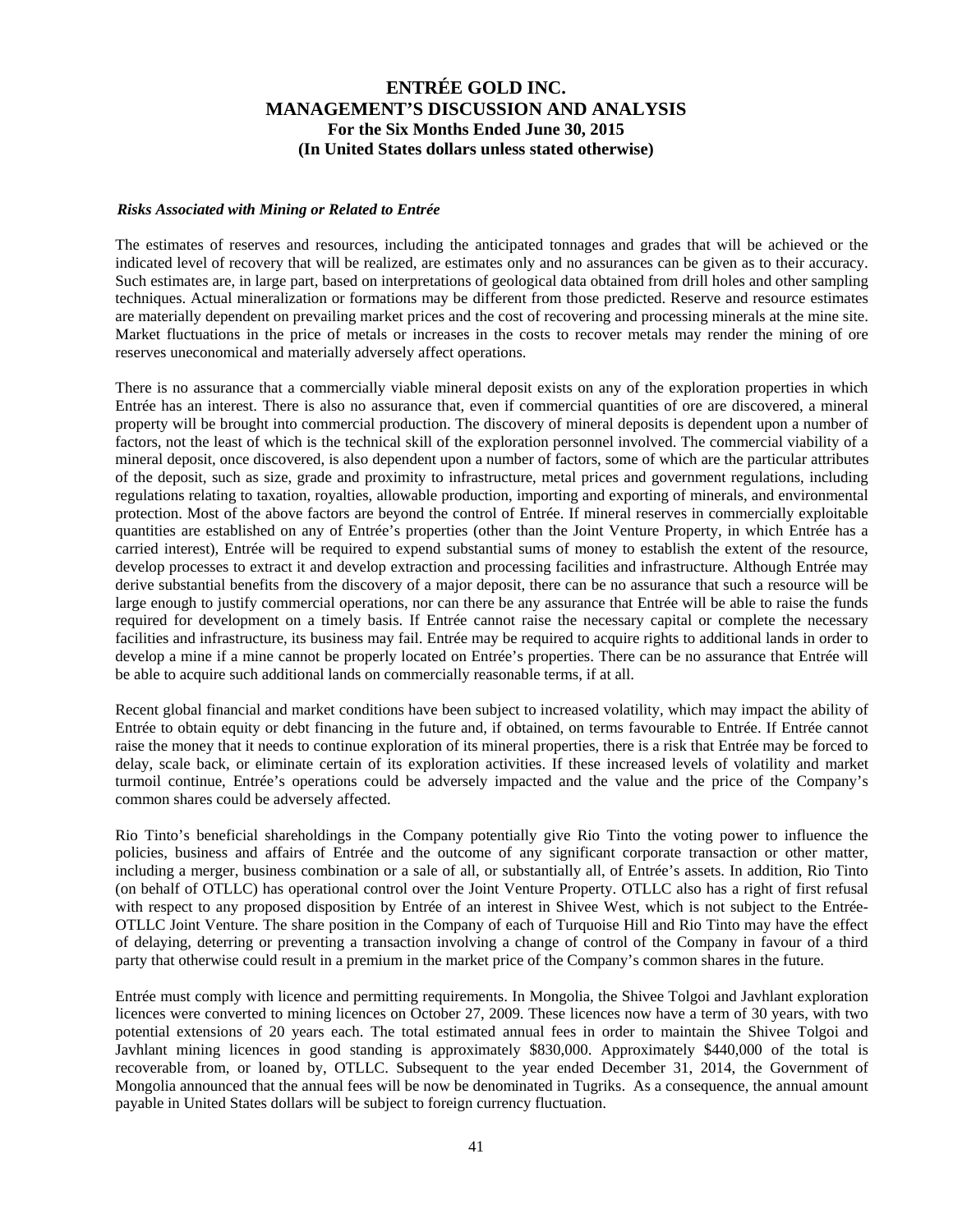*Risks Associated with Mining or Related to Entrée*

The estimates of reserves and resources, including the anticipated tonnages and grades that will be achieved or the indicated level of recovery that will be realized, are estimates only and no assurances can be given as to their accuracy. Such estimates are, in large part, based on interpretations of geological data obtained from drill holes and other sampling techniques. Actual mineralization or formations may be different from those predicted. Reserve and resource estimates are materially dependent on prevailing market prices and the cost of recovering and processing minerals at the mine site. Market fluctuations in the price of metals or increases in the costs to recover metals may render the mining of ore reserves uneconomical and materially adversely affect operations.

There is no assurance that a commercially viable mineral deposit exists on any of the exploration properties in which Entrée has an interest. There is also no assurance that, even if commercial quantities of ore are discovered, a mineral property will be brought into commercial production. The discovery of mineral deposits is dependent upon a number of factors, not the least of which is the technical skill of the exploration personnel involved. The commercial viability of a mineral deposit, once discovered, is also dependent upon a number of factors, some of which are the particular attributes of the deposit, such as size, grade and proximity to infrastructure, metal prices and government regulations, including regulations relating to taxation, royalties, allowable production, importing and exporting of minerals, and environmental protection. Most of the above factors are beyond the control of Entrée. If mineral reserves in commercially exploitable quantities are established on any of Entrée's properties (other than the Joint Venture Property, in which Entrée has a carried interest), Entrée will be required to expend substantial sums of money to establish the extent of the resource, develop processes to extract it and develop extraction and processing facilities and infrastructure. Although Entrée may derive substantial benefits from the discovery of a major deposit, there can be no assurance that such a resource will be large enough to justify commercial operations, nor can there be any assurance that Entrée will be able to raise the funds required for development on a timely basis. If Entrée cannot raise the necessary capital or complete the necessary facilities and infrastructure, its business may fail. Entrée may be required to acquire rights to additional lands in order to develop a mine if a mine cannot be properly located on Entrée's properties. There can be no assurance that Entrée will be able to acquire such additional lands on commercially reasonable terms, if at all.

Recent global financial and market conditions have been subject to increased volatility, which may impact the ability of Entrée to obtain equity or debt financing in the future and, if obtained, on terms favourable to Entrée. If Entrée cannot raise the money that it needs to continue exploration of its mineral properties, there is a risk that Entrée may be forced to delay, scale back, or eliminate certain of its exploration activities. If these increased levels of volatility and market turmoil continue, Entrée's operations could be adversely impacted and the value and the price of the Company's common shares could be adversely affected.

Rio Tinto's beneficial shareholdings in the Company potentially give Rio Tinto the voting power to influence the policies, business and affairs of Entrée and the outcome of any significant corporate transaction or other matter, including a merger, business combination or a sale of all, or substantially all, of Entrée's assets. In addition, Rio Tinto (on behalf of OTLLC) has operational control over the Joint Venture Property. OTLLC also has a right of first refusal with respect to any proposed disposition by Entrée of an interest in Shivee West, which is not subject to the Entrée-OTLLC Joint Venture. The share position in the Company of each of Turquoise Hill and Rio Tinto may have the effect of delaying, deterring or preventing a transaction involving a change of control of the Company in favour of a third party that otherwise could result in a premium in the market price of the Company's common shares in the future.

Entrée must comply with licence and permitting requirements. In Mongolia, the Shivee Tolgoi and Javhlant exploration licences were converted to mining licences on October 27, 2009. These licences now have a term of 30 years, with two potential extensions of 20 years each. The total estimated annual fees in order to maintain the Shivee Tolgoi and Javhlant mining licences in good standing is approximately $830,000. Approximately $440,000 of the total is recoverable from, or loaned by, OTLLC. Subsequent to the year ended December 31, 2014, the Government of Mongolia announced that the annual fees will be now be denominated in Tugriks. As a consequence, the annual amount payable in United States dollars will be subject to foreign currency fluctuation.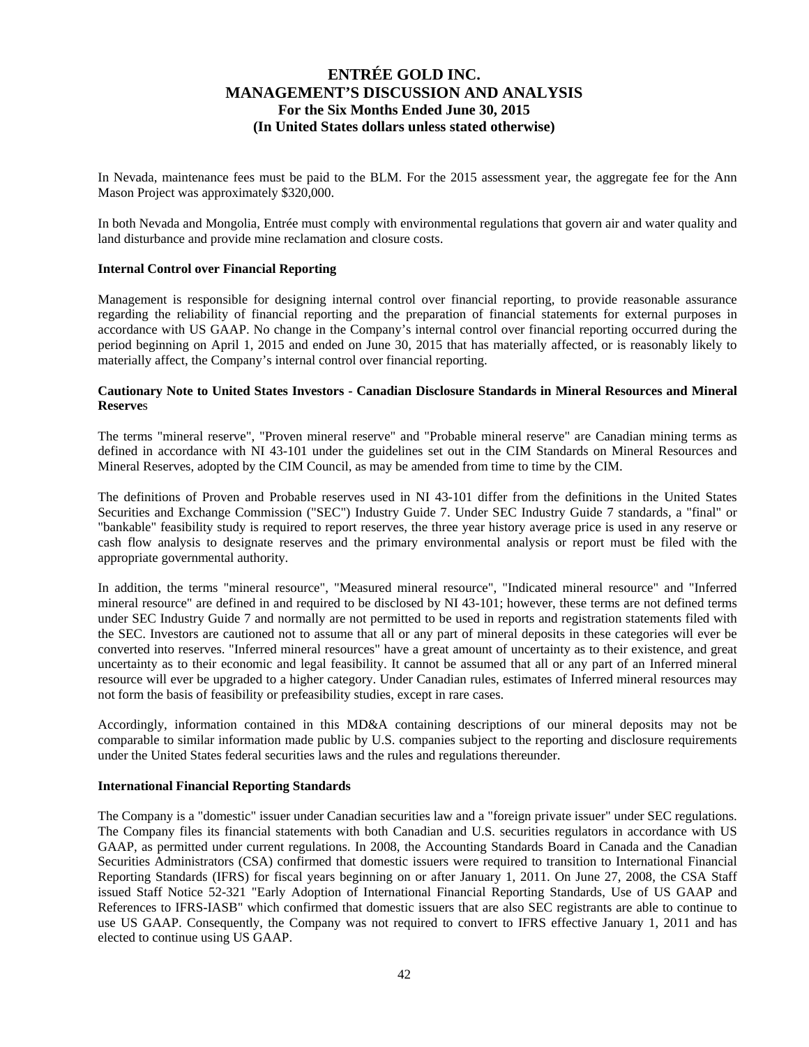In Nevada, maintenance fees must be paid to the BLM. For the 2015 assessment year, the aggregate fee for the Ann Mason Project was approximately $320,000.

In both Nevada and Mongolia, Entrée must comply with environmental regulations that govern air and water quality and land disturbance and provide mine reclamation and closure costs.

**Internal Control over Financial Reporting**

Management is responsible for designing internal control over financial reporting, to provide reasonable assurance regarding the reliability of financial reporting and the preparation of financial statements for external purposes in accordance with US GAAP. No change in the Company's internal control over financial reporting occurred during the period beginning on April 1, 2015 and ended on June 30, 2015 that has materially affected, or is reasonably likely to materially affect, the Company's internal control over financial reporting.

**Cautionary Note to United States Investors - Canadian Disclosure Standards in Mineral Resources and Mineral Reserves**

The terms "mineral reserve", "Proven mineral reserve" and "Probable mineral reserve" are Canadian mining terms as defined in accordance with NI 43-101 under the guidelines set out in the CIM Standards on Mineral Resources and Mineral Reserves, adopted by the CIM Council, as may be amended from time to time by the CIM.

The definitions of Proven and Probable reserves used in NI 43-101 differ from the definitions in the United States Securities and Exchange Commission ("SEC") Industry Guide 7. Under SEC Industry Guide 7 standards, a "final" or "bankable" feasibility study is required to report reserves, the three year history average price is used in any reserve or cash flow analysis to designate reserves and the primary environmental analysis or report must be filed with the appropriate governmental authority.

In addition, the terms "mineral resource", "Measured mineral resource", "Indicated mineral resource" and "Inferred mineral resource" are defined in and required to be disclosed by NI 43-101; however, these terms are not defined terms under SEC Industry Guide 7 and normally are not permitted to be used in reports and registration statements filed with the SEC. Investors are cautioned not to assume that all or any part of mineral deposits in these categories will ever be converted into reserves. "Inferred mineral resources" have a great amount of uncertainty as to their existence, and great uncertainty as to their economic and legal feasibility. It cannot be assumed that all or any part of an Inferred mineral resource will ever be upgraded to a higher category. Under Canadian rules, estimates of Inferred mineral resources may not form the basis of feasibility or prefeasibility studies, except in rare cases.

Accordingly, information contained in this MD&A containing descriptions of our mineral deposits may not be comparable to similar information made public by U.S. companies subject to the reporting and disclosure requirements under the United States federal securities laws and the rules and regulations thereunder.

**International Financial Reporting Standards**

The Company is a "domestic" issuer under Canadian securities law and a "foreign private issuer" under SEC regulations. The Company files its financial statements with both Canadian and U.S. securities regulators in accordance with US GAAP, as permitted under current regulations. In 2008, the Accounting Standards Board in Canada and the Canadian Securities Administrators (CSA) confirmed that domestic issuers were required to transition to International Financial Reporting Standards (IFRS) for fiscal years beginning on or after January 1, 2011. On June 27, 2008, the CSA Staff issued Staff Notice 52-321 "Early Adoption of International Financial Reporting Standards, Use of US GAAP and References to IFRS-IASB" which confirmed that domestic issuers that are also SEC registrants are able to continue to use US GAAP. Consequently, the Company was not required to convert to IFRS effective January 1, 2011 and has elected to continue using US GAAP.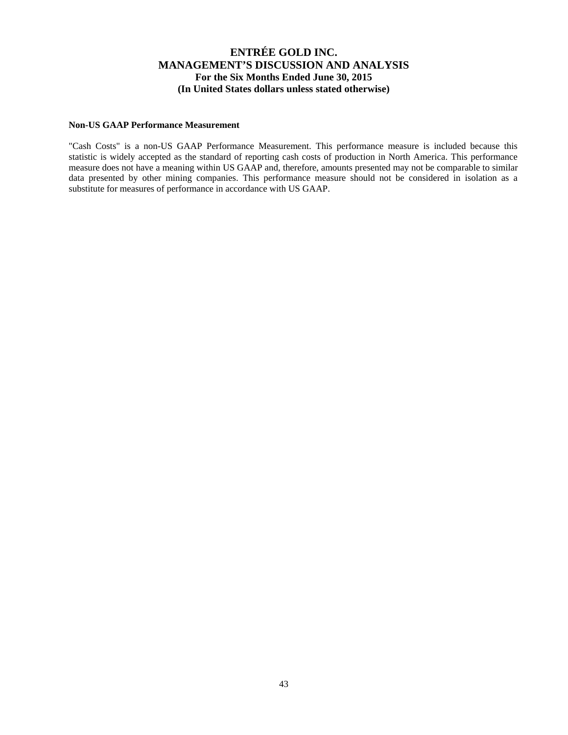**Non-US GAAP Performance Measurement**

"Cash Costs" is a non-US GAAP Performance Measurement. This performance measure is included because this statistic is widely accepted as the standard of reporting cash costs of production in North America. This performance measure does not have a meaning within US GAAP and, therefore, amounts presented may not be comparable to similar data presented by other mining companies. This performance measure should not be considered in isolation as a substitute for measures of performance in accordance with US GAAP.